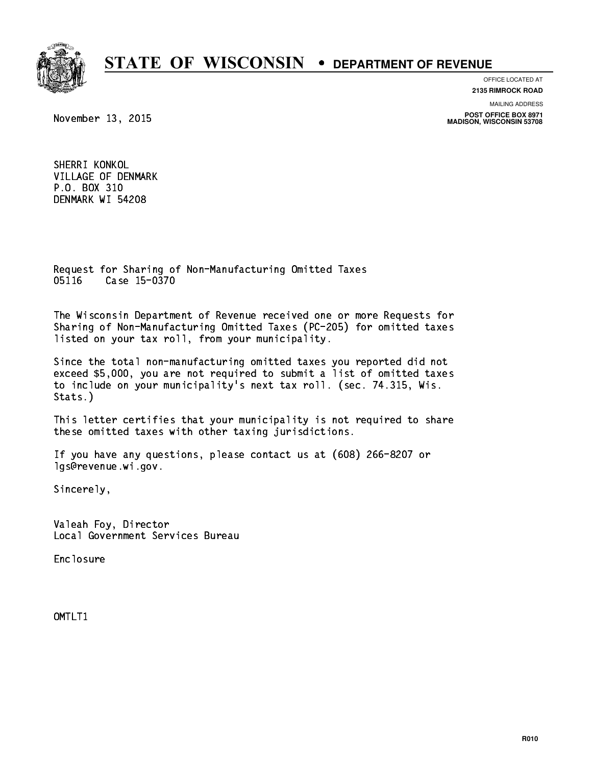# STATE OF WISCONSIN • DEPARTMENT OF REVENUE

OFFICE LOCATED AT
**2135 RIMROCK ROAD**

MAILING ADDRESS
**POST OFFICE BOX 8971**
**MADISON, WISCONSIN 53708**

November 13, 2015

SHERRI KONKOL
VILLAGE OF DENMARK
P.O. BOX 310
DENMARK WI 54208

Request for Sharing of Non-Manufacturing Omitted Taxes
05116 Case 15-0370

The Wisconsin Department of Revenue received one or more Requests for Sharing of Non-Manufacturing Omitted Taxes (PC-205) for omitted taxes listed on your tax roll, from your municipality.

Since the total non-manufacturing omitted taxes you reported did not exceed $5,000, you are not required to submit a list of omitted taxes to include on your municipality's next tax roll. (sec. 74.315, Wis. Stats.)

This letter certifies that your municipality is not required to share these omitted taxes with other taxing jurisdictions.

If you have any questions, please contact us at (608) 266-8207 or lgs@revenue.wi.gov.

Sincerely,

Valeah Foy, Director
Local Government Services Bureau

Enclosure

OMTLT1

R010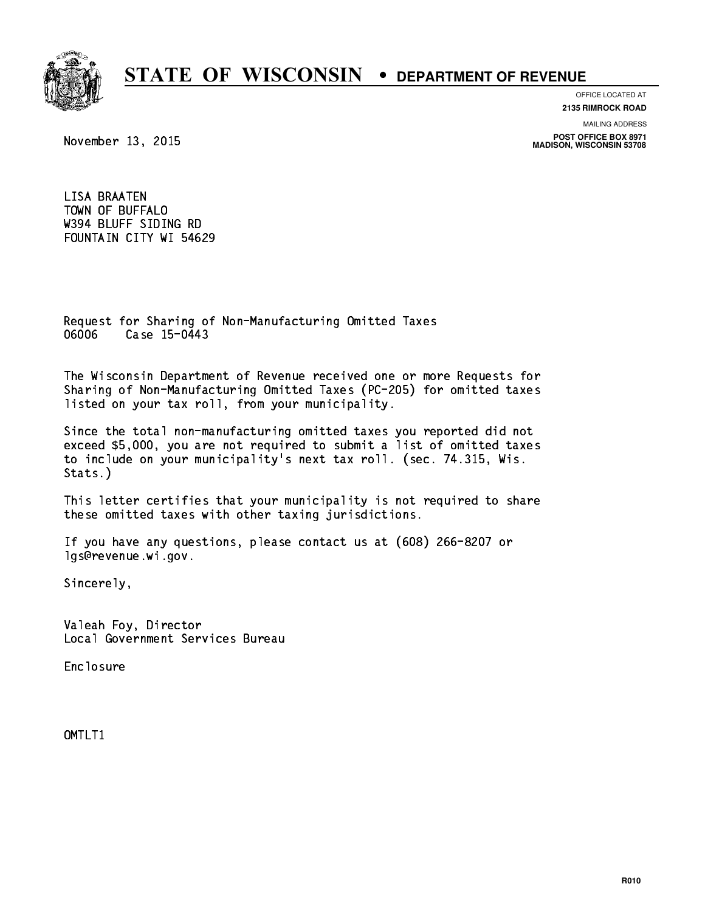# STATE OF WISCONSIN • DEPARTMENT OF REVENUE

OFFICE LOCATED AT
**2135 RIMROCK ROAD**

MAILING ADDRESS
**POST OFFICE BOX 8971**
**MADISON, WISCONSIN 53708**

November 13, 2015

LISA BRAATEN
TOWN OF BUFFALO
W394 BLUFF SIDING RD
FOUNTAIN CITY WI 54629

Request for Sharing of Non-Manufacturing Omitted Taxes
06006 Case 15-0443

The Wisconsin Department of Revenue received one or more Requests for Sharing of Non-Manufacturing Omitted Taxes (PC-205) for omitted taxes listed on your tax roll, from your municipality.

Since the total non-manufacturing omitted taxes you reported did not exceed $5,000, you are not required to submit a list of omitted taxes to include on your municipality's next tax roll. (sec. 74.315, Wis. Stats.)

This letter certifies that your municipality is not required to share these omitted taxes with other taxing jurisdictions.

If you have any questions, please contact us at (608) 266-8207 or lgs@revenue.wi.gov.

Sincerely,

Valeah Foy, Director
Local Government Services Bureau

Enclosure

OMTLT1

R010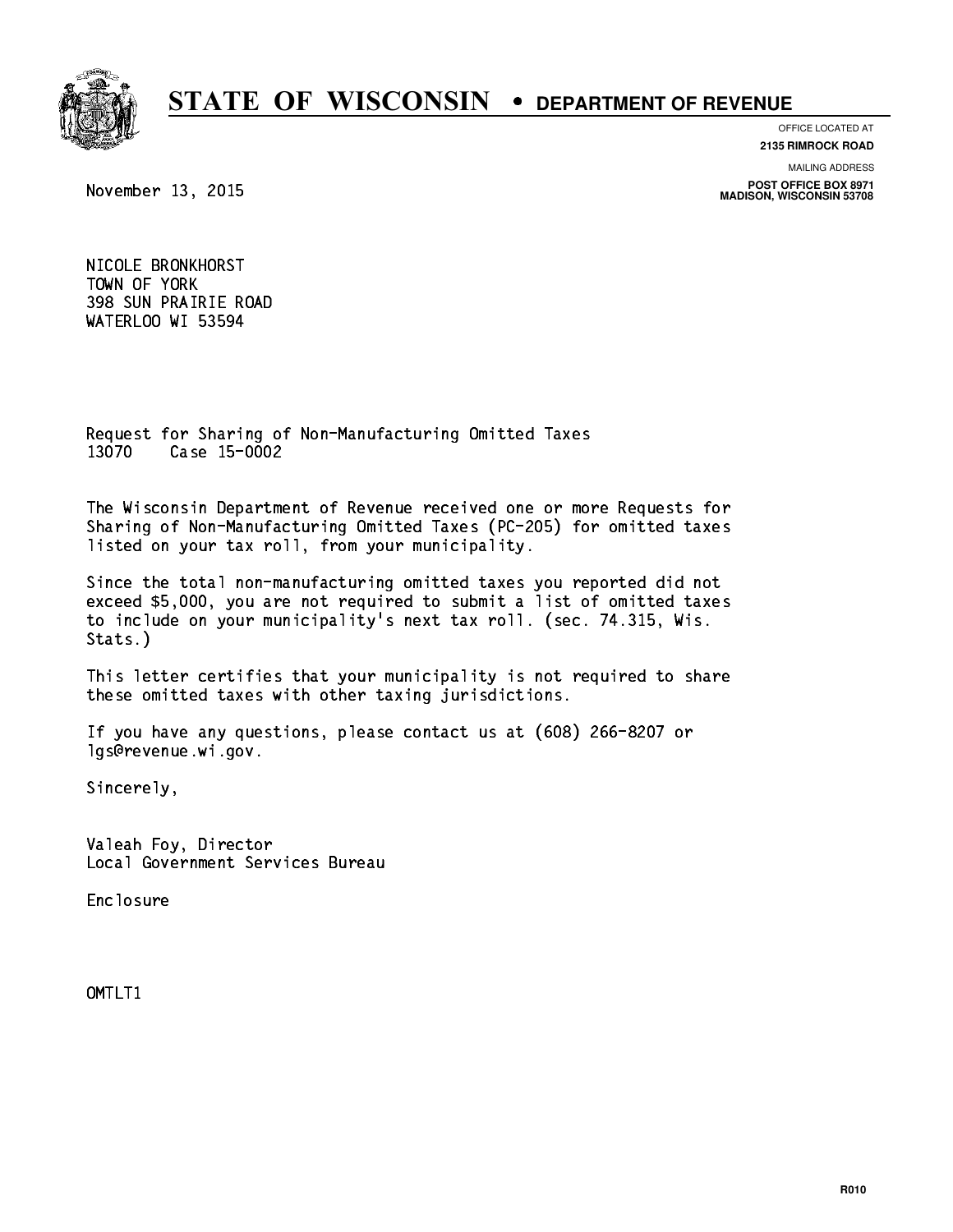# STATE OF WISCONSIN • DEPARTMENT OF REVENUE

OFFICE LOCATED AT
**2135 RIMROCK ROAD**

MAILING ADDRESS
**POST OFFICE BOX 8971**
**MADISON, WISCONSIN 53708**

November 13, 2015

NICOLE BRONKHORST
TOWN OF YORK
398 SUN PRAIRIE ROAD
WATERLOO WI 53594

Request for Sharing of Non-Manufacturing Omitted Taxes
13070 Case 15-0002

The Wisconsin Department of Revenue received one or more Requests for Sharing of Non-Manufacturing Omitted Taxes (PC-205) for omitted taxes listed on your tax roll, from your municipality.

Since the total non-manufacturing omitted taxes you reported did not exceed $5,000, you are not required to submit a list of omitted taxes to include on your municipality's next tax roll. (sec. 74.315, Wis. Stats.)

This letter certifies that your municipality is not required to share these omitted taxes with other taxing jurisdictions.

If you have any questions, please contact us at (608) 266-8207 or lgs@revenue.wi.gov.

Sincerely,

Valeah Foy, Director
Local Government Services Bureau

Enclosure

OMTLT1

R010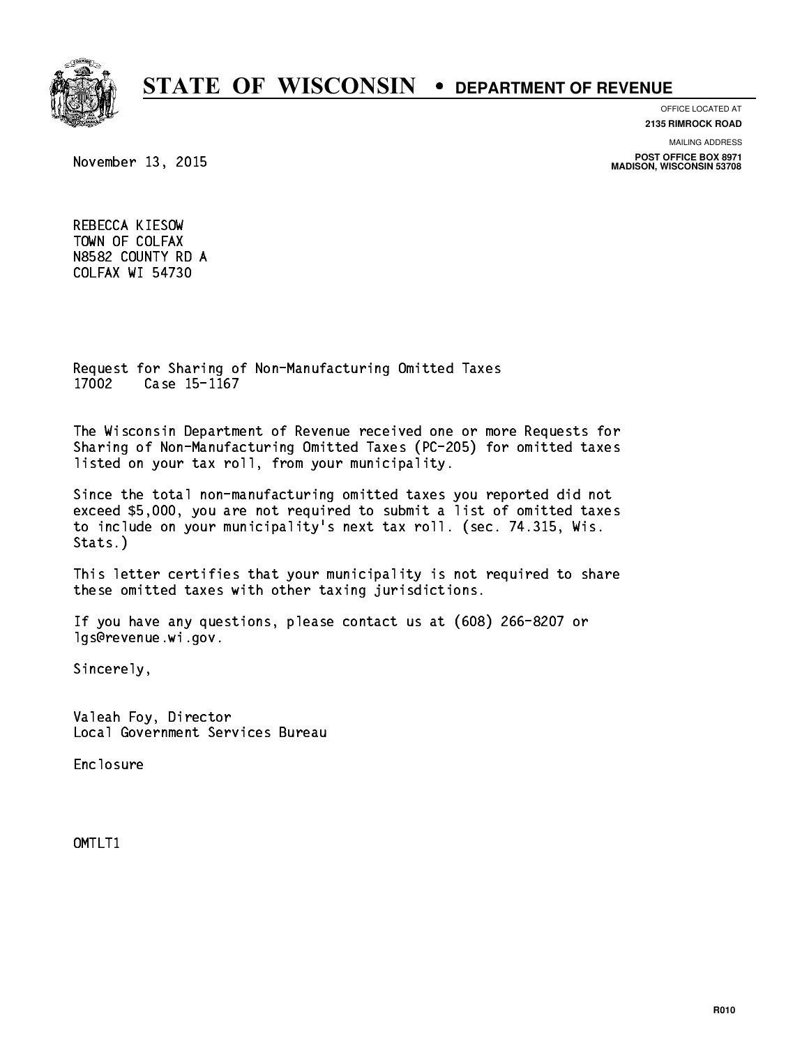# STATE OF WISCONSIN • DEPARTMENT OF REVENUE

OFFICE LOCATED AT
**2135 RIMROCK ROAD**

MAILING ADDRESS
**POST OFFICE BOX 8971**
**MADISON, WISCONSIN 53708**

November 13, 2015

REBECCA KIESOW
TOWN OF COLFAX
N8582 COUNTY RD A
COLFAX WI 54730

Request for Sharing of Non-Manufacturing Omitted Taxes
17002 Case 15-1167

The Wisconsin Department of Revenue received one or more Requests for Sharing of Non-Manufacturing Omitted Taxes (PC-205) for omitted taxes listed on your tax roll, from your municipality.

Since the total non-manufacturing omitted taxes you reported did not exceed $5,000, you are not required to submit a list of omitted taxes to include on your municipality's next tax roll. (sec. 74.315, Wis. Stats.)

This letter certifies that your municipality is not required to share these omitted taxes with other taxing jurisdictions.

If you have any questions, please contact us at (608) 266-8207 or lgs@revenue.wi.gov.

Sincerely,

Valeah Foy, Director
Local Government Services Bureau

Enclosure

OMTLT1

R010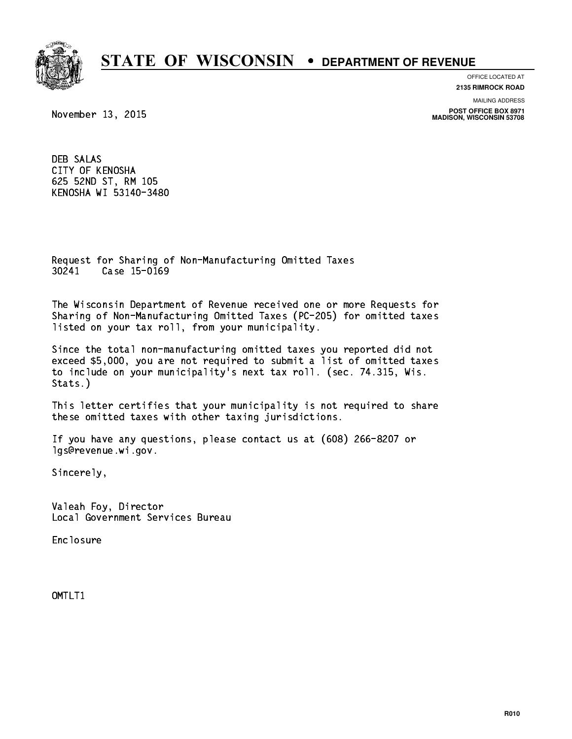# STATE OF WISCONSIN • DEPARTMENT OF REVENUE

OFFICE LOCATED AT
**2135 RIMROCK ROAD**

MAILING ADDRESS
**POST OFFICE BOX 8971**
**MADISON, WISCONSIN 53708**

November 13, 2015

DEB SALAS
CITY OF KENOSHA
625 52ND ST, RM 105
KENOSHA WI 53140-3480

Request for Sharing of Non-Manufacturing Omitted Taxes
30241 Case 15-0169

The Wisconsin Department of Revenue received one or more Requests for Sharing of Non-Manufacturing Omitted Taxes (PC-205) for omitted taxes listed on your tax roll, from your municipality.

Since the total non-manufacturing omitted taxes you reported did not exceed $5,000, you are not required to submit a list of omitted taxes to include on your municipality's next tax roll. (sec. 74.315, Wis. Stats.)

This letter certifies that your municipality is not required to share these omitted taxes with other taxing jurisdictions.

If you have any questions, please contact us at (608) 266-8207 or lgs@revenue.wi.gov.

Sincerely,

Valeah Foy, Director
Local Government Services Bureau

Enclosure

OMTLT1

R010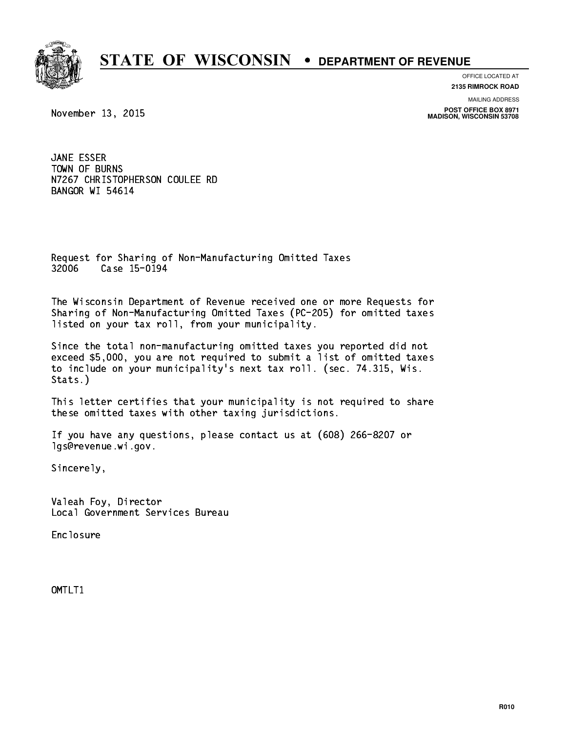# STATE OF WISCONSIN • DEPARTMENT OF REVENUE

OFFICE LOCATED AT
**2135 RIMROCK ROAD**

MAILING ADDRESS
**POST OFFICE BOX 8971**
**MADISON, WISCONSIN 53708**

November 13, 2015

JANE ESSER
TOWN OF BURNS
N7267 CHRISTOPHERSON COULEE RD
BANGOR WI 54614

Request for Sharing of Non-Manufacturing Omitted Taxes
32006 Case 15-0194

The Wisconsin Department of Revenue received one or more Requests for Sharing of Non-Manufacturing Omitted Taxes (PC-205) for omitted taxes listed on your tax roll, from your municipality.

Since the total non-manufacturing omitted taxes you reported did not exceed $5,000, you are not required to submit a list of omitted taxes to include on your municipality's next tax roll. (sec. 74.315, Wis. Stats.)

This letter certifies that your municipality is not required to share these omitted taxes with other taxing jurisdictions.

If you have any questions, please contact us at (608) 266-8207 or lgs@revenue.wi.gov.

Sincerely,

Valeah Foy, Director
Local Government Services Bureau

Enclosure

OMTLT1

R010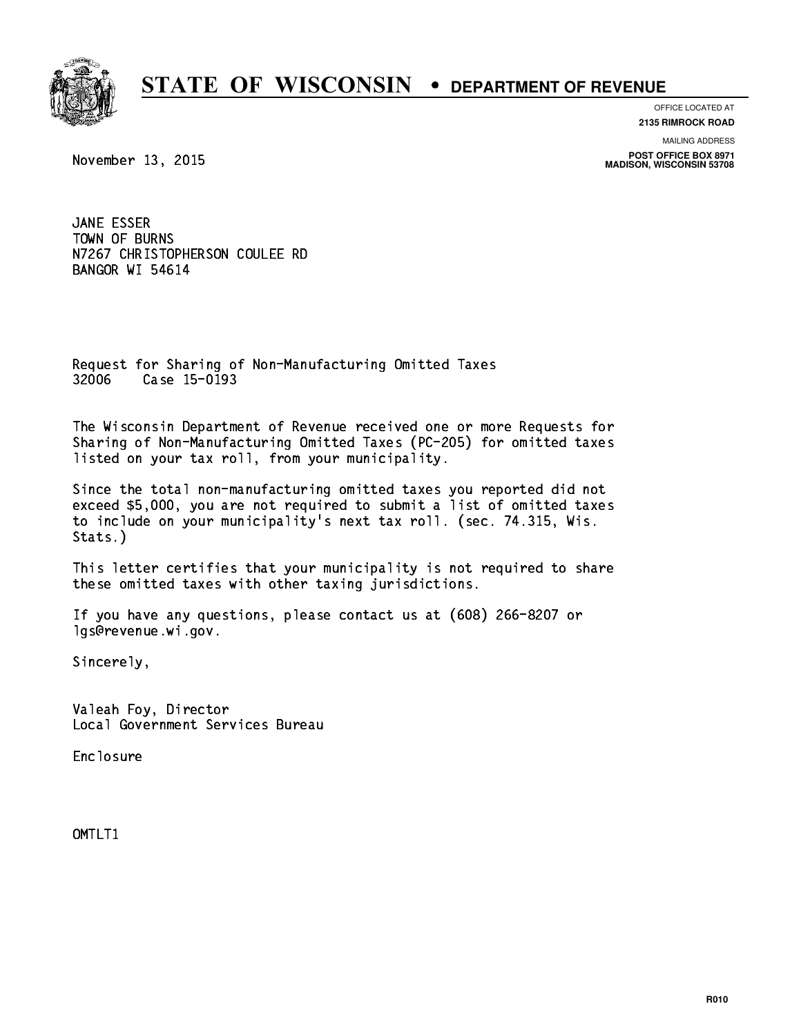# STATE OF WISCONSIN • DEPARTMENT OF REVENUE

OFFICE LOCATED AT
**2135 RIMROCK ROAD**

MAILING ADDRESS
**POST OFFICE BOX 8971**
**MADISON, WISCONSIN 53708**

November 13, 2015

JANE ESSER
TOWN OF BURNS
N7267 CHRISTOPHERSON COULEE RD
BANGOR WI 54614

Request for Sharing of Non-Manufacturing Omitted Taxes
32006 Case 15-0193

The Wisconsin Department of Revenue received one or more Requests for Sharing of Non-Manufacturing Omitted Taxes (PC-205) for omitted taxes listed on your tax roll, from your municipality.

Since the total non-manufacturing omitted taxes you reported did not exceed $5,000, you are not required to submit a list of omitted taxes to include on your municipality's next tax roll. (sec. 74.315, Wis. Stats.)

This letter certifies that your municipality is not required to share these omitted taxes with other taxing jurisdictions.

If you have any questions, please contact us at (608) 266-8207 or lgs@revenue.wi.gov.

Sincerely,

Valeah Foy, Director
Local Government Services Bureau

Enclosure

OMTLT1

R010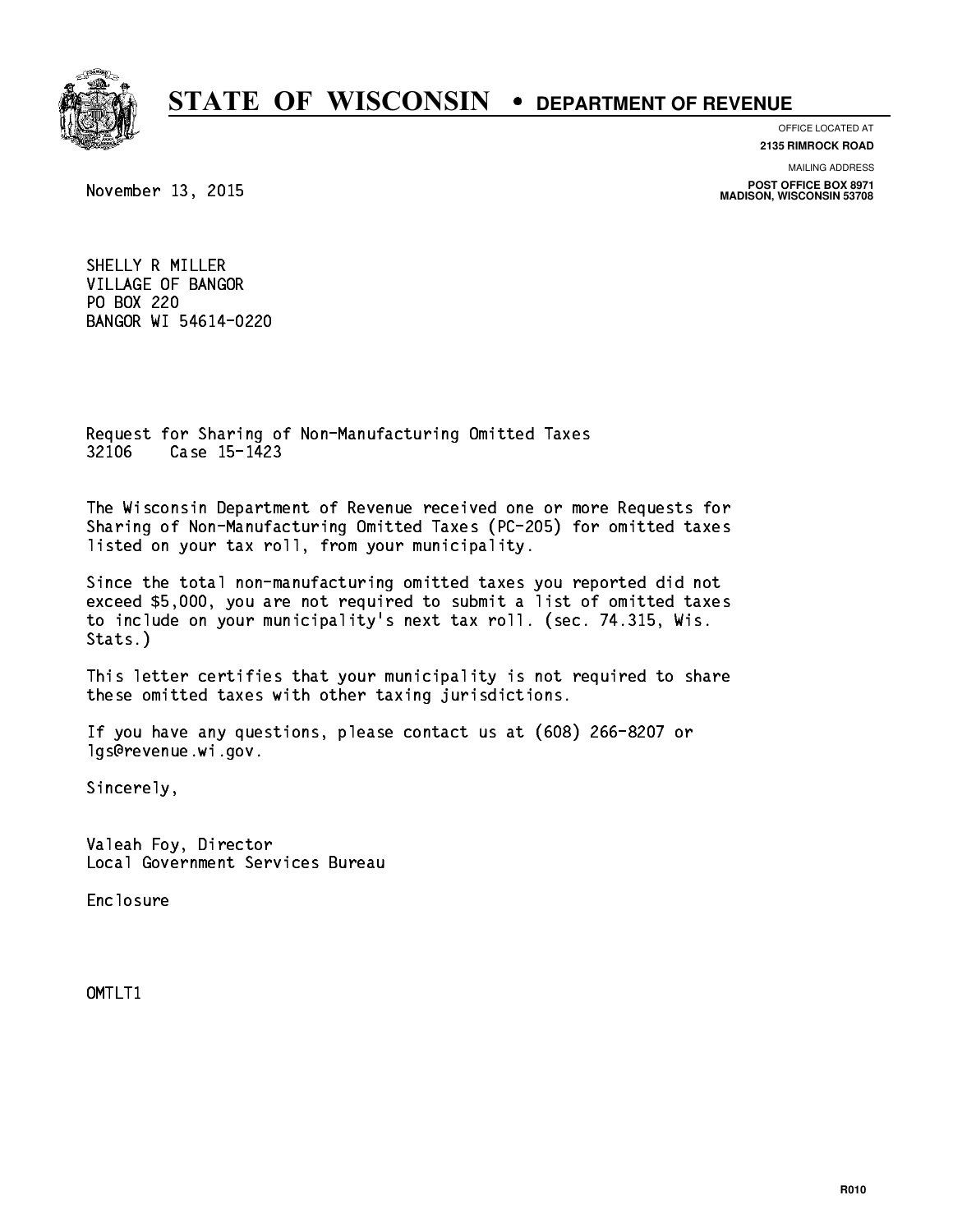# STATE OF WISCONSIN • DEPARTMENT OF REVENUE

OFFICE LOCATED AT
**2135 RIMROCK ROAD**

MAILING ADDRESS
**POST OFFICE BOX 8971**
**MADISON, WISCONSIN 53708**

November 13, 2015

SHELLY R MILLER
VILLAGE OF BANGOR
PO BOX 220
BANGOR WI 54614-0220

Request for Sharing of Non-Manufacturing Omitted Taxes
32106 Case 15-1423

The Wisconsin Department of Revenue received one or more Requests for Sharing of Non-Manufacturing Omitted Taxes (PC-205) for omitted taxes listed on your tax roll, from your municipality.

Since the total non-manufacturing omitted taxes you reported did not exceed $5,000, you are not required to submit a list of omitted taxes to include on your municipality's next tax roll. (sec. 74.315, Wis. Stats.)

This letter certifies that your municipality is not required to share these omitted taxes with other taxing jurisdictions.

If you have any questions, please contact us at (608) 266-8207 or lgs@revenue.wi.gov.

Sincerely,

Valeah Foy, Director
Local Government Services Bureau

Enclosure

OMTLT1

R010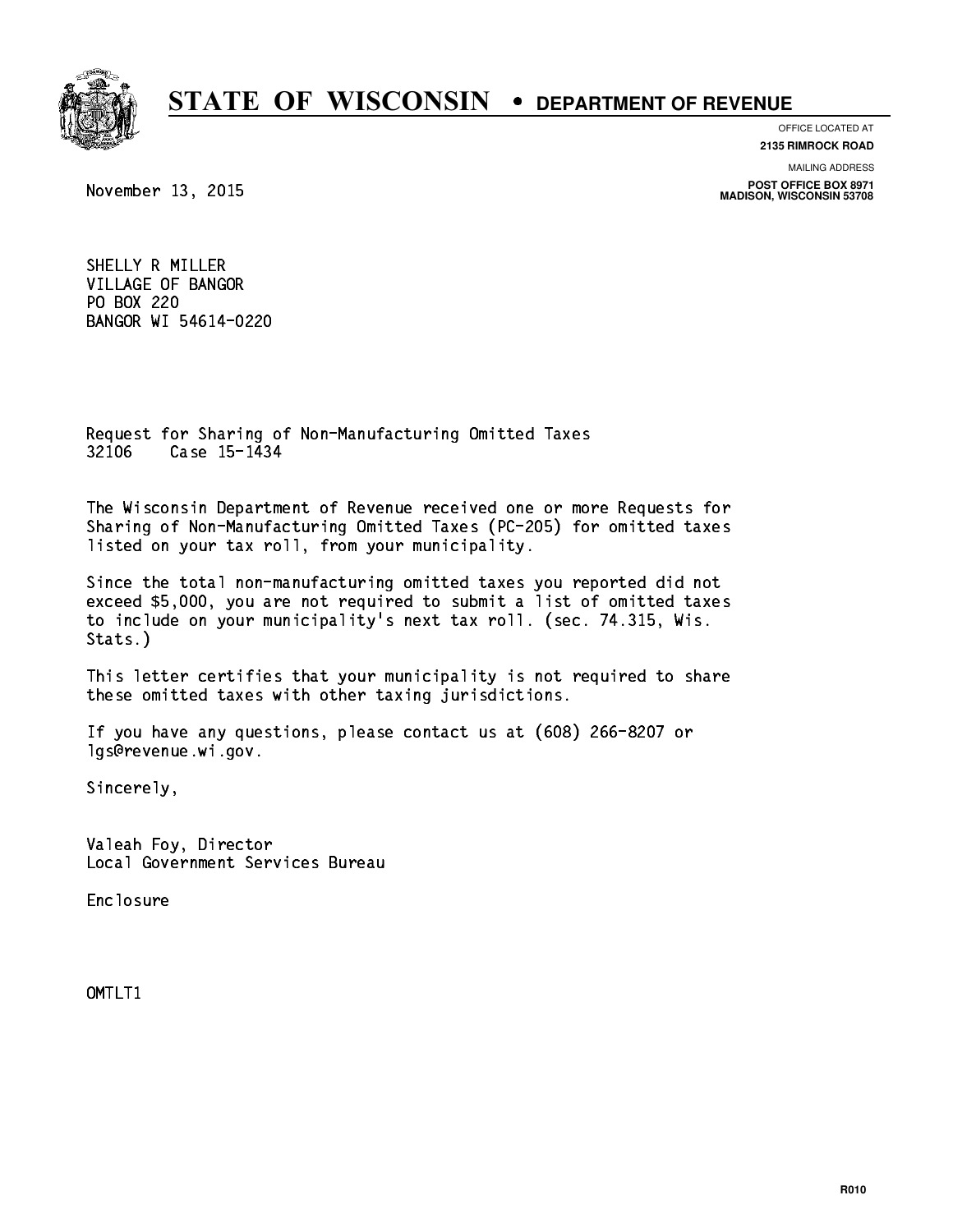# STATE OF WISCONSIN • DEPARTMENT OF REVENUE

OFFICE LOCATED AT
**2135 RIMROCK ROAD**

MAILING ADDRESS
**POST OFFICE BOX 8971**
**MADISON, WISCONSIN 53708**

November 13, 2015

SHELLY R MILLER
VILLAGE OF BANGOR
PO BOX 220
BANGOR WI 54614-0220

Request for Sharing of Non-Manufacturing Omitted Taxes
32106    Case 15-1434

The Wisconsin Department of Revenue received one or more Requests for Sharing of Non-Manufacturing Omitted Taxes (PC-205) for omitted taxes listed on your tax roll, from your municipality.

Since the total non-manufacturing omitted taxes you reported did not exceed $5,000, you are not required to submit a list of omitted taxes to include on your municipality's next tax roll. (sec. 74.315, Wis. Stats.)

This letter certifies that your municipality is not required to share these omitted taxes with other taxing jurisdictions.

If you have any questions, please contact us at (608) 266-8207 or lgs@revenue.wi.gov.

Sincerely,

Valeah Foy, Director
Local Government Services Bureau

Enclosure

OMTLT1

R010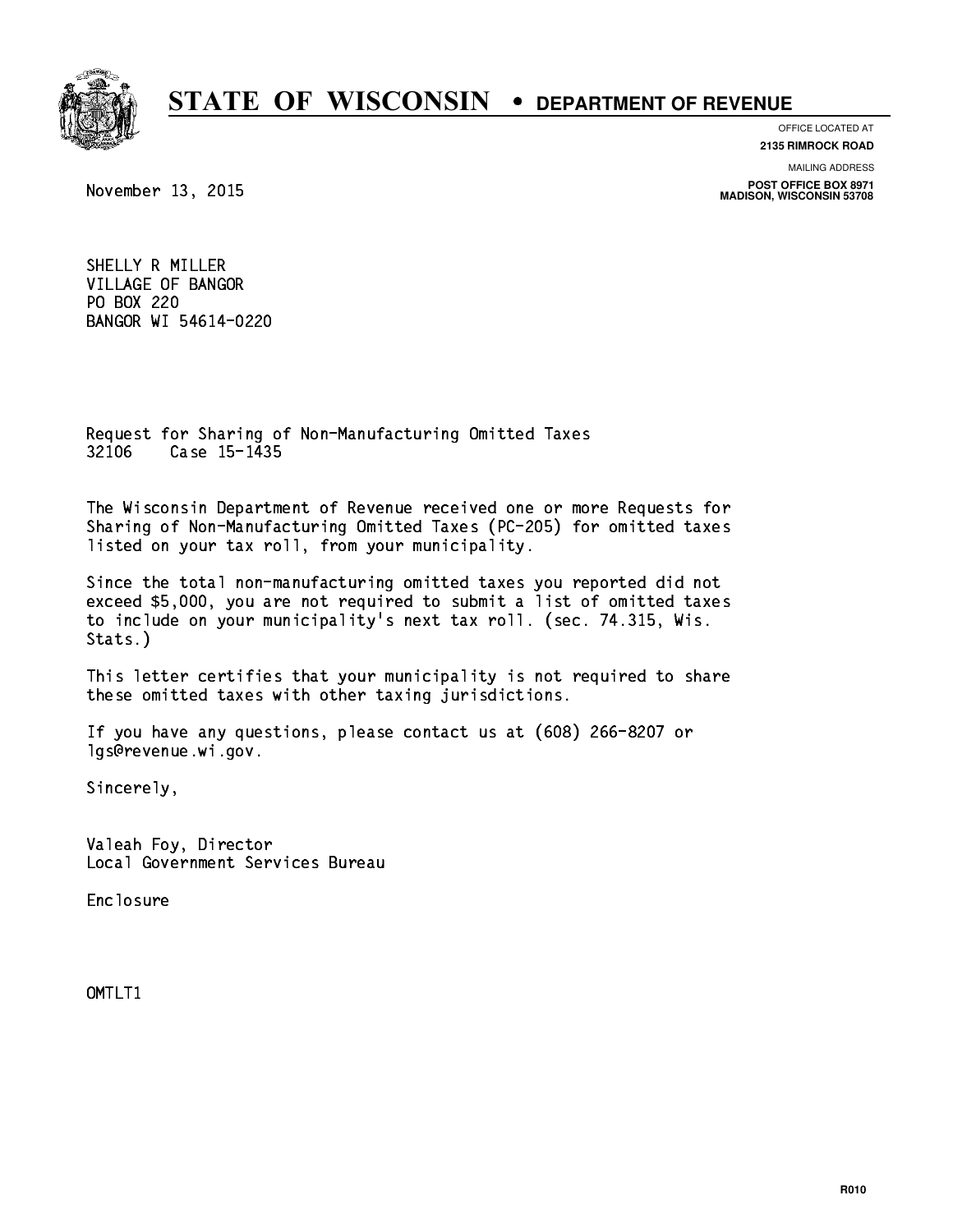# STATE OF WISCONSIN • DEPARTMENT OF REVENUE

OFFICE LOCATED AT
**2135 RIMROCK ROAD**

MAILING ADDRESS
**POST OFFICE BOX 8971**
**MADISON, WISCONSIN 53708**

November 13, 2015

SHELLY R MILLER
VILLAGE OF BANGOR
PO BOX 220
BANGOR WI 54614-0220

Request for Sharing of Non-Manufacturing Omitted Taxes
32106 Case 15-1435

The Wisconsin Department of Revenue received one or more Requests for Sharing of Non-Manufacturing Omitted Taxes (PC-205) for omitted taxes listed on your tax roll, from your municipality.

Since the total non-manufacturing omitted taxes you reported did not exceed $5,000, you are not required to submit a list of omitted taxes to include on your municipality's next tax roll. (sec. 74.315, Wis. Stats.)

This letter certifies that your municipality is not required to share these omitted taxes with other taxing jurisdictions.

If you have any questions, please contact us at (608) 266-8207 or lgs@revenue.wi.gov.

Sincerely,

Valeah Foy, Director
Local Government Services Bureau

Enclosure

OMTLT1

R010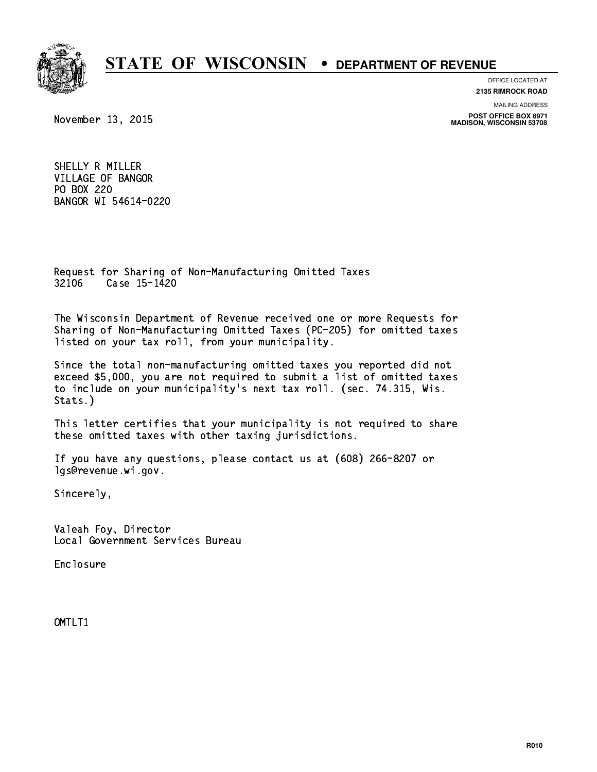# STATE OF WISCONSIN • DEPARTMENT OF REVENUE

OFFICE LOCATED AT
**2135 RIMROCK ROAD**

MAILING ADDRESS
**POST OFFICE BOX 8971**
**MADISON, WISCONSIN 53708**

November 13, 2015

SHELLY R MILLER
VILLAGE OF BANGOR
PO BOX 220
BANGOR WI 54614-0220

Request for Sharing of Non-Manufacturing Omitted Taxes
32106 Case 15-1420

The Wisconsin Department of Revenue received one or more Requests for Sharing of Non-Manufacturing Omitted Taxes (PC-205) for omitted taxes listed on your tax roll, from your municipality.

Since the total non-manufacturing omitted taxes you reported did not exceed $5,000, you are not required to submit a list of omitted taxes to include on your municipality's next tax roll. (sec. 74.315, Wis. Stats.)

This letter certifies that your municipality is not required to share these omitted taxes with other taxing jurisdictions.

If you have any questions, please contact us at (608) 266-8207 or lgs@revenue.wi.gov.

Sincerely,

Valeah Foy, Director
Local Government Services Bureau

Enclosure

OMTLT1

R010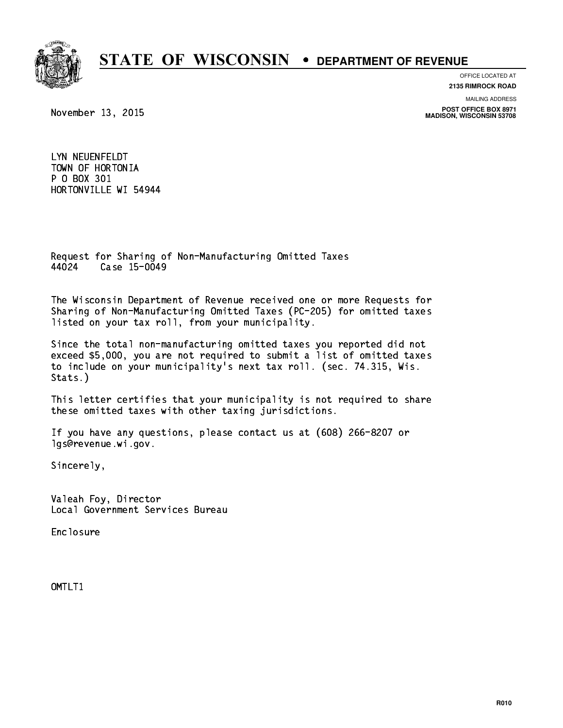# STATE OF WISCONSIN • DEPARTMENT OF REVENUE

OFFICE LOCATED AT
**2135 RIMROCK ROAD**

MAILING ADDRESS
**POST OFFICE BOX 8971**
**MADISON, WISCONSIN 53708**

November 13, 2015

LYN NEUENFELDT
TOWN OF HORTONIA
P O BOX 301
HORTONVILLE WI 54944

Request for Sharing of Non-Manufacturing Omitted Taxes
44024 Case 15-0049

The Wisconsin Department of Revenue received one or more Requests for Sharing of Non-Manufacturing Omitted Taxes (PC-205) for omitted taxes listed on your tax roll, from your municipality.

Since the total non-manufacturing omitted taxes you reported did not exceed $5,000, you are not required to submit a list of omitted taxes to include on your municipality's next tax roll. (sec. 74.315, Wis. Stats.)

This letter certifies that your municipality is not required to share these omitted taxes with other taxing jurisdictions.

If you have any questions, please contact us at (608) 266-8207 or lgs@revenue.wi.gov.

Sincerely,

Valeah Foy, Director
Local Government Services Bureau

Enclosure

OMTLT1

R010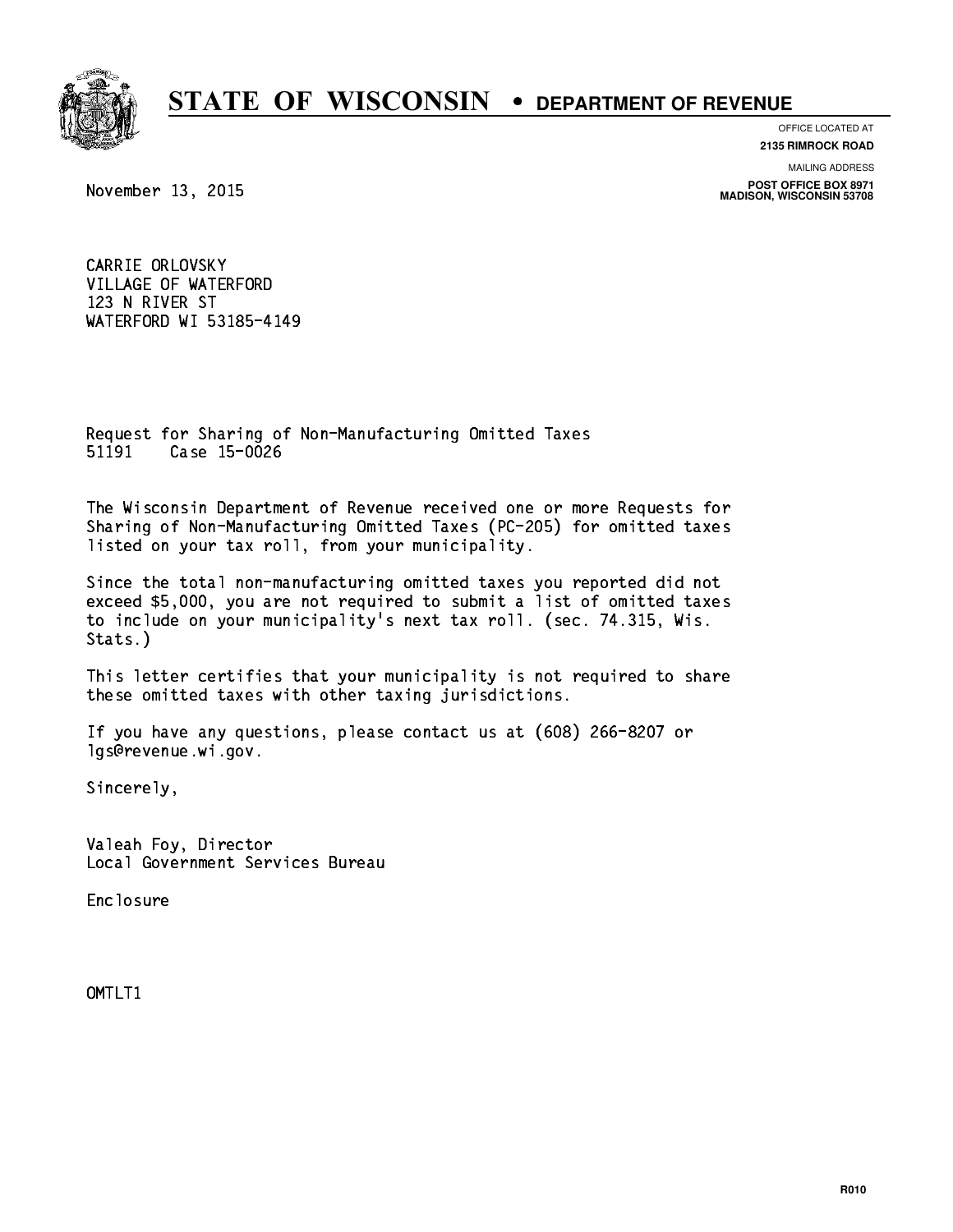# STATE OF WISCONSIN • DEPARTMENT OF REVENUE

OFFICE LOCATED AT
**2135 RIMROCK ROAD**

MAILING ADDRESS
**POST OFFICE BOX 8971**
**MADISON, WISCONSIN 53708**

November 13, 2015

CARRIE ORLOVSKY
VILLAGE OF WATERFORD
123 N RIVER ST
WATERFORD WI 53185-4149

Request for Sharing of Non-Manufacturing Omitted Taxes
51191 Case 15-0026

The Wisconsin Department of Revenue received one or more Requests for Sharing of Non-Manufacturing Omitted Taxes (PC-205) for omitted taxes listed on your tax roll, from your municipality.

Since the total non-manufacturing omitted taxes you reported did not exceed $5,000, you are not required to submit a list of omitted taxes to include on your municipality's next tax roll. (sec. 74.315, Wis. Stats.)

This letter certifies that your municipality is not required to share these omitted taxes with other taxing jurisdictions.

If you have any questions, please contact us at (608) 266-8207 or lgs@revenue.wi.gov.

Sincerely,

Valeah Foy, Director
Local Government Services Bureau

Enclosure

OMTLT1

R010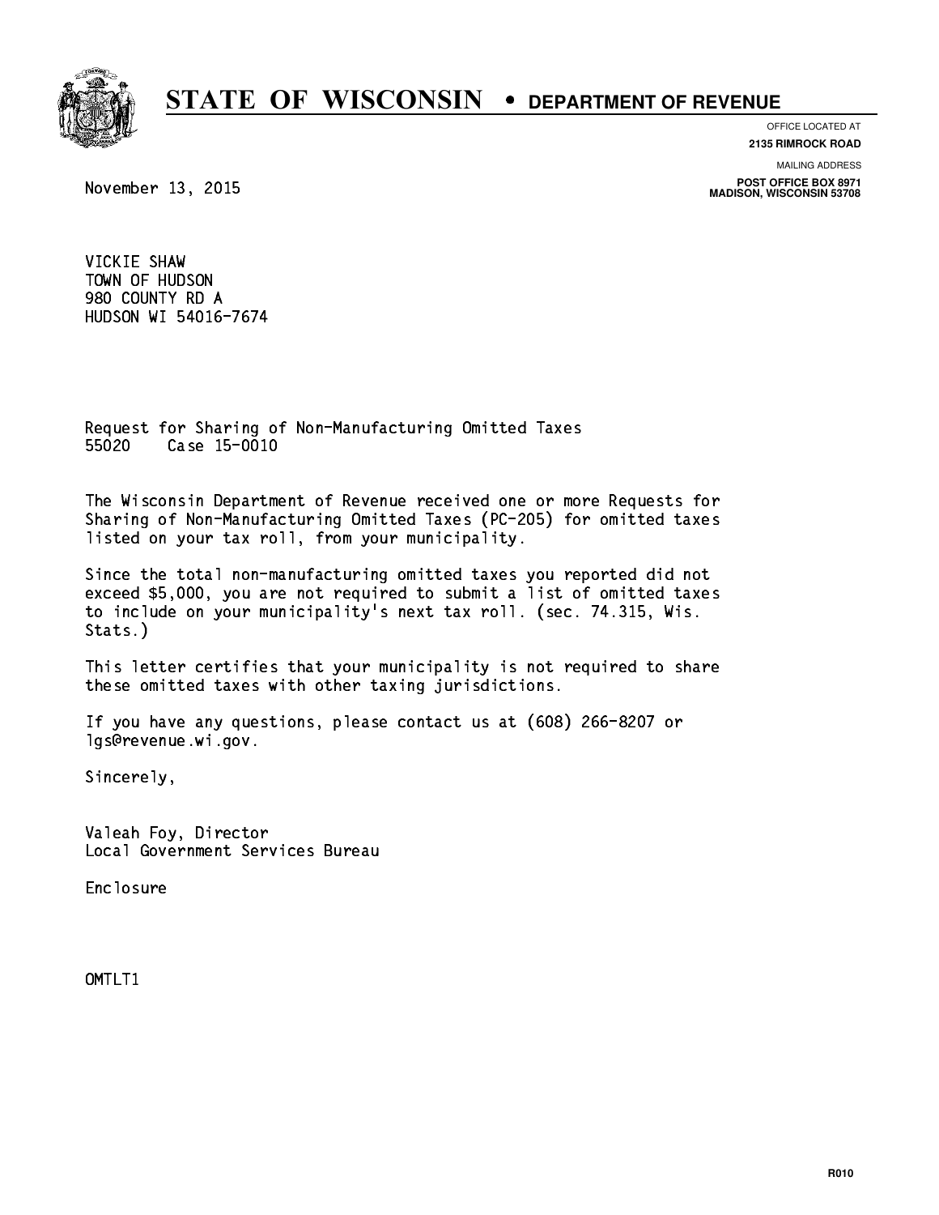# STATE OF WISCONSIN • DEPARTMENT OF REVENUE

OFFICE LOCATED AT
**2135 RIMROCK ROAD**

MAILING ADDRESS
**POST OFFICE BOX 8971**
**MADISON, WISCONSIN 53708**

November 13, 2015

VICKIE SHAW
TOWN OF HUDSON
980 COUNTY RD A
HUDSON WI 54016-7674

Request for Sharing of Non-Manufacturing Omitted Taxes
55020 Case 15-0010

The Wisconsin Department of Revenue received one or more Requests for Sharing of Non-Manufacturing Omitted Taxes (PC-205) for omitted taxes listed on your tax roll, from your municipality.

Since the total non-manufacturing omitted taxes you reported did not exceed $5,000, you are not required to submit a list of omitted taxes to include on your municipality's next tax roll. (sec. 74.315, Wis. Stats.)

This letter certifies that your municipality is not required to share these omitted taxes with other taxing jurisdictions.

If you have any questions, please contact us at (608) 266-8207 or lgs@revenue.wi.gov.

Sincerely,

Valeah Foy, Director
Local Government Services Bureau

Enclosure

OMTLT1

R010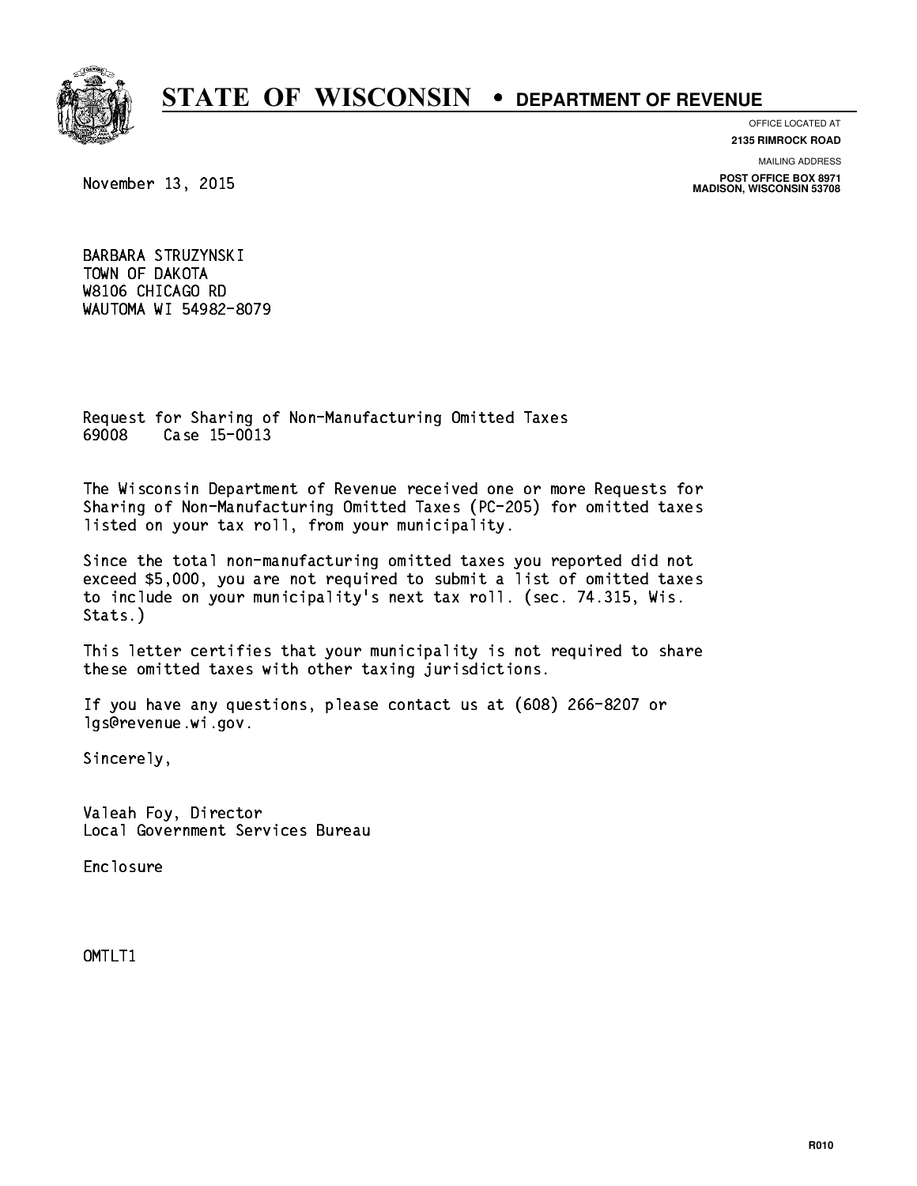# STATE OF WISCONSIN • DEPARTMENT OF REVENUE

OFFICE LOCATED AT
**2135 RIMROCK ROAD**

MAILING ADDRESS
**POST OFFICE BOX 8971**
**MADISON, WISCONSIN 53708**

November 13, 2015

BARBARA STRUZYNSKI
TOWN OF DAKOTA
W8106 CHICAGO RD
WAUTOMA WI 54982-8079

Request for Sharing of Non-Manufacturing Omitted Taxes
69008 Case 15-0013

The Wisconsin Department of Revenue received one or more Requests for Sharing of Non-Manufacturing Omitted Taxes (PC-205) for omitted taxes listed on your tax roll, from your municipality.

Since the total non-manufacturing omitted taxes you reported did not exceed $5,000, you are not required to submit a list of omitted taxes to include on your municipality's next tax roll. (sec. 74.315, Wis. Stats.)

This letter certifies that your municipality is not required to share these omitted taxes with other taxing jurisdictions.

If you have any questions, please contact us at (608) 266-8207 or lgs@revenue.wi.gov.

Sincerely,

Valeah Foy, Director
Local Government Services Bureau

Enclosure

OMTLT1

R010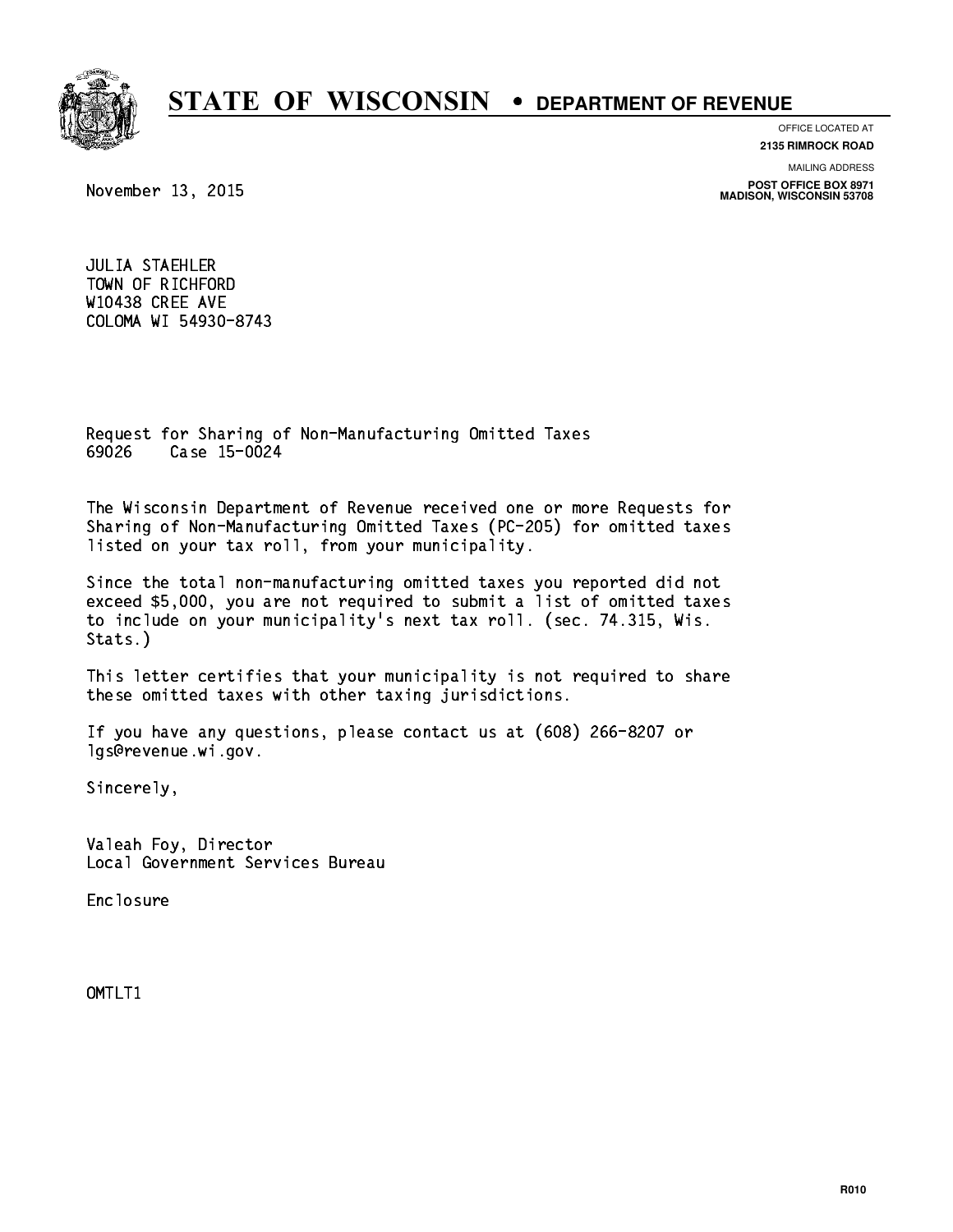# STATE OF WISCONSIN • DEPARTMENT OF REVENUE

OFFICE LOCATED AT
**2135 RIMROCK ROAD**

MAILING ADDRESS
**POST OFFICE BOX 8971**
**MADISON, WISCONSIN 53708**

November 13, 2015

JULIA STAEHLER
TOWN OF RICHFORD
W10438 CREE AVE
COLOMA WI 54930-8743

Request for Sharing of Non-Manufacturing Omitted Taxes
69026    Case 15-0024

The Wisconsin Department of Revenue received one or more Requests for Sharing of Non-Manufacturing Omitted Taxes (PC-205) for omitted taxes listed on your tax roll, from your municipality.

Since the total non-manufacturing omitted taxes you reported did not exceed $5,000, you are not required to submit a list of omitted taxes to include on your municipality's next tax roll. (sec. 74.315, Wis. Stats.)

This letter certifies that your municipality is not required to share these omitted taxes with other taxing jurisdictions.

If you have any questions, please contact us at (608) 266-8207 or lgs@revenue.wi.gov.

Sincerely,

Valeah Foy, Director
Local Government Services Bureau

Enclosure

OMTLT1

R010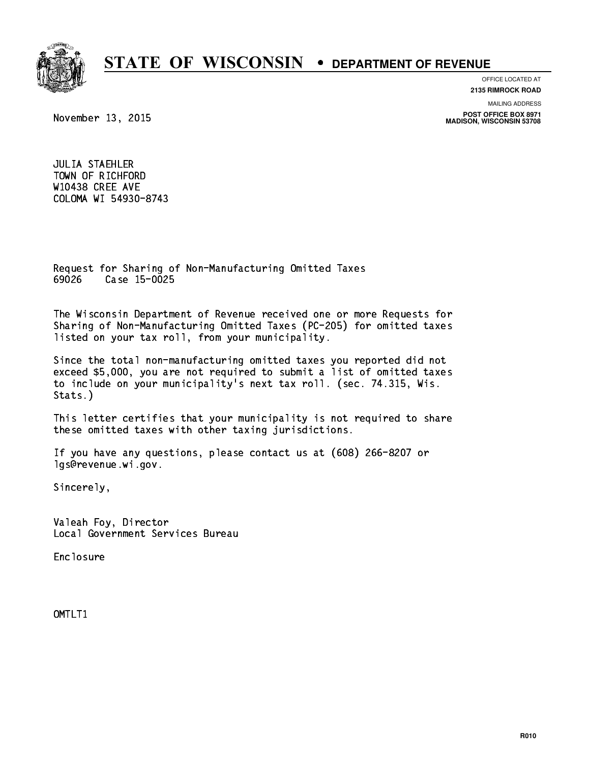# STATE OF WISCONSIN • DEPARTMENT OF REVENUE

OFFICE LOCATED AT
**2135 RIMROCK ROAD**

MAILING ADDRESS
**POST OFFICE BOX 8971**
**MADISON, WISCONSIN 53708**

November 13, 2015

JULIA STAEHLER
TOWN OF RICHFORD
W10438 CREE AVE
COLOMA WI 54930-8743

Request for Sharing of Non-Manufacturing Omitted Taxes
69026 Case 15-0025

The Wisconsin Department of Revenue received one or more Requests for Sharing of Non-Manufacturing Omitted Taxes (PC-205) for omitted taxes listed on your tax roll, from your municipality.

Since the total non-manufacturing omitted taxes you reported did not exceed $5,000, you are not required to submit a list of omitted taxes to include on your municipality's next tax roll. (sec. 74.315, Wis. Stats.)

This letter certifies that your municipality is not required to share these omitted taxes with other taxing jurisdictions.

If you have any questions, please contact us at (608) 266-8207 or lgs@revenue.wi.gov.

Sincerely,

Valeah Foy, Director
Local Government Services Bureau

Enclosure

OMTLT1

R010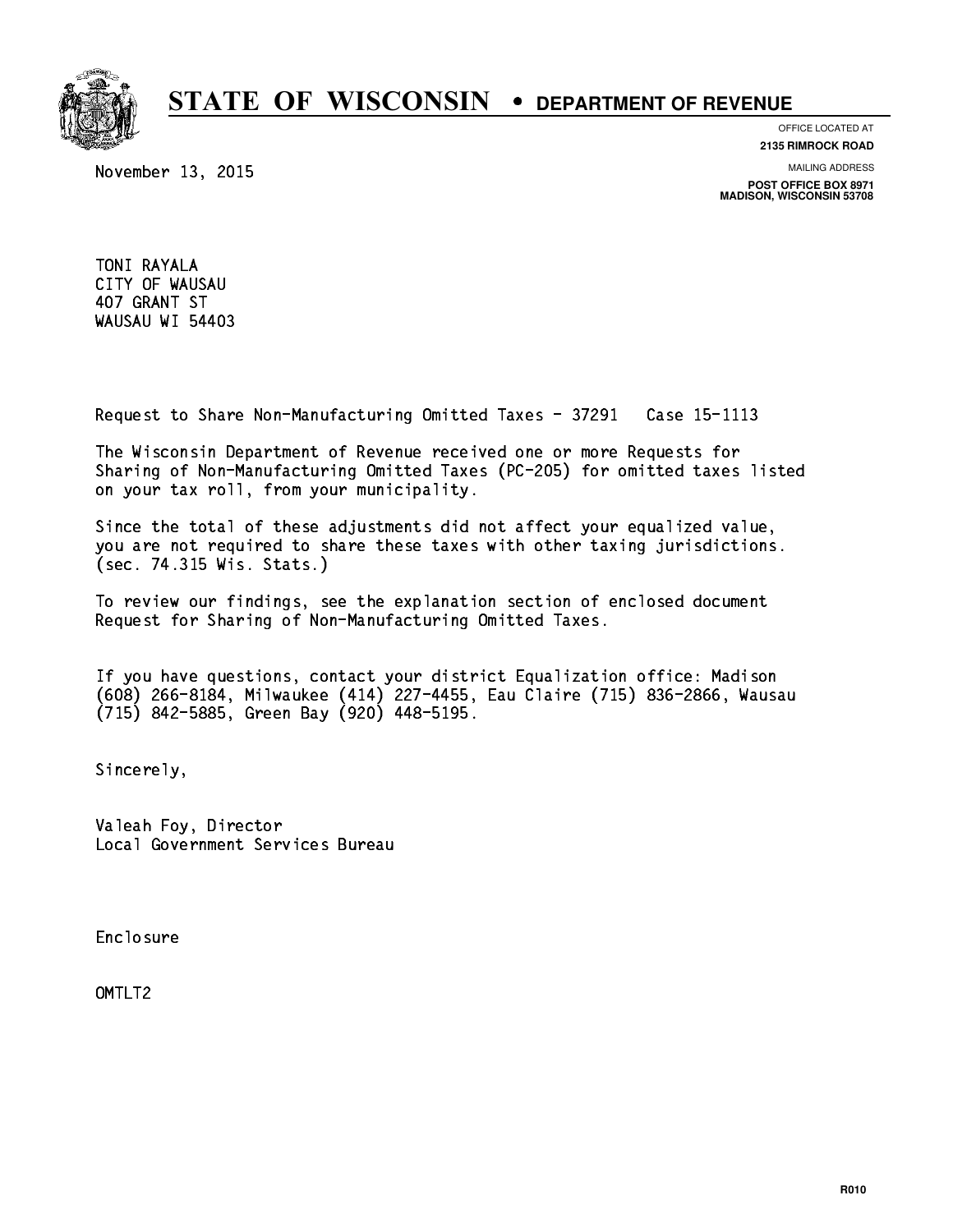# STATE OF WISCONSIN • DEPARTMENT OF REVENUE

OFFICE LOCATED AT
**2135 RIMROCK ROAD**

MAILING ADDRESS
**POST OFFICE BOX 8971**
**MADISON, WISCONSIN 53708**

November 13, 2015

TONI RAYALA
CITY OF WAUSAU
407 GRANT ST
WAUSAU WI 54403

Request to Share Non-Manufacturing Omitted Taxes - 37291   Case 15-1113

The Wisconsin Department of Revenue received one or more Requests for Sharing of Non-Manufacturing Omitted Taxes (PC-205) for omitted taxes listed on your tax roll, from your municipality.

Since the total of these adjustments did not affect your equalized value, you are not required to share these taxes with other taxing jurisdictions. (sec. 74.315 Wis. Stats.)

To review our findings, see the explanation section of enclosed document Request for Sharing of Non-Manufacturing Omitted Taxes.

If you have questions, contact your district Equalization office: Madison (608) 266-8184, Milwaukee (414) 227-4455, Eau Claire (715) 836-2866, Wausau (715) 842-5885, Green Bay (920) 448-5195.

Sincerely,

Valeah Foy, Director
Local Government Services Bureau

Enclosure

OMTLT2

R010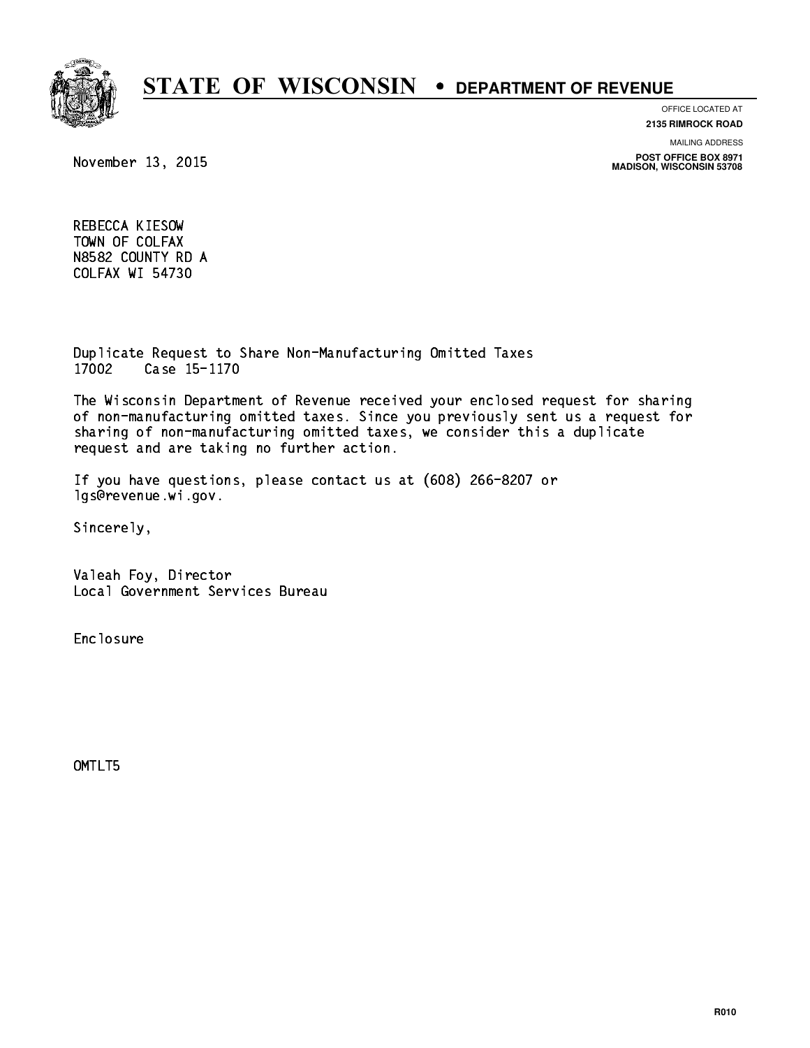# STATE OF WISCONSIN • DEPARTMENT OF REVENUE

OFFICE LOCATED AT
**2135 RIMROCK ROAD**

MAILING ADDRESS
**POST OFFICE BOX 8971**
**MADISON, WISCONSIN 53708**

November 13, 2015

REBECCA KIESOW
TOWN OF COLFAX
N8582 COUNTY RD A
COLFAX WI 54730

Duplicate Request to Share Non-Manufacturing Omitted Taxes
17002 Case 15-1170

The Wisconsin Department of Revenue received your enclosed request for sharing of non-manufacturing omitted taxes. Since you previously sent us a request for sharing of non-manufacturing omitted taxes, we consider this a duplicate request and are taking no further action.

If you have questions, please contact us at (608) 266-8207 or lgs@revenue.wi.gov.

Sincerely,

Valeah Foy, Director
Local Government Services Bureau

Enclosure

OMTLT5

R010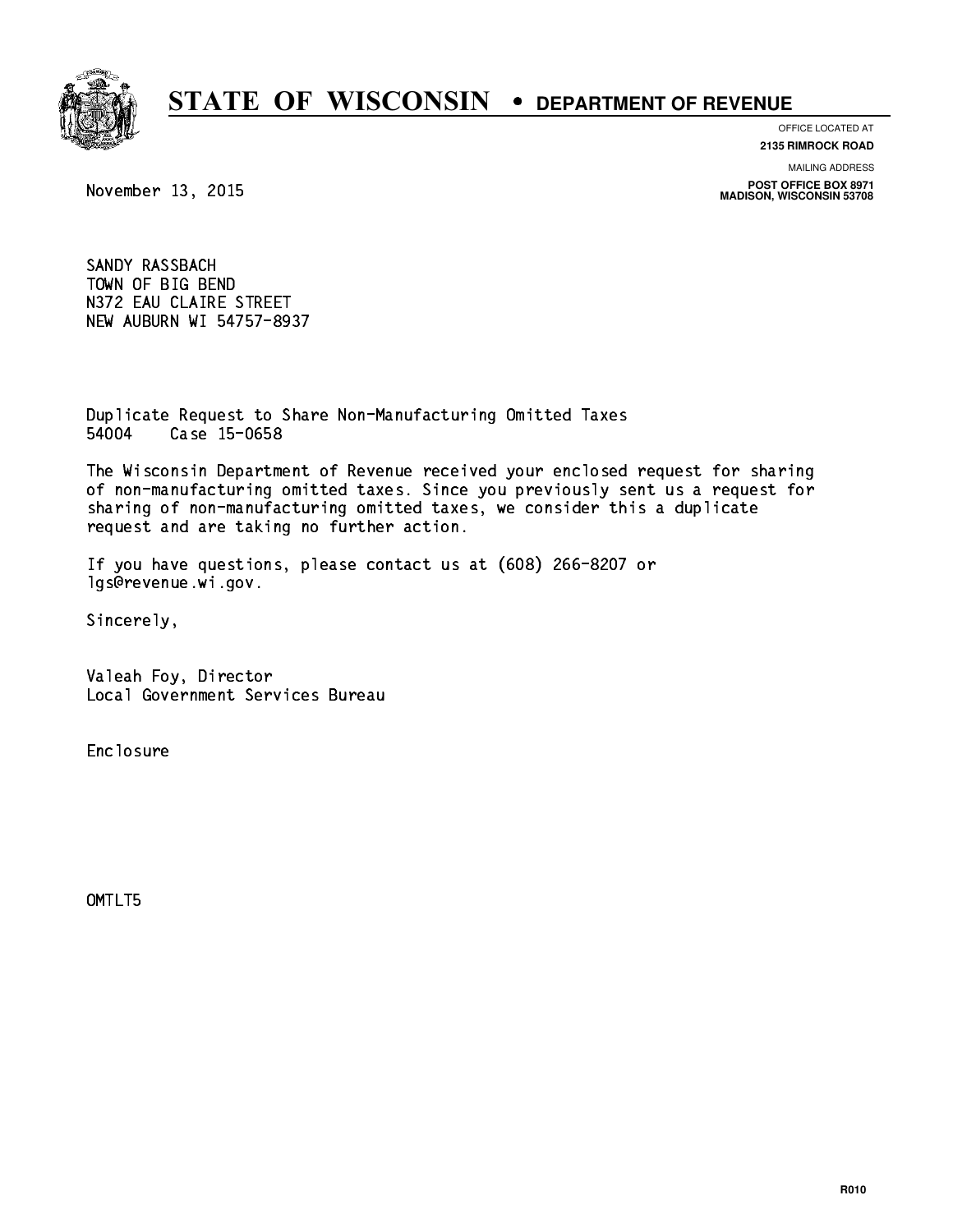# STATE OF WISCONSIN • DEPARTMENT OF REVENUE

OFFICE LOCATED AT
**2135 RIMROCK ROAD**

MAILING ADDRESS
**POST OFFICE BOX 8971**
**MADISON, WISCONSIN 53708**

November 13, 2015

SANDY RASSBACH
TOWN OF BIG BEND
N372 EAU CLAIRE STREET
NEW AUBURN WI 54757-8937

Duplicate Request to Share Non-Manufacturing Omitted Taxes
54004 Case 15-0658

The Wisconsin Department of Revenue received your enclosed request for sharing of non-manufacturing omitted taxes. Since you previously sent us a request for sharing of non-manufacturing omitted taxes, we consider this a duplicate request and are taking no further action.

If you have questions, please contact us at (608) 266-8207 or lgs@revenue.wi.gov.

Sincerely,

Valeah Foy, Director
Local Government Services Bureau

Enclosure

OMTLT5

R010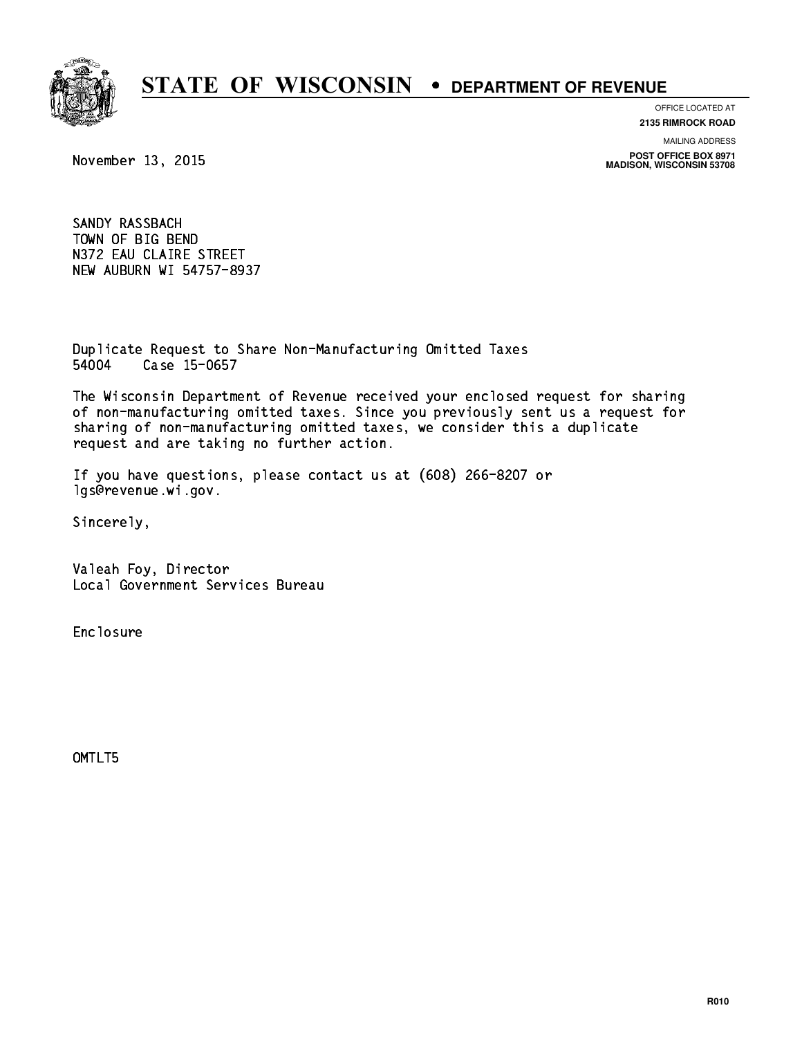# STATE OF WISCONSIN • DEPARTMENT OF REVENUE

OFFICE LOCATED AT
**2135 RIMROCK ROAD**

MAILING ADDRESS
**POST OFFICE BOX 8971**
**MADISON, WISCONSIN 53708**

November 13, 2015

SANDY RASSBACH
TOWN OF BIG BEND
N372 EAU CLAIRE STREET
NEW AUBURN WI 54757-8937

Duplicate Request to Share Non-Manufacturing Omitted Taxes
54004 Case 15-0657

The Wisconsin Department of Revenue received your enclosed request for sharing of non-manufacturing omitted taxes. Since you previously sent us a request for sharing of non-manufacturing omitted taxes, we consider this a duplicate request and are taking no further action.

If you have questions, please contact us at (608) 266-8207 or lgs@revenue.wi.gov.

Sincerely,

Valeah Foy, Director
Local Government Services Bureau

Enclosure

OMTLT5

R010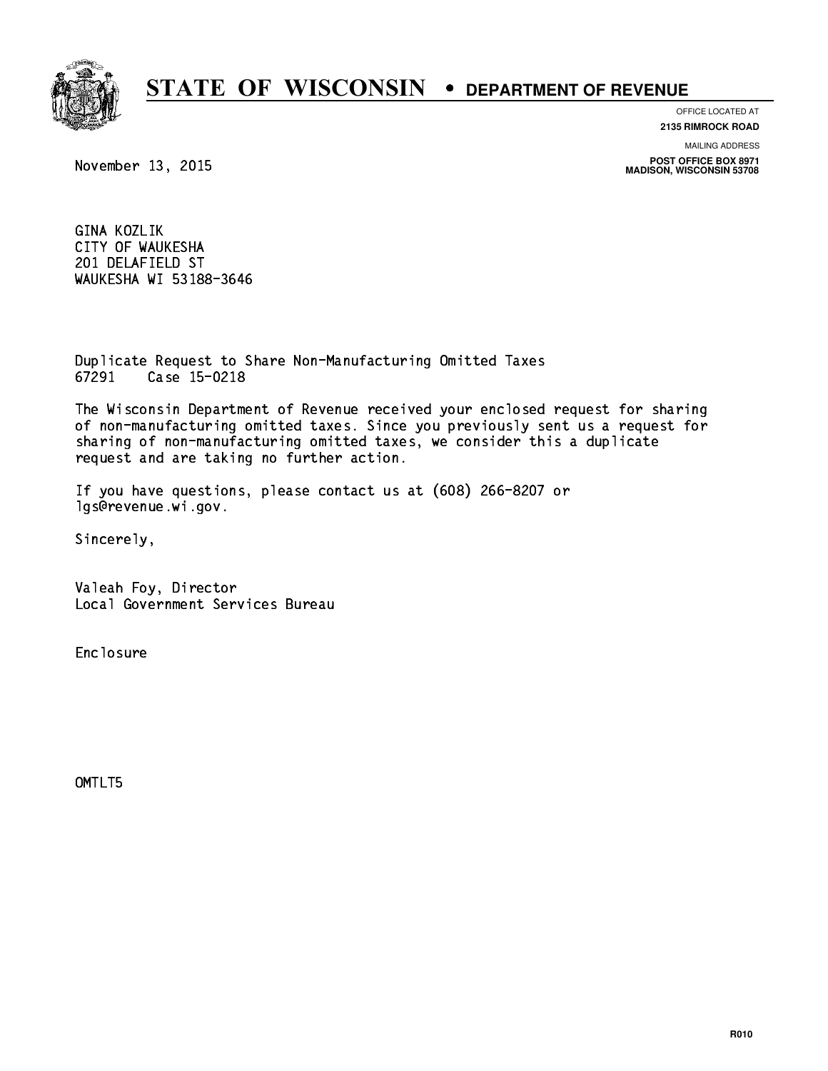# STATE OF WISCONSIN • DEPARTMENT OF REVENUE

OFFICE LOCATED AT
**2135 RIMROCK ROAD**

MAILING ADDRESS
**POST OFFICE BOX 8971**
**MADISON, WISCONSIN 53708**

November 13, 2015

GINA KOZLIK
CITY OF WAUKESHA
201 DELAFIELD ST
WAUKESHA WI 53188-3646

Duplicate Request to Share Non-Manufacturing Omitted Taxes
67291    Case 15-0218

The Wisconsin Department of Revenue received your enclosed request for sharing of non-manufacturing omitted taxes. Since you previously sent us a request for sharing of non-manufacturing omitted taxes, we consider this a duplicate request and are taking no further action.

If you have questions, please contact us at (608) 266-8207 or lgs@revenue.wi.gov.

Sincerely,

Valeah Foy, Director
Local Government Services Bureau

Enclosure

OMTLT5

R010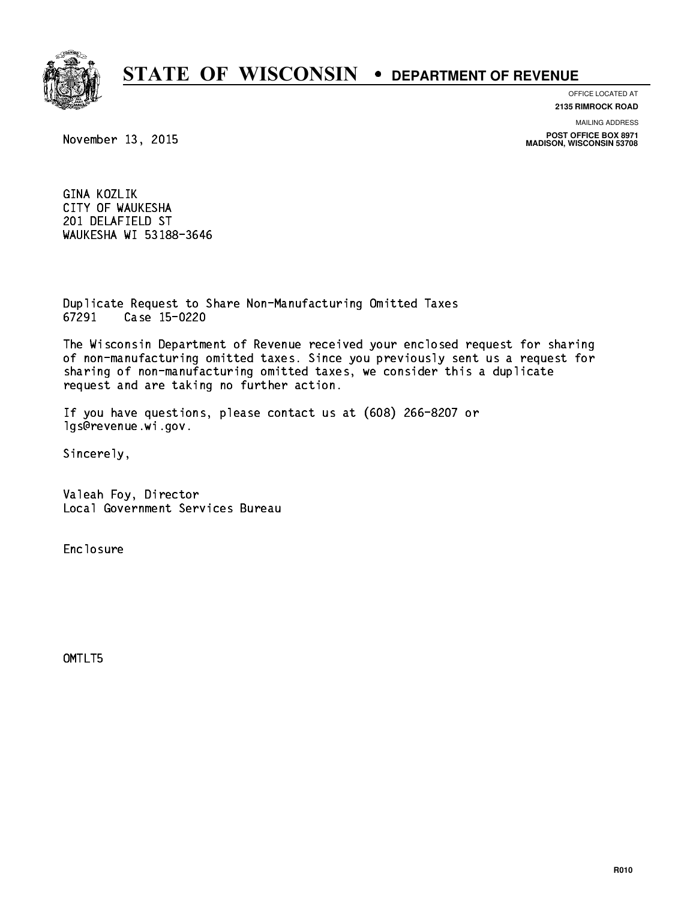# STATE OF WISCONSIN • DEPARTMENT OF REVENUE

OFFICE LOCATED AT
**2135 RIMROCK ROAD**

MAILING ADDRESS
**POST OFFICE BOX 8971**
**MADISON, WISCONSIN 53708**

November 13, 2015

GINA KOZLIK
CITY OF WAUKESHA
201 DELAFIELD ST
WAUKESHA WI 53188-3646

Duplicate Request to Share Non-Manufacturing Omitted Taxes
67291    Case 15-0220

The Wisconsin Department of Revenue received your enclosed request for sharing of non-manufacturing omitted taxes. Since you previously sent us a request for sharing of non-manufacturing omitted taxes, we consider this a duplicate request and are taking no further action.

If you have questions, please contact us at (608) 266-8207 or lgs@revenue.wi.gov.

Sincerely,

Valeah Foy, Director
Local Government Services Bureau

Enclosure

OMTLT5

R010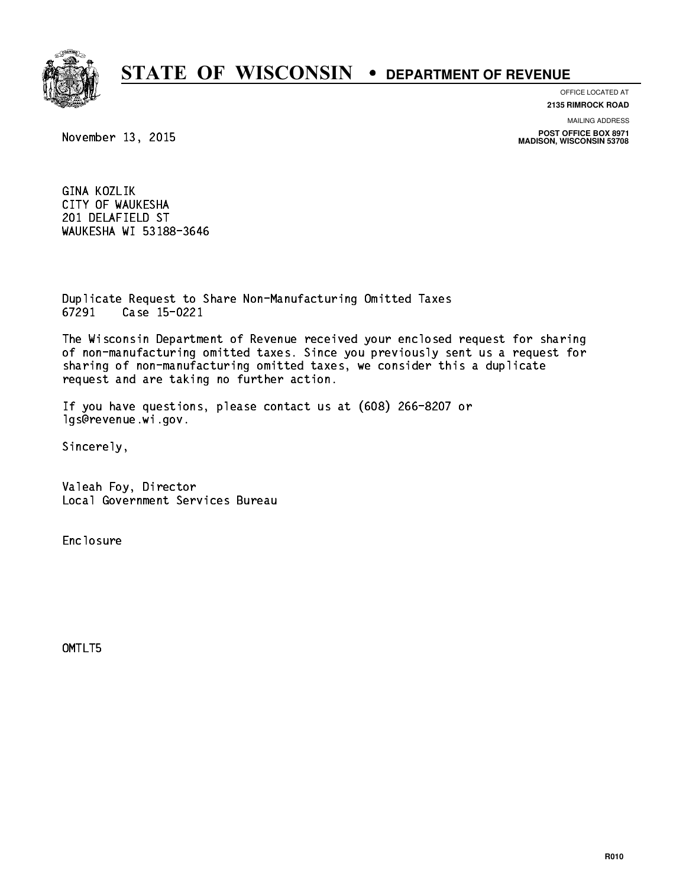# STATE OF WISCONSIN • DEPARTMENT OF REVENUE

OFFICE LOCATED AT
**2135 RIMROCK ROAD**

MAILING ADDRESS
**POST OFFICE BOX 8971**
**MADISON, WISCONSIN 53708**

November 13, 2015

GINA KOZLIK
CITY OF WAUKESHA
201 DELAFIELD ST
WAUKESHA WI 53188-3646

Duplicate Request to Share Non-Manufacturing Omitted Taxes
67291 Case 15-0221

The Wisconsin Department of Revenue received your enclosed request for sharing of non-manufacturing omitted taxes. Since you previously sent us a request for sharing of non-manufacturing omitted taxes, we consider this a duplicate request and are taking no further action.

If you have questions, please contact us at (608) 266-8207 or lgs@revenue.wi.gov.

Sincerely,

Valeah Foy, Director
Local Government Services Bureau

Enclosure

OMTLT5

R010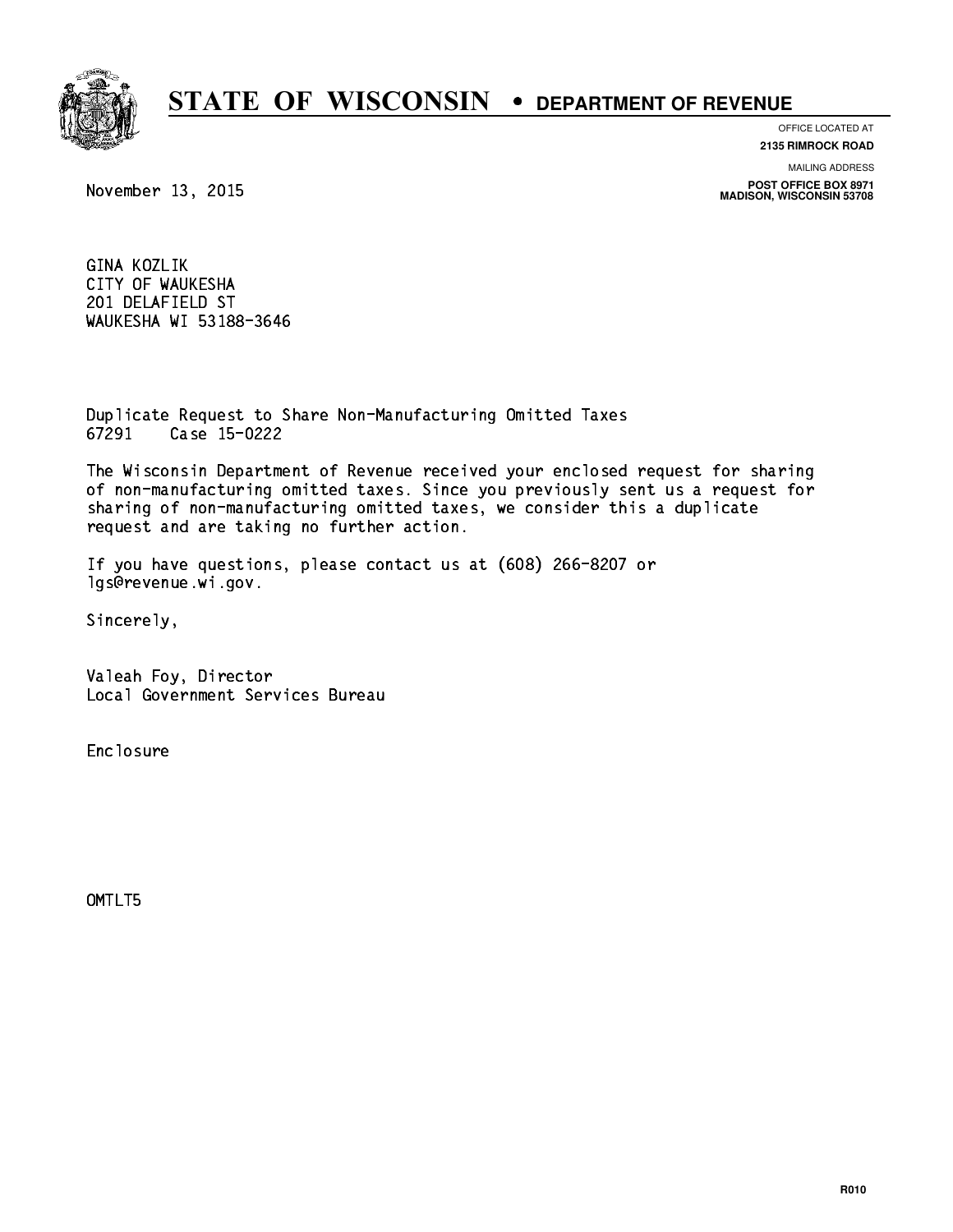# STATE OF WISCONSIN • DEPARTMENT OF REVENUE

OFFICE LOCATED AT
**2135 RIMROCK ROAD**

MAILING ADDRESS
**POST OFFICE BOX 8971**
**MADISON, WISCONSIN 53708**

November 13, 2015

GINA KOZLIK
CITY OF WAUKESHA
201 DELAFIELD ST
WAUKESHA WI 53188-3646

Duplicate Request to Share Non-Manufacturing Omitted Taxes
67291 Case 15-0222

The Wisconsin Department of Revenue received your enclosed request for sharing of non-manufacturing omitted taxes. Since you previously sent us a request for sharing of non-manufacturing omitted taxes, we consider this a duplicate request and are taking no further action.

If you have questions, please contact us at (608) 266-8207 or lgs@revenue.wi.gov.

Sincerely,

Valeah Foy, Director
Local Government Services Bureau

Enclosure

OMTLT5

R010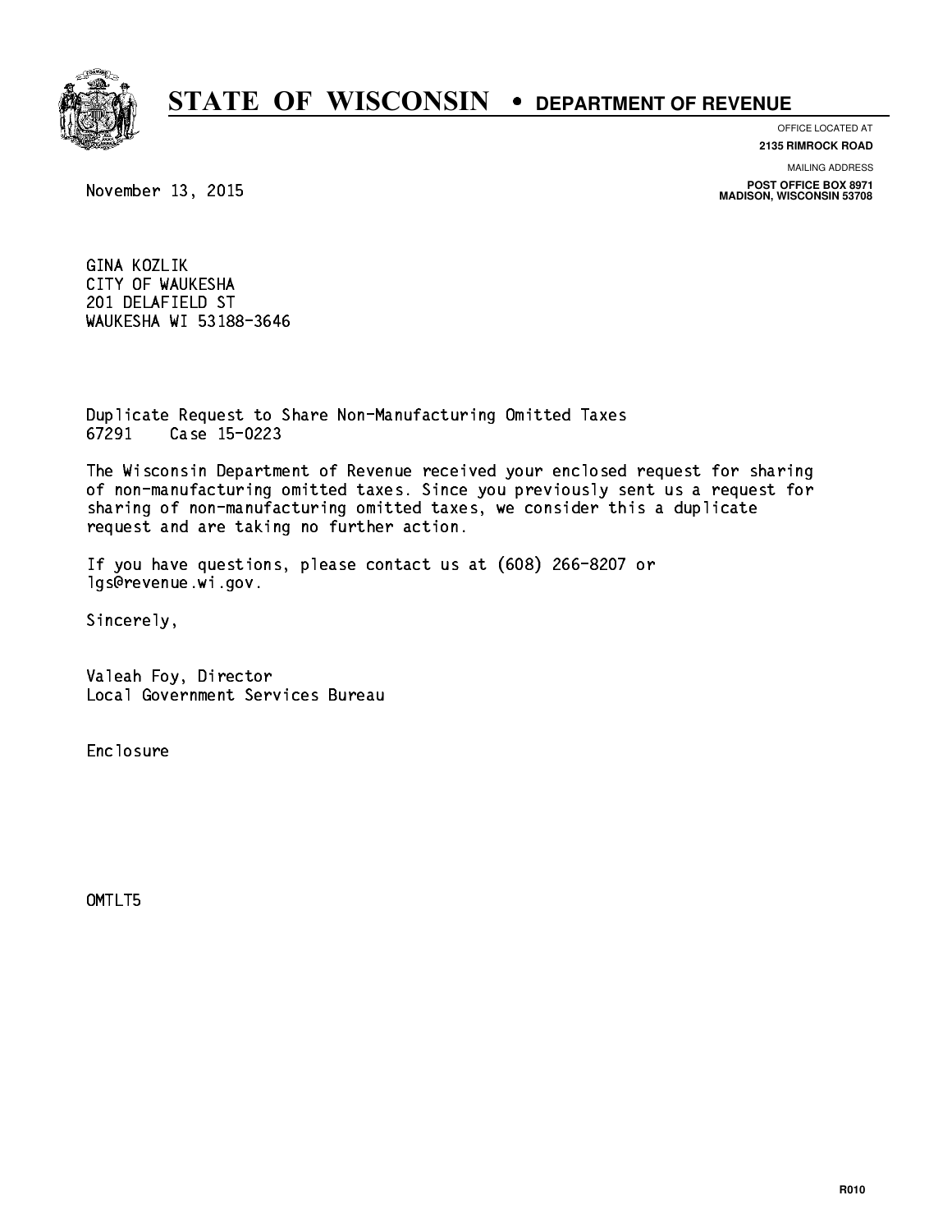# STATE OF WISCONSIN • DEPARTMENT OF REVENUE

OFFICE LOCATED AT
**2135 RIMROCK ROAD**

MAILING ADDRESS
**POST OFFICE BOX 8971**
**MADISON, WISCONSIN 53708**

November 13, 2015

GINA KOZLIK
CITY OF WAUKESHA
201 DELAFIELD ST
WAUKESHA WI 53188-3646

Duplicate Request to Share Non-Manufacturing Omitted Taxes
67291    Case 15-0223

The Wisconsin Department of Revenue received your enclosed request for sharing of non-manufacturing omitted taxes. Since you previously sent us a request for sharing of non-manufacturing omitted taxes, we consider this a duplicate request and are taking no further action.

If you have questions, please contact us at (608) 266-8207 or lgs@revenue.wi.gov.

Sincerely,

Valeah Foy, Director
Local Government Services Bureau

Enclosure

OMTLT5

R010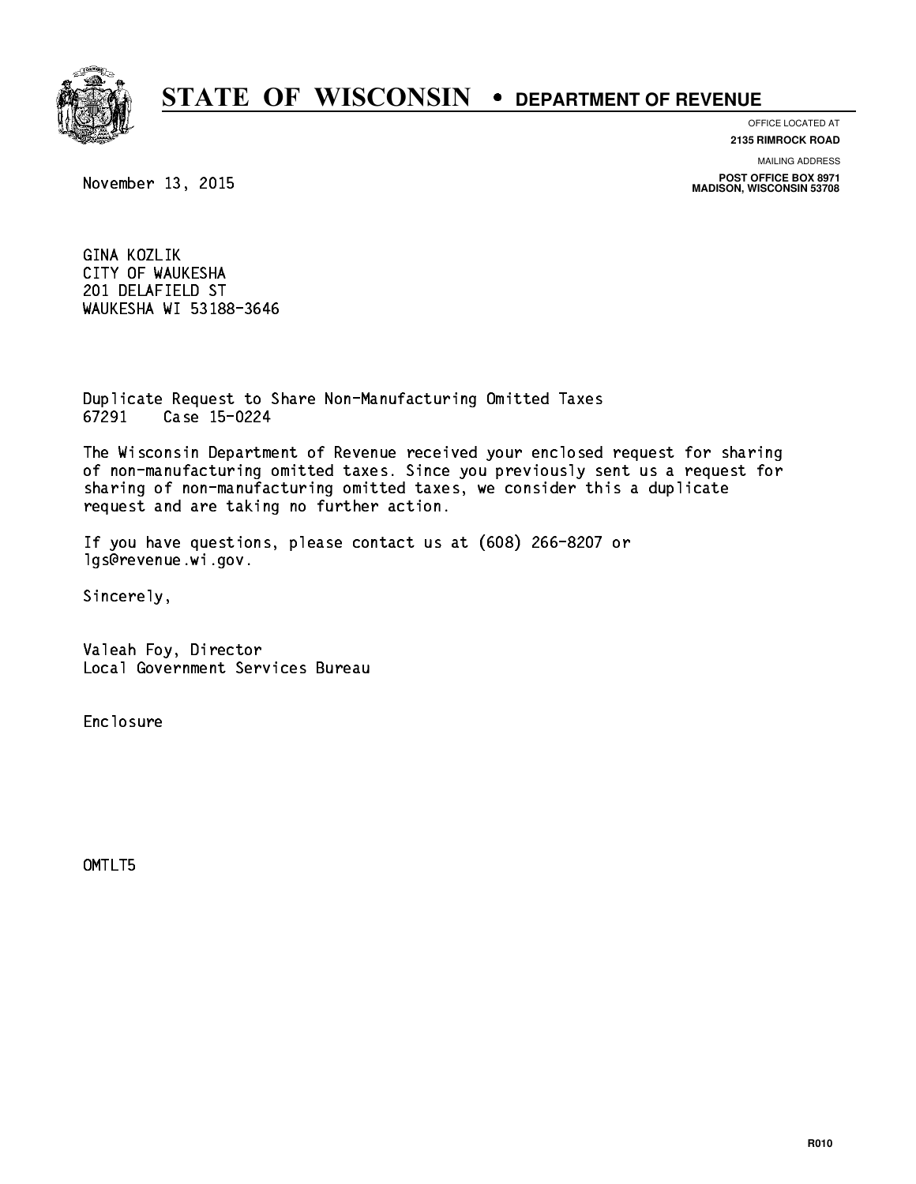# STATE OF WISCONSIN • DEPARTMENT OF REVENUE

OFFICE LOCATED AT
**2135 RIMROCK ROAD**

MAILING ADDRESS
**POST OFFICE BOX 8971**
**MADISON, WISCONSIN 53708**

November 13, 2015

GINA KOZLIK
CITY OF WAUKESHA
201 DELAFIELD ST
WAUKESHA WI 53188-3646

Duplicate Request to Share Non-Manufacturing Omitted Taxes
67291 Case 15-0224

The Wisconsin Department of Revenue received your enclosed request for sharing of non-manufacturing omitted taxes. Since you previously sent us a request for sharing of non-manufacturing omitted taxes, we consider this a duplicate request and are taking no further action.

If you have questions, please contact us at (608) 266-8207 or lgs@revenue.wi.gov.

Sincerely,

Valeah Foy, Director
Local Government Services Bureau

Enclosure

OMTLT5

R010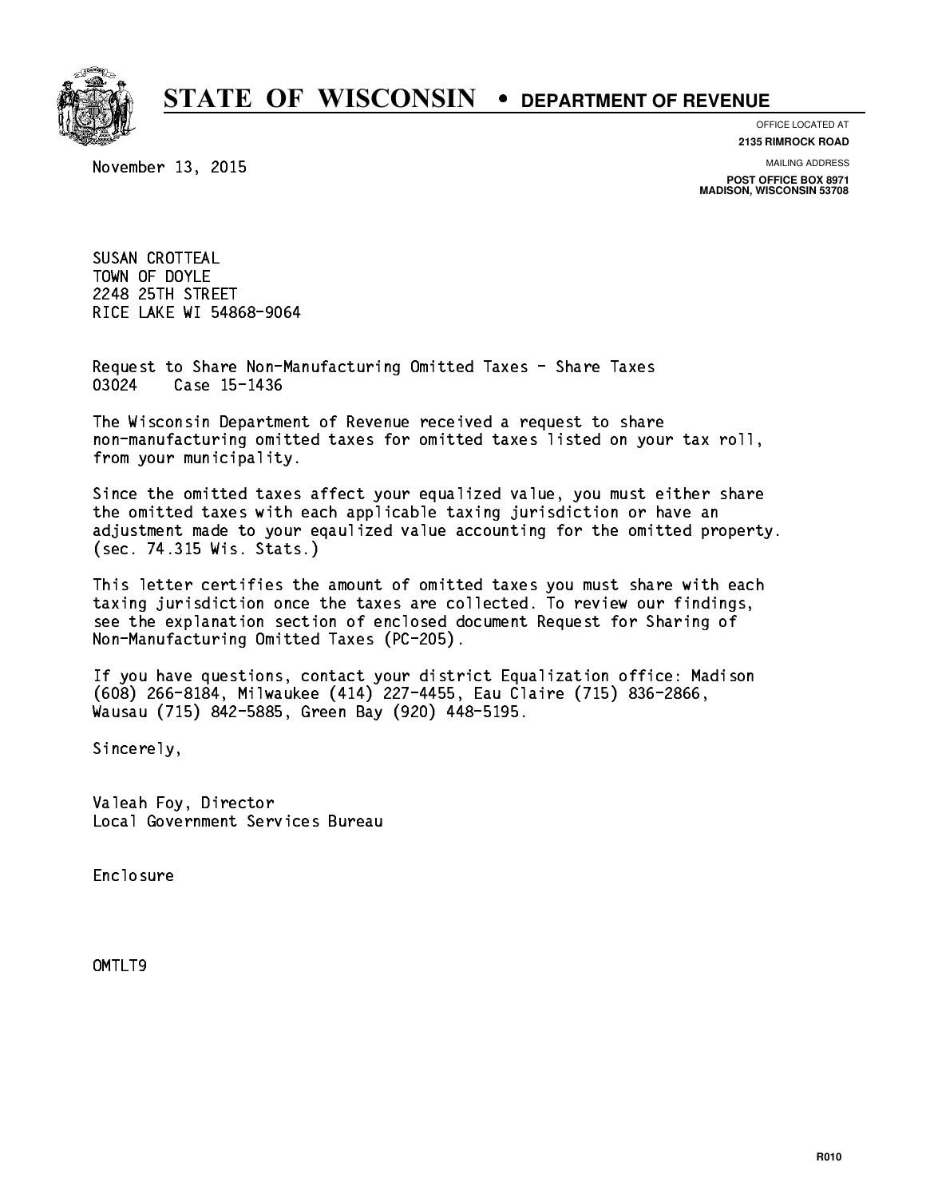# STATE OF WISCONSIN • DEPARTMENT OF REVENUE

OFFICE LOCATED AT
**2135 RIMROCK ROAD**

MAILING ADDRESS
**POST OFFICE BOX 8971**
**MADISON, WISCONSIN 53708**

November 13, 2015

SUSAN CROTTEAL
TOWN OF DOYLE
2248 25TH STREET
RICE LAKE WI 54868-9064

Request to Share Non-Manufacturing Omitted Taxes - Share Taxes
03024 Case 15-1436

The Wisconsin Department of Revenue received a request to share non-manufacturing omitted taxes for omitted taxes listed on your tax roll, from your municipality.

Since the omitted taxes affect your equalized value, you must either share the omitted taxes with each applicable taxing jurisdiction or have an adjustment made to your eqaulized value accounting for the omitted property. (sec. 74.315 Wis. Stats.)

This letter certifies the amount of omitted taxes you must share with each taxing jurisdiction once the taxes are collected. To review our findings, see the explanation section of enclosed document Request for Sharing of Non-Manufacturing Omitted Taxes (PC-205).

If you have questions, contact your district Equalization office: Madison (608) 266-8184, Milwaukee (414) 227-4455, Eau Claire (715) 836-2866, Wausau (715) 842-5885, Green Bay (920) 448-5195.

Sincerely,

Valeah Foy, Director
Local Government Services Bureau

Enclosure

OMTLT9

R010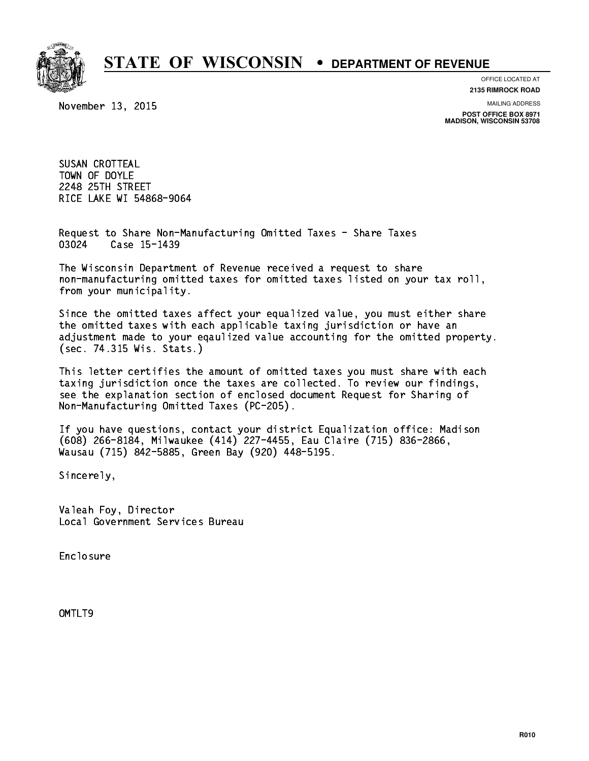# STATE OF WISCONSIN • DEPARTMENT OF REVENUE

OFFICE LOCATED AT
**2135 RIMROCK ROAD**

MAILING ADDRESS
**POST OFFICE BOX 8971**
**MADISON, WISCONSIN 53708**

November 13, 2015

SUSAN CROTTEAL
TOWN OF DOYLE
2248 25TH STREET
RICE LAKE WI 54868-9064

Request to Share Non-Manufacturing Omitted Taxes - Share Taxes
03024 Case 15-1439

The Wisconsin Department of Revenue received a request to share non-manufacturing omitted taxes for omitted taxes listed on your tax roll, from your municipality.

Since the omitted taxes affect your equalized value, you must either share the omitted taxes with each applicable taxing jurisdiction or have an adjustment made to your eqaulized value accounting for the omitted property. (sec. 74.315 Wis. Stats.)

This letter certifies the amount of omitted taxes you must share with each taxing jurisdiction once the taxes are collected. To review our findings, see the explanation section of enclosed document Request for Sharing of Non-Manufacturing Omitted Taxes (PC-205).

If you have questions, contact your district Equalization office: Madison (608) 266-8184, Milwaukee (414) 227-4455, Eau Claire (715) 836-2866, Wausau (715) 842-5885, Green Bay (920) 448-5195.

Sincerely,

Valeah Foy, Director
Local Government Services Bureau

Enclosure

OMTLT9

R010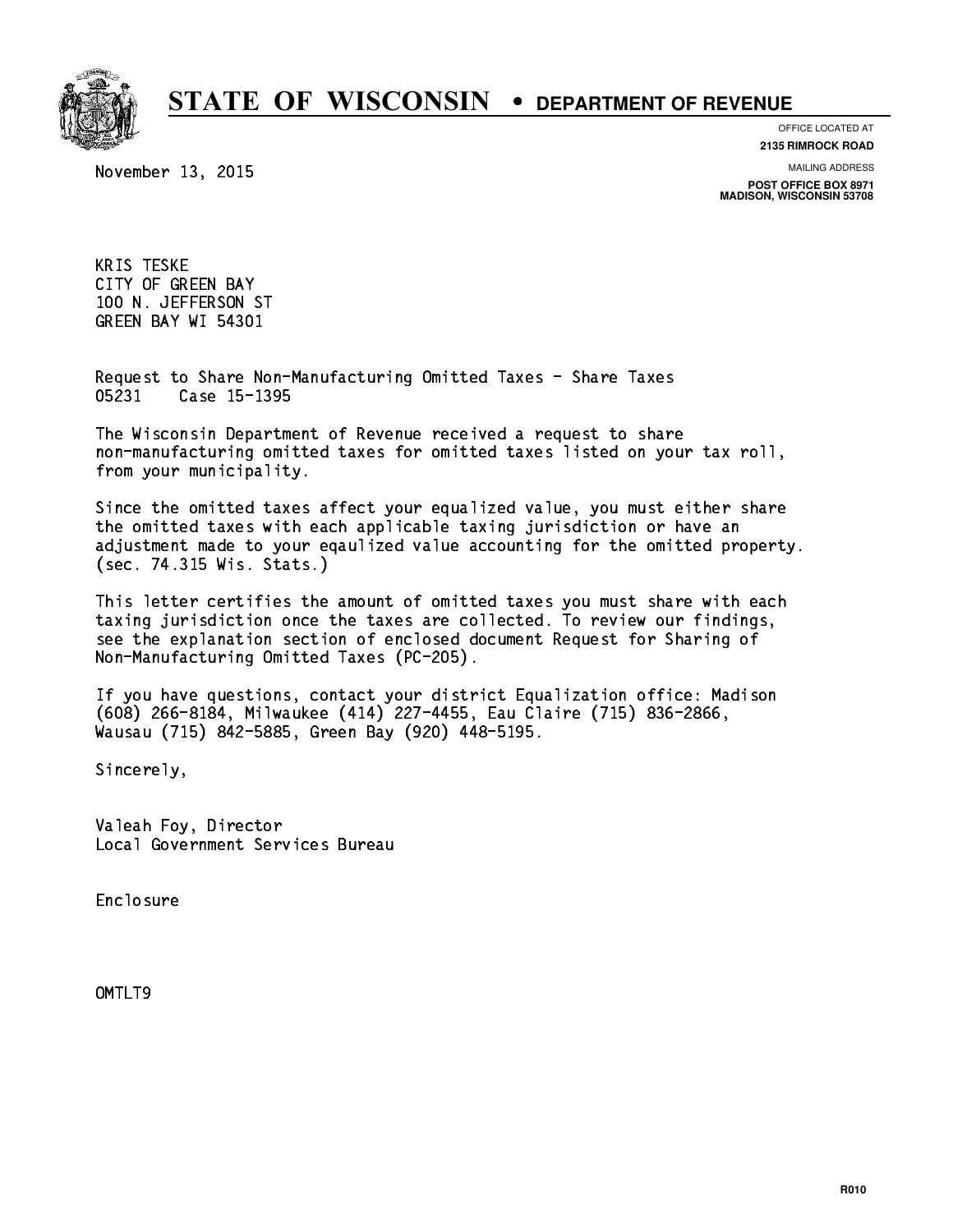# STATE OF WISCONSIN • DEPARTMENT OF REVENUE

OFFICE LOCATED AT
**2135 RIMROCK ROAD**

MAILING ADDRESS
**POST OFFICE BOX 8971**
**MADISON, WISCONSIN 53708**

November 13, 2015

KRIS TESKE
CITY OF GREEN BAY
100 N. JEFFERSON ST
GREEN BAY WI 54301

Request to Share Non-Manufacturing Omitted Taxes - Share Taxes
05231 Case 15-1395

The Wisconsin Department of Revenue received a request to share non-manufacturing omitted taxes for omitted taxes listed on your tax roll, from your municipality.

Since the omitted taxes affect your equalized value, you must either share the omitted taxes with each applicable taxing jurisdiction or have an adjustment made to your eqaulized value accounting for the omitted property. (sec. 74.315 Wis. Stats.)

This letter certifies the amount of omitted taxes you must share with each taxing jurisdiction once the taxes are collected. To review our findings, see the explanation section of enclosed document Request for Sharing of Non-Manufacturing Omitted Taxes (PC-205).

If you have questions, contact your district Equalization office: Madison (608) 266-8184, Milwaukee (414) 227-4455, Eau Claire (715) 836-2866, Wausau (715) 842-5885, Green Bay (920) 448-5195.

Sincerely,

Valeah Foy, Director
Local Government Services Bureau

Enclosure

OMTLT9

R010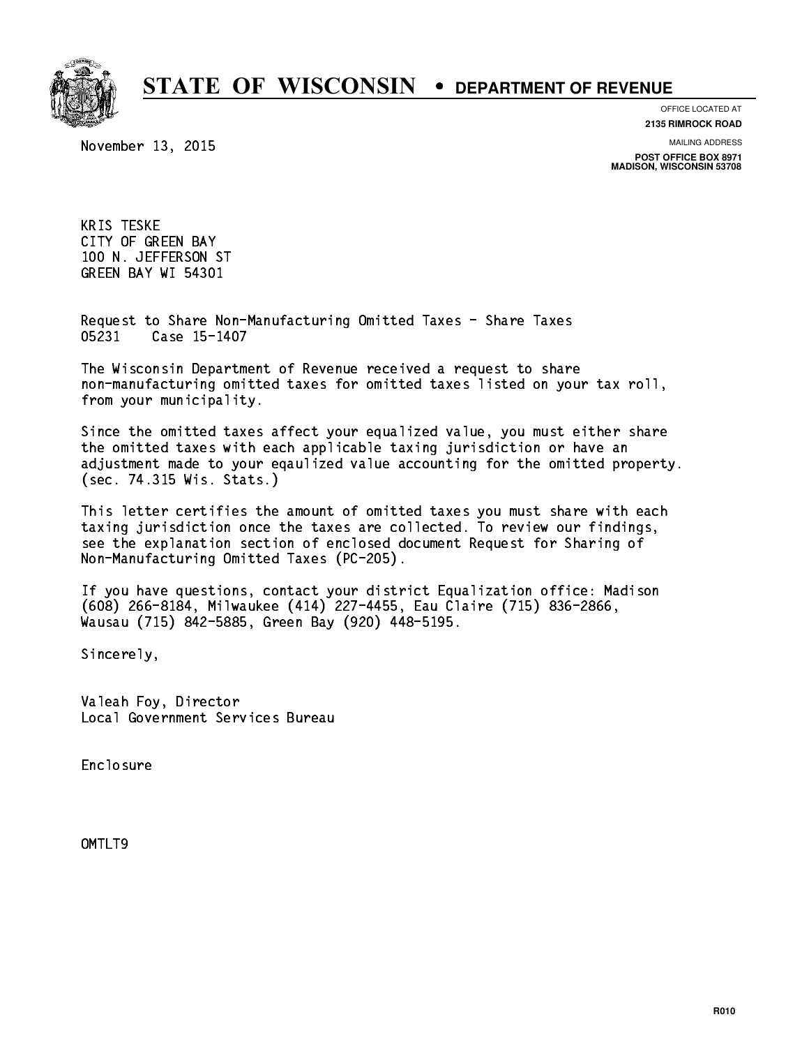# STATE OF WISCONSIN • DEPARTMENT OF REVENUE

OFFICE LOCATED AT
**2135 RIMROCK ROAD**

MAILING ADDRESS
**POST OFFICE BOX 8971**
**MADISON, WISCONSIN 53708**

November 13, 2015

KRIS TESKE
CITY OF GREEN BAY
100 N. JEFFERSON ST
GREEN BAY WI 54301

Request to Share Non-Manufacturing Omitted Taxes - Share Taxes
05231 Case 15-1407

The Wisconsin Department of Revenue received a request to share non-manufacturing omitted taxes for omitted taxes listed on your tax roll, from your municipality.

Since the omitted taxes affect your equalized value, you must either share the omitted taxes with each applicable taxing jurisdiction or have an adjustment made to your eqaulized value accounting for the omitted property. (sec. 74.315 Wis. Stats.)

This letter certifies the amount of omitted taxes you must share with each taxing jurisdiction once the taxes are collected. To review our findings, see the explanation section of enclosed document Request for Sharing of Non-Manufacturing Omitted Taxes (PC-205).

If you have questions, contact your district Equalization office: Madison (608) 266-8184, Milwaukee (414) 227-4455, Eau Claire (715) 836-2866, Wausau (715) 842-5885, Green Bay (920) 448-5195.

Sincerely,

Valeah Foy, Director
Local Government Services Bureau

Enclosure

OMTLT9

R010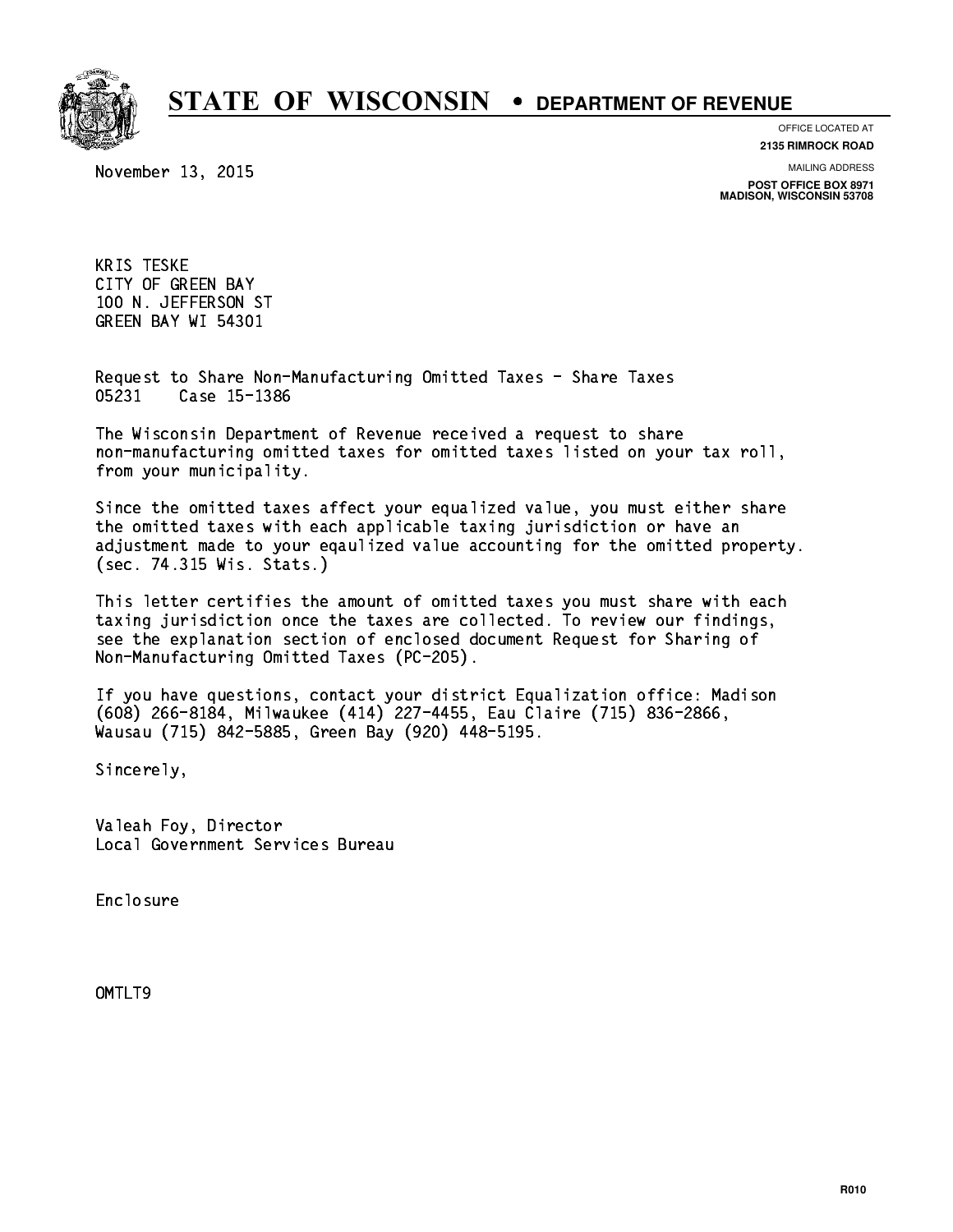# STATE OF WISCONSIN • DEPARTMENT OF REVENUE

OFFICE LOCATED AT
**2135 RIMROCK ROAD**

MAILING ADDRESS
**POST OFFICE BOX 8971**
**MADISON, WISCONSIN 53708**

November 13, 2015

KRIS TESKE
CITY OF GREEN BAY
100 N. JEFFERSON ST
GREEN BAY WI 54301

Request to Share Non-Manufacturing Omitted Taxes - Share Taxes
05231 Case 15-1386

The Wisconsin Department of Revenue received a request to share non-manufacturing omitted taxes for omitted taxes listed on your tax roll, from your municipality.

Since the omitted taxes affect your equalized value, you must either share the omitted taxes with each applicable taxing jurisdiction or have an adjustment made to your eqaulized value accounting for the omitted property. (sec. 74.315 Wis. Stats.)

This letter certifies the amount of omitted taxes you must share with each taxing jurisdiction once the taxes are collected. To review our findings, see the explanation section of enclosed document Request for Sharing of Non-Manufacturing Omitted Taxes (PC-205).

If you have questions, contact your district Equalization office: Madison (608) 266-8184, Milwaukee (414) 227-4455, Eau Claire (715) 836-2866, Wausau (715) 842-5885, Green Bay (920) 448-5195.

Sincerely,

Valeah Foy, Director
Local Government Services Bureau

Enclosure

OMTLT9

R010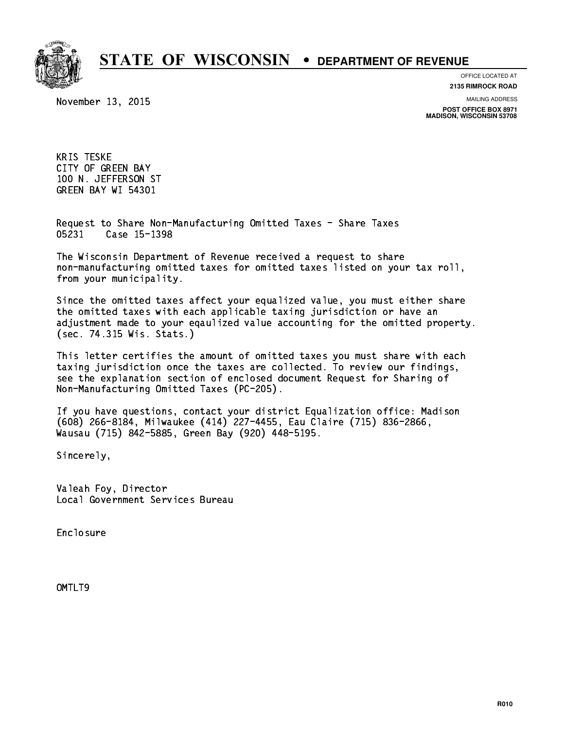# STATE OF WISCONSIN • DEPARTMENT OF REVENUE

OFFICE LOCATED AT
**2135 RIMROCK ROAD**

MAILING ADDRESS
**POST OFFICE BOX 8971**
**MADISON, WISCONSIN 53708**

November 13, 2015

KRIS TESKE
CITY OF GREEN BAY
100 N. JEFFERSON ST
GREEN BAY WI 54301

Request to Share Non-Manufacturing Omitted Taxes - Share Taxes
05231 Case 15-1398

The Wisconsin Department of Revenue received a request to share non-manufacturing omitted taxes for omitted taxes listed on your tax roll, from your municipality.

Since the omitted taxes affect your equalized value, you must either share the omitted taxes with each applicable taxing jurisdiction or have an adjustment made to your eqaulized value accounting for the omitted property. (sec. 74.315 Wis. Stats.)

This letter certifies the amount of omitted taxes you must share with each taxing jurisdiction once the taxes are collected. To review our findings, see the explanation section of enclosed document Request for Sharing of Non-Manufacturing Omitted Taxes (PC-205).

If you have questions, contact your district Equalization office: Madison (608) 266-8184, Milwaukee (414) 227-4455, Eau Claire (715) 836-2866, Wausau (715) 842-5885, Green Bay (920) 448-5195.

Sincerely,

Valeah Foy, Director
Local Government Services Bureau

Enclosure

OMTLT9

R010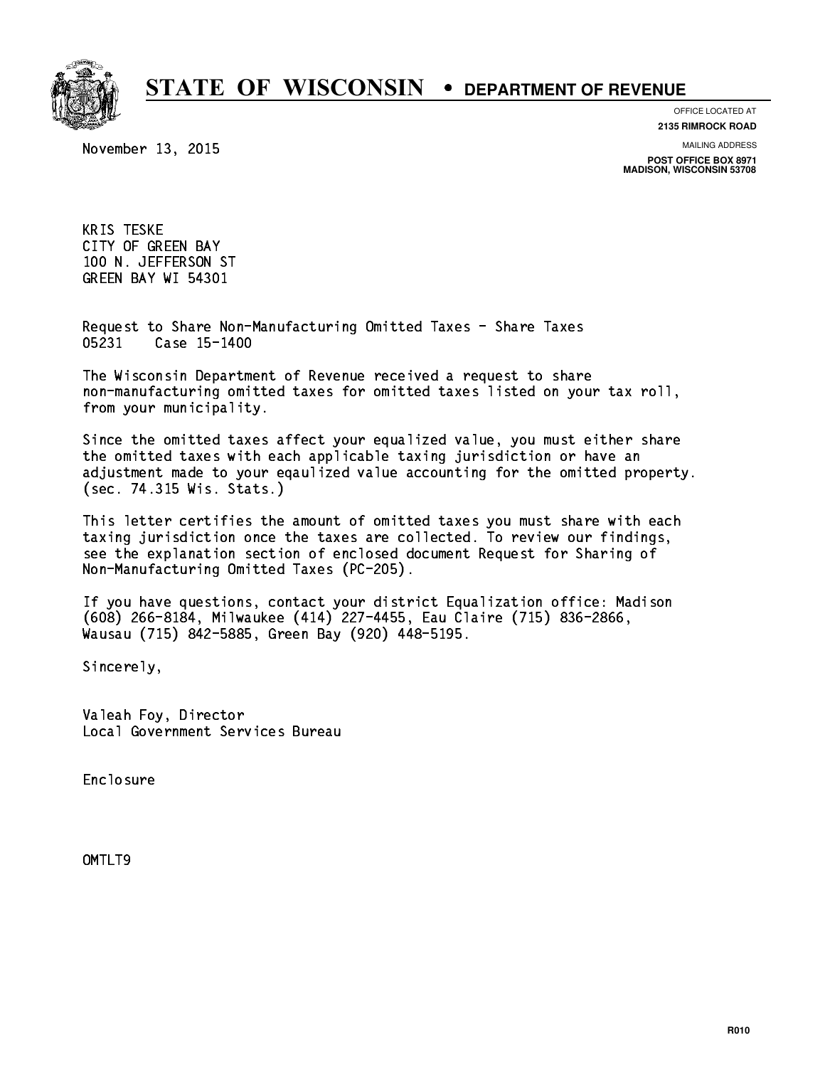# STATE OF WISCONSIN • DEPARTMENT OF REVENUE

OFFICE LOCATED AT
**2135 RIMROCK ROAD**

MAILING ADDRESS
**POST OFFICE BOX 8971**
**MADISON, WISCONSIN 53708**

November 13, 2015

KRIS TESKE
CITY OF GREEN BAY
100 N. JEFFERSON ST
GREEN BAY WI 54301

Request to Share Non-Manufacturing Omitted Taxes - Share Taxes
05231    Case 15-1400

The Wisconsin Department of Revenue received a request to share non-manufacturing omitted taxes for omitted taxes listed on your tax roll, from your municipality.

Since the omitted taxes affect your equalized value, you must either share the omitted taxes with each applicable taxing jurisdiction or have an adjustment made to your eqaulized value accounting for the omitted property. (sec. 74.315 Wis. Stats.)

This letter certifies the amount of omitted taxes you must share with each taxing jurisdiction once the taxes are collected. To review our findings, see the explanation section of enclosed document Request for Sharing of Non-Manufacturing Omitted Taxes (PC-205).

If you have questions, contact your district Equalization office: Madison (608) 266-8184, Milwaukee (414) 227-4455, Eau Claire (715) 836-2866, Wausau (715) 842-5885, Green Bay (920) 448-5195.

Sincerely,

Valeah Foy, Director
Local Government Services Bureau

Enclosure

OMTLT9

R010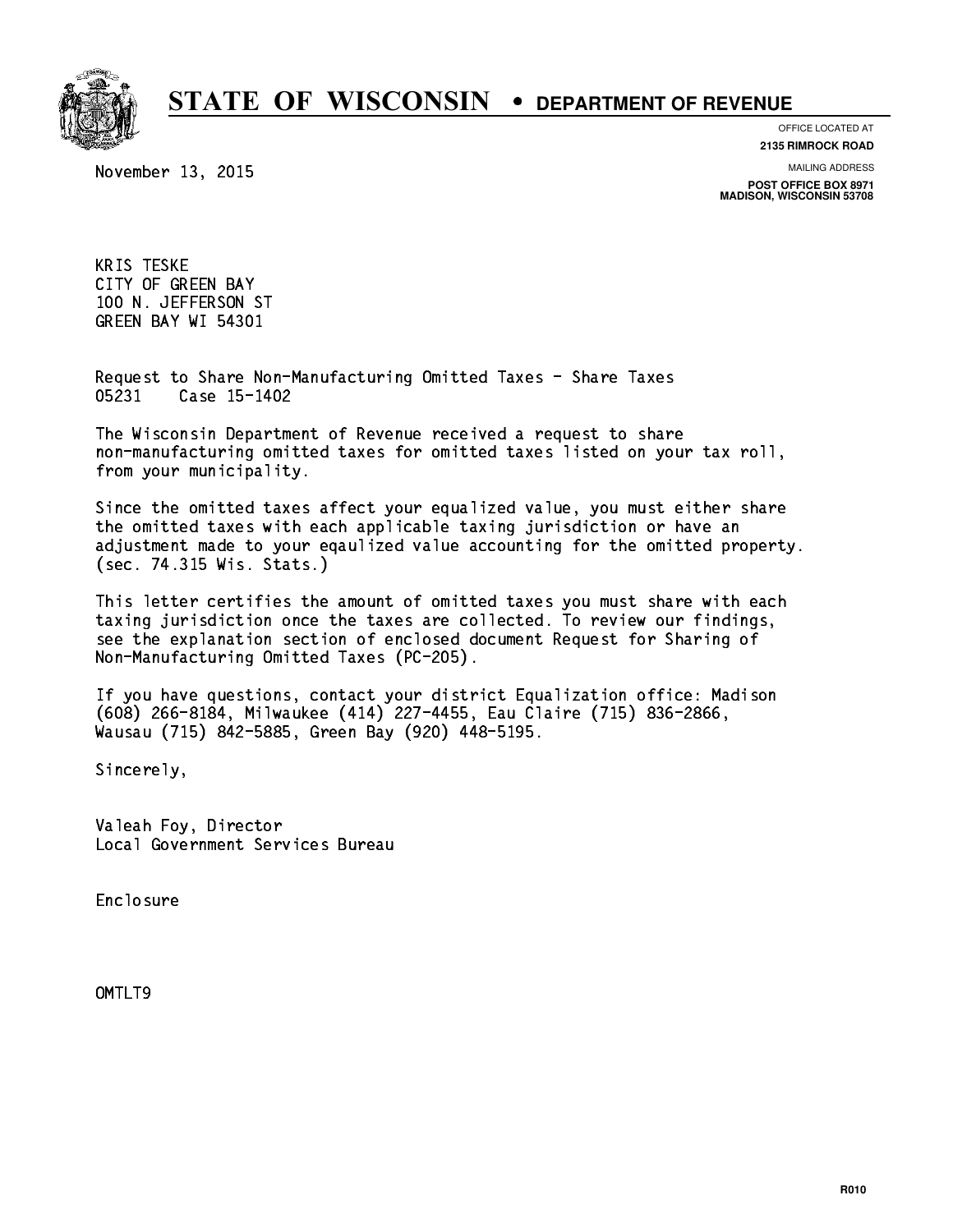# STATE OF WISCONSIN • DEPARTMENT OF REVENUE

OFFICE LOCATED AT
**2135 RIMROCK ROAD**

MAILING ADDRESS
**POST OFFICE BOX 8971**
**MADISON, WISCONSIN 53708**

November 13, 2015

KRIS TESKE
CITY OF GREEN BAY
100 N. JEFFERSON ST
GREEN BAY WI 54301

Request to Share Non-Manufacturing Omitted Taxes - Share Taxes
05231 Case 15-1402

The Wisconsin Department of Revenue received a request to share non-manufacturing omitted taxes for omitted taxes listed on your tax roll, from your municipality.

Since the omitted taxes affect your equalized value, you must either share the omitted taxes with each applicable taxing jurisdiction or have an adjustment made to your eqaulized value accounting for the omitted property. (sec. 74.315 Wis. Stats.)

This letter certifies the amount of omitted taxes you must share with each taxing jurisdiction once the taxes are collected. To review our findings, see the explanation section of enclosed document Request for Sharing of Non-Manufacturing Omitted Taxes (PC-205).

If you have questions, contact your district Equalization office: Madison (608) 266-8184, Milwaukee (414) 227-4455, Eau Claire (715) 836-2866, Wausau (715) 842-5885, Green Bay (920) 448-5195.

Sincerely,

Valeah Foy, Director
Local Government Services Bureau

Enclosure

OMTLT9

R010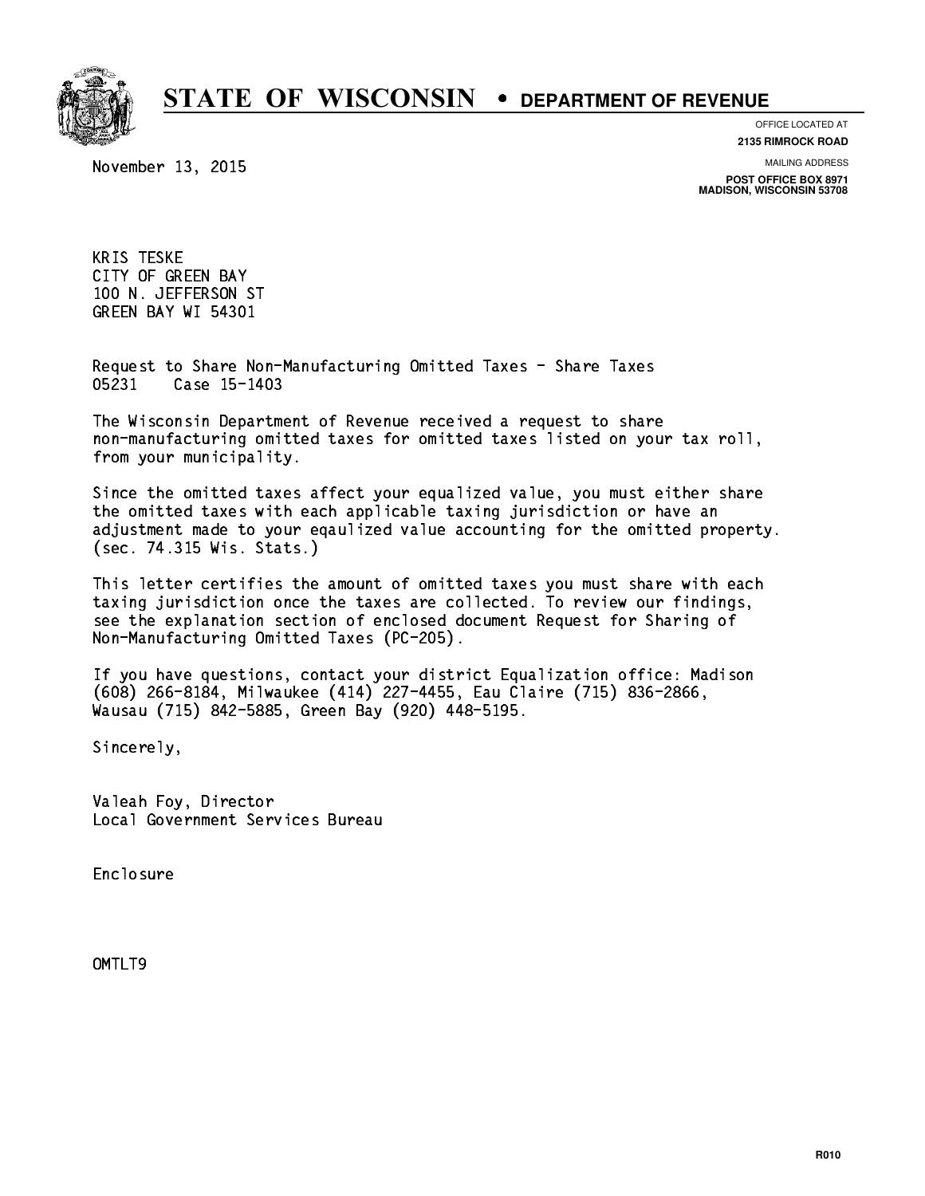# STATE OF WISCONSIN • DEPARTMENT OF REVENUE

OFFICE LOCATED AT
**2135 RIMROCK ROAD**

MAILING ADDRESS
**POST OFFICE BOX 8971**
**MADISON, WISCONSIN 53708**

November 13, 2015

KRIS TESKE
CITY OF GREEN BAY
100 N. JEFFERSON ST
GREEN BAY WI 54301

Request to Share Non-Manufacturing Omitted Taxes - Share Taxes
05231 Case 15-1403

The Wisconsin Department of Revenue received a request to share non-manufacturing omitted taxes for omitted taxes listed on your tax roll, from your municipality.

Since the omitted taxes affect your equalized value, you must either share the omitted taxes with each applicable taxing jurisdiction or have an adjustment made to your eqaulized value accounting for the omitted property. (sec. 74.315 Wis. Stats.)

This letter certifies the amount of omitted taxes you must share with each taxing jurisdiction once the taxes are collected. To review our findings, see the explanation section of enclosed document Request for Sharing of Non-Manufacturing Omitted Taxes (PC-205).

If you have questions, contact your district Equalization office: Madison (608) 266-8184, Milwaukee (414) 227-4455, Eau Claire (715) 836-2866, Wausau (715) 842-5885, Green Bay (920) 448-5195.

Sincerely,

Valeah Foy, Director
Local Government Services Bureau

Enclosure

OMTLT9

R010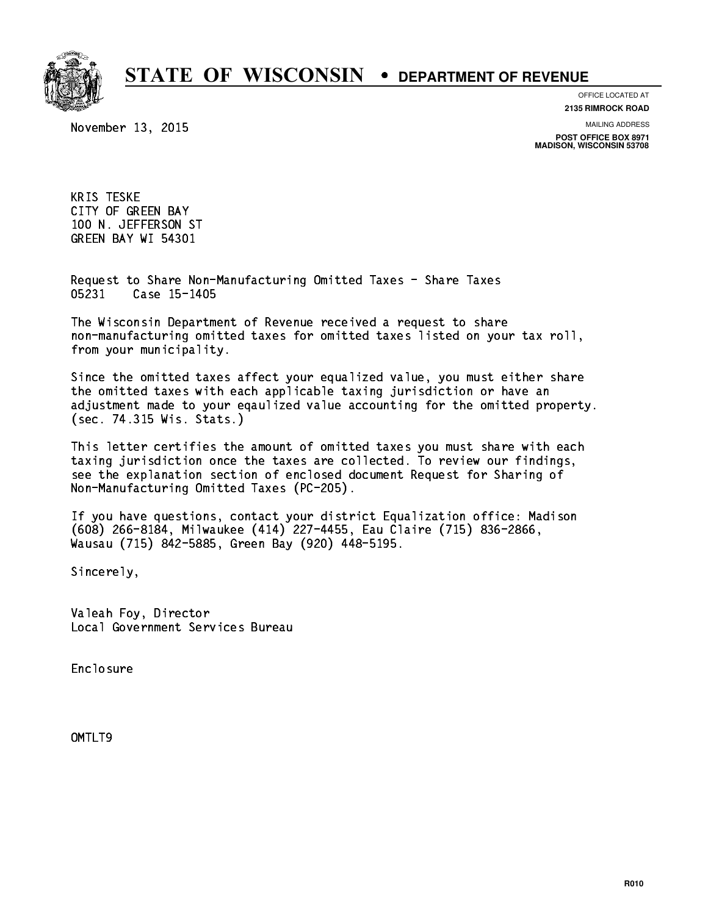# STATE OF WISCONSIN • DEPARTMENT OF REVENUE

OFFICE LOCATED AT
**2135 RIMROCK ROAD**

MAILING ADDRESS
**POST OFFICE BOX 8971**
**MADISON, WISCONSIN 53708**

November 13, 2015

KRIS TESKE
CITY OF GREEN BAY
100 N. JEFFERSON ST
GREEN BAY WI 54301

Request to Share Non-Manufacturing Omitted Taxes - Share Taxes
05231 Case 15-1405

The Wisconsin Department of Revenue received a request to share non-manufacturing omitted taxes for omitted taxes listed on your tax roll, from your municipality.

Since the omitted taxes affect your equalized value, you must either share the omitted taxes with each applicable taxing jurisdiction or have an adjustment made to your eqaulized value accounting for the omitted property. (sec. 74.315 Wis. Stats.)

This letter certifies the amount of omitted taxes you must share with each taxing jurisdiction once the taxes are collected. To review our findings, see the explanation section of enclosed document Request for Sharing of Non-Manufacturing Omitted Taxes (PC-205).

If you have questions, contact your district Equalization office: Madison (608) 266-8184, Milwaukee (414) 227-4455, Eau Claire (715) 836-2866, Wausau (715) 842-5885, Green Bay (920) 448-5195.

Sincerely,

Valeah Foy, Director
Local Government Services Bureau

Enclosure

OMTLT9

R010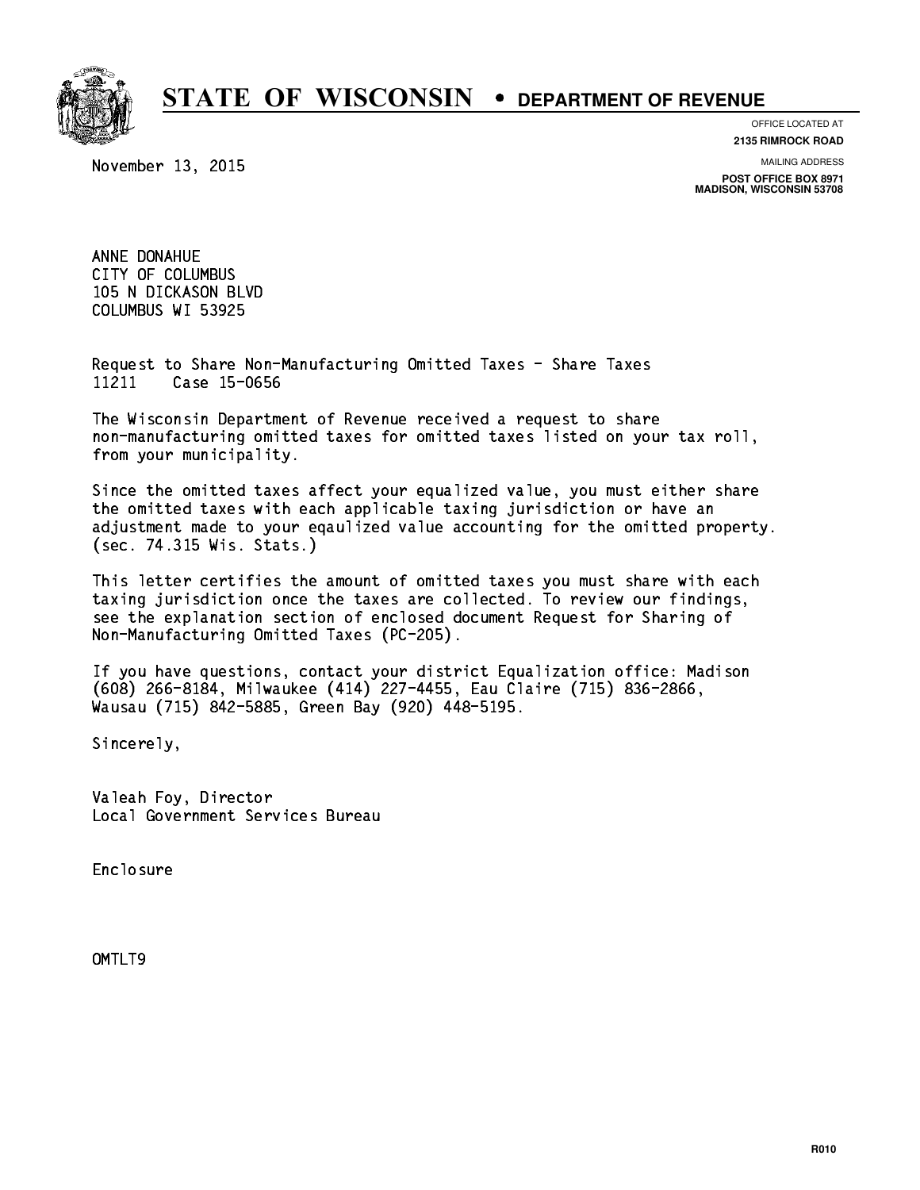# STATE OF WISCONSIN • DEPARTMENT OF REVENUE

OFFICE LOCATED AT
**2135 RIMROCK ROAD**

MAILING ADDRESS
**POST OFFICE BOX 8971**
**MADISON, WISCONSIN 53708**

November 13, 2015

ANNE DONAHUE
CITY OF COLUMBUS
105 N DICKASON BLVD
COLUMBUS WI 53925

Request to Share Non-Manufacturing Omitted Taxes - Share Taxes
11211 Case 15-0656

The Wisconsin Department of Revenue received a request to share non-manufacturing omitted taxes for omitted taxes listed on your tax roll, from your municipality.

Since the omitted taxes affect your equalized value, you must either share the omitted taxes with each applicable taxing jurisdiction or have an adjustment made to your eqaulized value accounting for the omitted property. (sec. 74.315 Wis. Stats.)

This letter certifies the amount of omitted taxes you must share with each taxing jurisdiction once the taxes are collected. To review our findings, see the explanation section of enclosed document Request for Sharing of Non-Manufacturing Omitted Taxes (PC-205).

If you have questions, contact your district Equalization office: Madison (608) 266-8184, Milwaukee (414) 227-4455, Eau Claire (715) 836-2866, Wausau (715) 842-5885, Green Bay (920) 448-5195.

Sincerely,

Valeah Foy, Director
Local Government Services Bureau

Enclosure

OMTLT9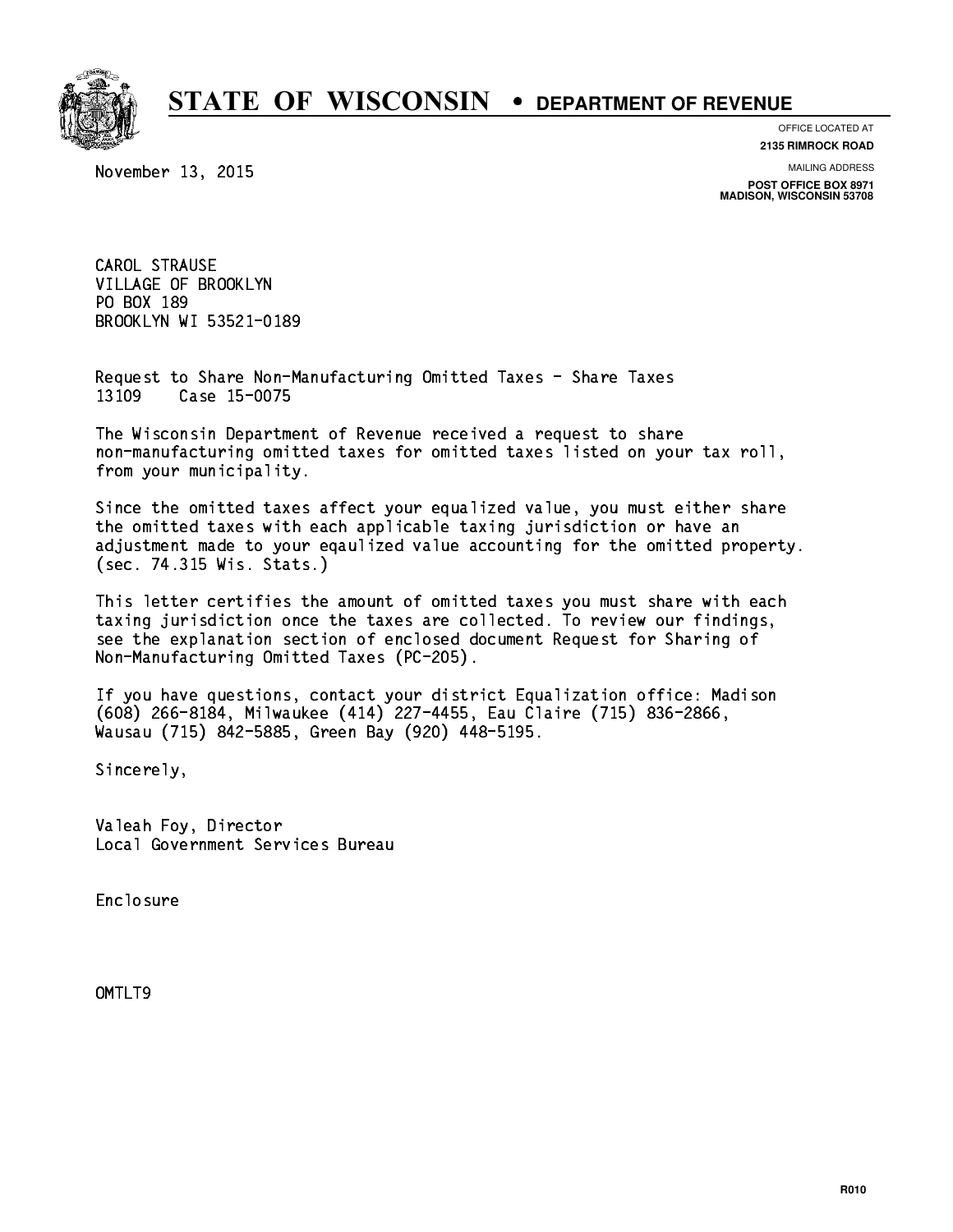# STATE OF WISCONSIN • DEPARTMENT OF REVENUE

OFFICE LOCATED AT
**2135 RIMROCK ROAD**

MAILING ADDRESS
**POST OFFICE BOX 8971**
**MADISON, WISCONSIN 53708**

November 13, 2015

CAROL STRAUSE
VILLAGE OF BROOKLYN
PO BOX 189
BROOKLYN WI 53521-0189

Request to Share Non-Manufacturing Omitted Taxes - Share Taxes
13109 Case 15-0075

The Wisconsin Department of Revenue received a request to share non-manufacturing omitted taxes for omitted taxes listed on your tax roll, from your municipality.

Since the omitted taxes affect your equalized value, you must either share the omitted taxes with each applicable taxing jurisdiction or have an adjustment made to your eqaulized value accounting for the omitted property. (sec. 74.315 Wis. Stats.)

This letter certifies the amount of omitted taxes you must share with each taxing jurisdiction once the taxes are collected. To review our findings, see the explanation section of enclosed document Request for Sharing of Non-Manufacturing Omitted Taxes (PC-205).

If you have questions, contact your district Equalization office: Madison (608) 266-8184, Milwaukee (414) 227-4455, Eau Claire (715) 836-2866, Wausau (715) 842-5885, Green Bay (920) 448-5195.

Sincerely,

Valeah Foy, Director
Local Government Services Bureau

Enclosure

OMTLT9

R010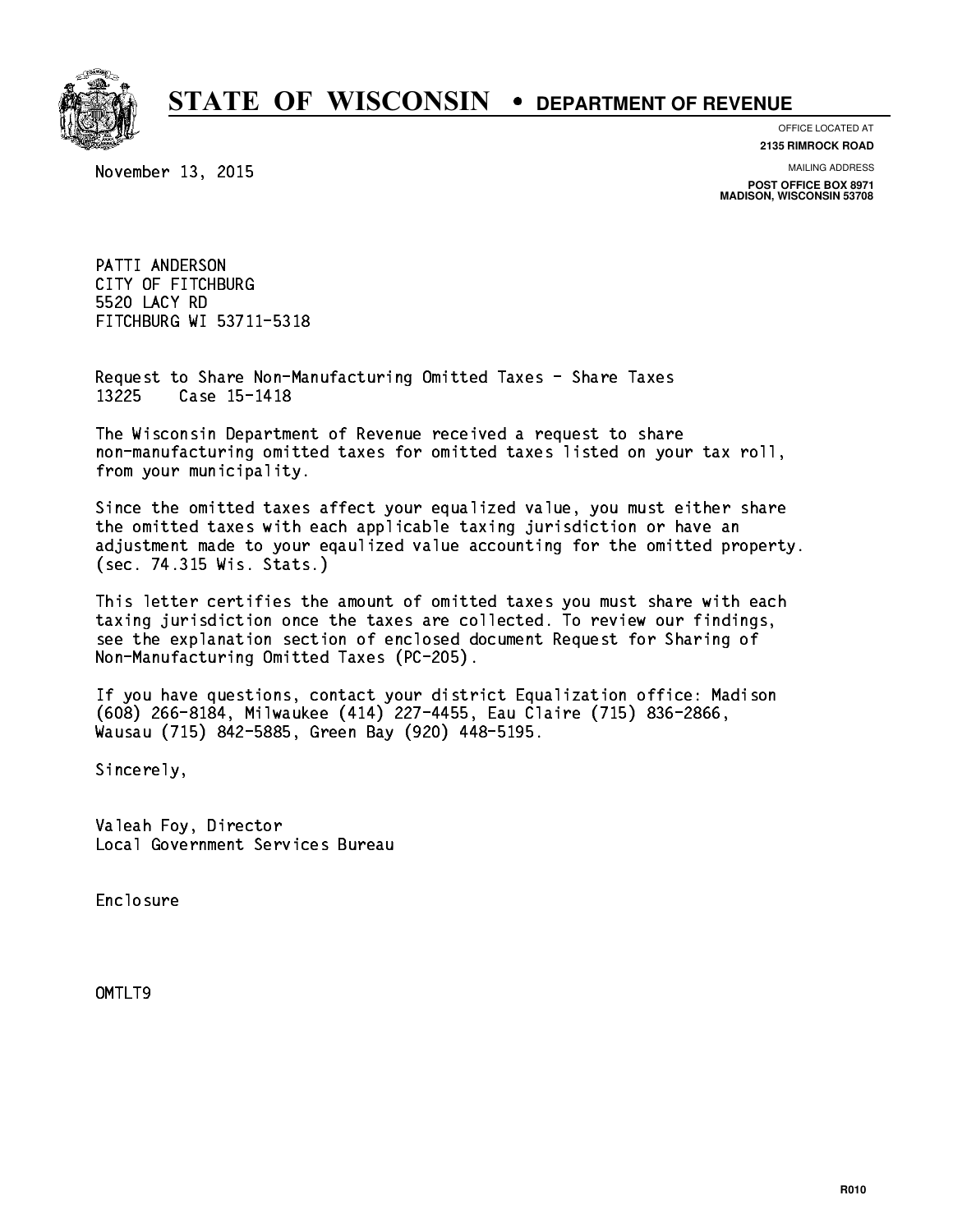# STATE OF WISCONSIN • DEPARTMENT OF REVENUE

OFFICE LOCATED AT
**2135 RIMROCK ROAD**

MAILING ADDRESS
**POST OFFICE BOX 8971**
**MADISON, WISCONSIN 53708**

November 13, 2015

PATTI ANDERSON
CITY OF FITCHBURG
5520 LACY RD
FITCHBURG WI 53711-5318

Request to Share Non-Manufacturing Omitted Taxes - Share Taxes
13225 Case 15-1418

The Wisconsin Department of Revenue received a request to share non-manufacturing omitted taxes for omitted taxes listed on your tax roll, from your municipality.

Since the omitted taxes affect your equalized value, you must either share the omitted taxes with each applicable taxing jurisdiction or have an adjustment made to your eqaulized value accounting for the omitted property. (sec. 74.315 Wis. Stats.)

This letter certifies the amount of omitted taxes you must share with each taxing jurisdiction once the taxes are collected. To review our findings, see the explanation section of enclosed document Request for Sharing of Non-Manufacturing Omitted Taxes (PC-205).

If you have questions, contact your district Equalization office: Madison (608) 266-8184, Milwaukee (414) 227-4455, Eau Claire (715) 836-2866, Wausau (715) 842-5885, Green Bay (920) 448-5195.

Sincerely,

Valeah Foy, Director
Local Government Services Bureau

Enclosure

OMTLT9

R010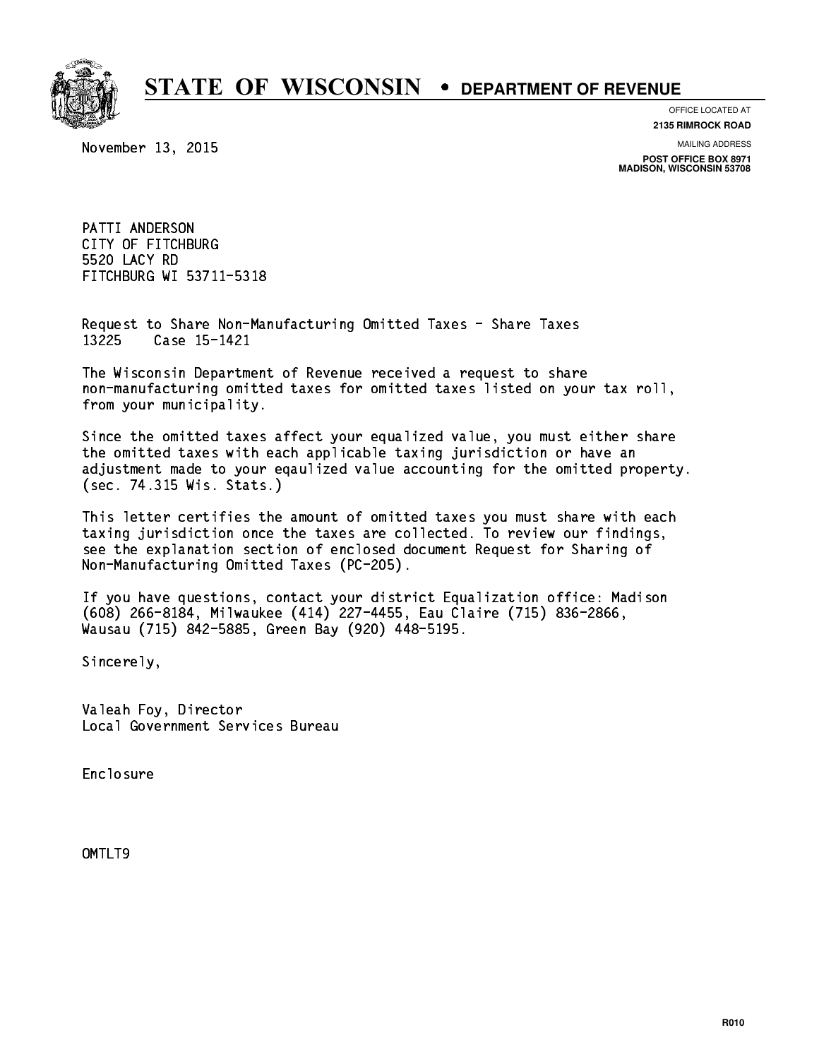# STATE OF WISCONSIN • DEPARTMENT OF REVENUE

OFFICE LOCATED AT
**2135 RIMROCK ROAD**

MAILING ADDRESS
**POST OFFICE BOX 8971**
**MADISON, WISCONSIN 53708**

November 13, 2015

PATTI ANDERSON
CITY OF FITCHBURG
5520 LACY RD
FITCHBURG WI 53711-5318

Request to Share Non-Manufacturing Omitted Taxes - Share Taxes
13225 Case 15-1421

The Wisconsin Department of Revenue received a request to share non-manufacturing omitted taxes for omitted taxes listed on your tax roll, from your municipality.

Since the omitted taxes affect your equalized value, you must either share the omitted taxes with each applicable taxing jurisdiction or have an adjustment made to your eqaulized value accounting for the omitted property. (sec. 74.315 Wis. Stats.)

This letter certifies the amount of omitted taxes you must share with each taxing jurisdiction once the taxes are collected. To review our findings, see the explanation section of enclosed document Request for Sharing of Non-Manufacturing Omitted Taxes (PC-205).

If you have questions, contact your district Equalization office: Madison (608) 266-8184, Milwaukee (414) 227-4455, Eau Claire (715) 836-2866, Wausau (715) 842-5885, Green Bay (920) 448-5195.

Sincerely,

Valeah Foy, Director
Local Government Services Bureau

Enclosure

OMTLT9

R010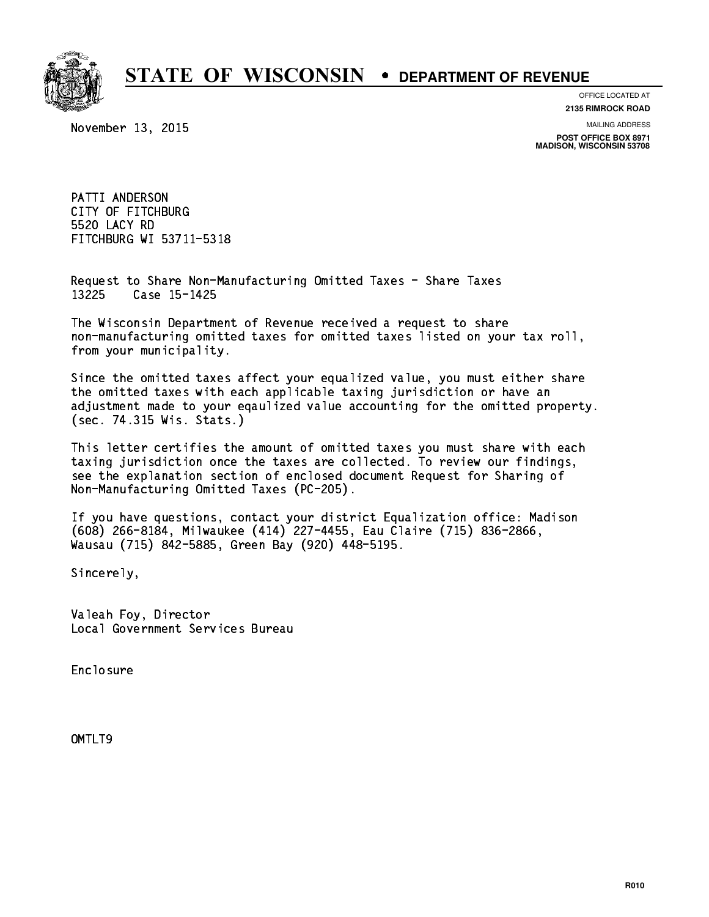# STATE OF WISCONSIN • DEPARTMENT OF REVENUE

OFFICE LOCATED AT
**2135 RIMROCK ROAD**

MAILING ADDRESS
**POST OFFICE BOX 8971**
**MADISON, WISCONSIN 53708**

November 13, 2015

PATTI ANDERSON
CITY OF FITCHBURG
5520 LACY RD
FITCHBURG WI 53711-5318

Request to Share Non-Manufacturing Omitted Taxes - Share Taxes
13225 Case 15-1425

The Wisconsin Department of Revenue received a request to share non-manufacturing omitted taxes for omitted taxes listed on your tax roll, from your municipality.

Since the omitted taxes affect your equalized value, you must either share the omitted taxes with each applicable taxing jurisdiction or have an adjustment made to your eqaulized value accounting for the omitted property. (sec. 74.315 Wis. Stats.)

This letter certifies the amount of omitted taxes you must share with each taxing jurisdiction once the taxes are collected. To review our findings, see the explanation section of enclosed document Request for Sharing of Non-Manufacturing Omitted Taxes (PC-205).

If you have questions, contact your district Equalization office: Madison (608) 266-8184, Milwaukee (414) 227-4455, Eau Claire (715) 836-2866, Wausau (715) 842-5885, Green Bay (920) 448-5195.

Sincerely,

Valeah Foy, Director
Local Government Services Bureau

Enclosure

OMTLT9

R010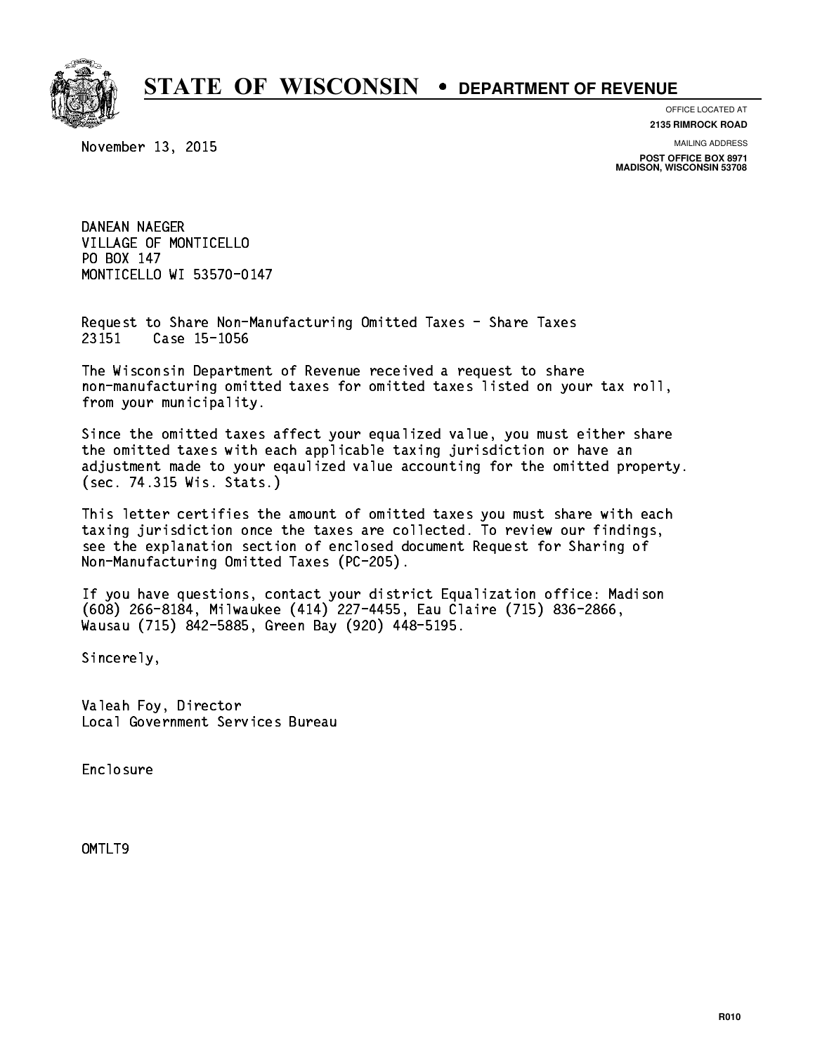# STATE OF WISCONSIN • DEPARTMENT OF REVENUE

OFFICE LOCATED AT
**2135 RIMROCK ROAD**

MAILING ADDRESS
**POST OFFICE BOX 8971**
**MADISON, WISCONSIN 53708**

November 13, 2015

DANEAN NAEGER
VILLAGE OF MONTICELLO
PO BOX 147
MONTICELLO WI 53570-0147

Request to Share Non-Manufacturing Omitted Taxes - Share Taxes
23151 Case 15-1056

The Wisconsin Department of Revenue received a request to share non-manufacturing omitted taxes for omitted taxes listed on your tax roll, from your municipality.

Since the omitted taxes affect your equalized value, you must either share the omitted taxes with each applicable taxing jurisdiction or have an adjustment made to your eqaulized value accounting for the omitted property. (sec. 74.315 Wis. Stats.)

This letter certifies the amount of omitted taxes you must share with each taxing jurisdiction once the taxes are collected. To review our findings, see the explanation section of enclosed document Request for Sharing of Non-Manufacturing Omitted Taxes (PC-205).

If you have questions, contact your district Equalization office: Madison (608) 266-8184, Milwaukee (414) 227-4455, Eau Claire (715) 836-2866, Wausau (715) 842-5885, Green Bay (920) 448-5195.

Sincerely,

Valeah Foy, Director
Local Government Services Bureau

Enclosure

OMTLT9

R010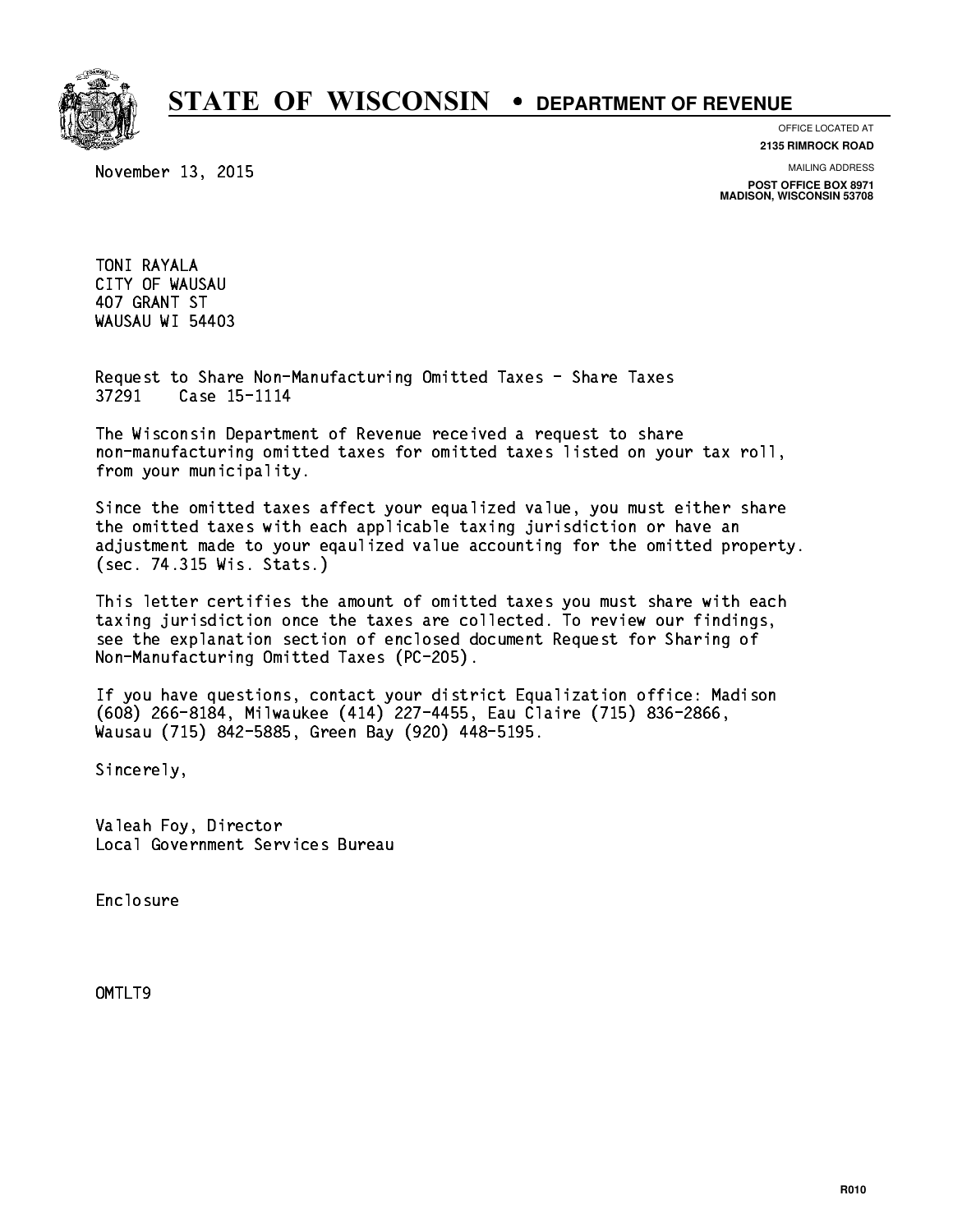# STATE OF WISCONSIN • DEPARTMENT OF REVENUE

OFFICE LOCATED AT
**2135 RIMROCK ROAD**

MAILING ADDRESS
**POST OFFICE BOX 8971**
**MADISON, WISCONSIN 53708**

November 13, 2015

TONI RAYALA
CITY OF WAUSAU
407 GRANT ST
WAUSAU WI 54403

Request to Share Non-Manufacturing Omitted Taxes - Share Taxes
37291    Case 15-1114

The Wisconsin Department of Revenue received a request to share non-manufacturing omitted taxes for omitted taxes listed on your tax roll, from your municipality.

Since the omitted taxes affect your equalized value, you must either share the omitted taxes with each applicable taxing jurisdiction or have an adjustment made to your eqaulized value accounting for the omitted property. (sec. 74.315 Wis. Stats.)

This letter certifies the amount of omitted taxes you must share with each taxing jurisdiction once the taxes are collected. To review our findings, see the explanation section of enclosed document Request for Sharing of Non-Manufacturing Omitted Taxes (PC-205).

If you have questions, contact your district Equalization office: Madison (608) 266-8184, Milwaukee (414) 227-4455, Eau Claire (715) 836-2866, Wausau (715) 842-5885, Green Bay (920) 448-5195.

Sincerely,

Valeah Foy, Director
Local Government Services Bureau

Enclosure

OMTLT9

R010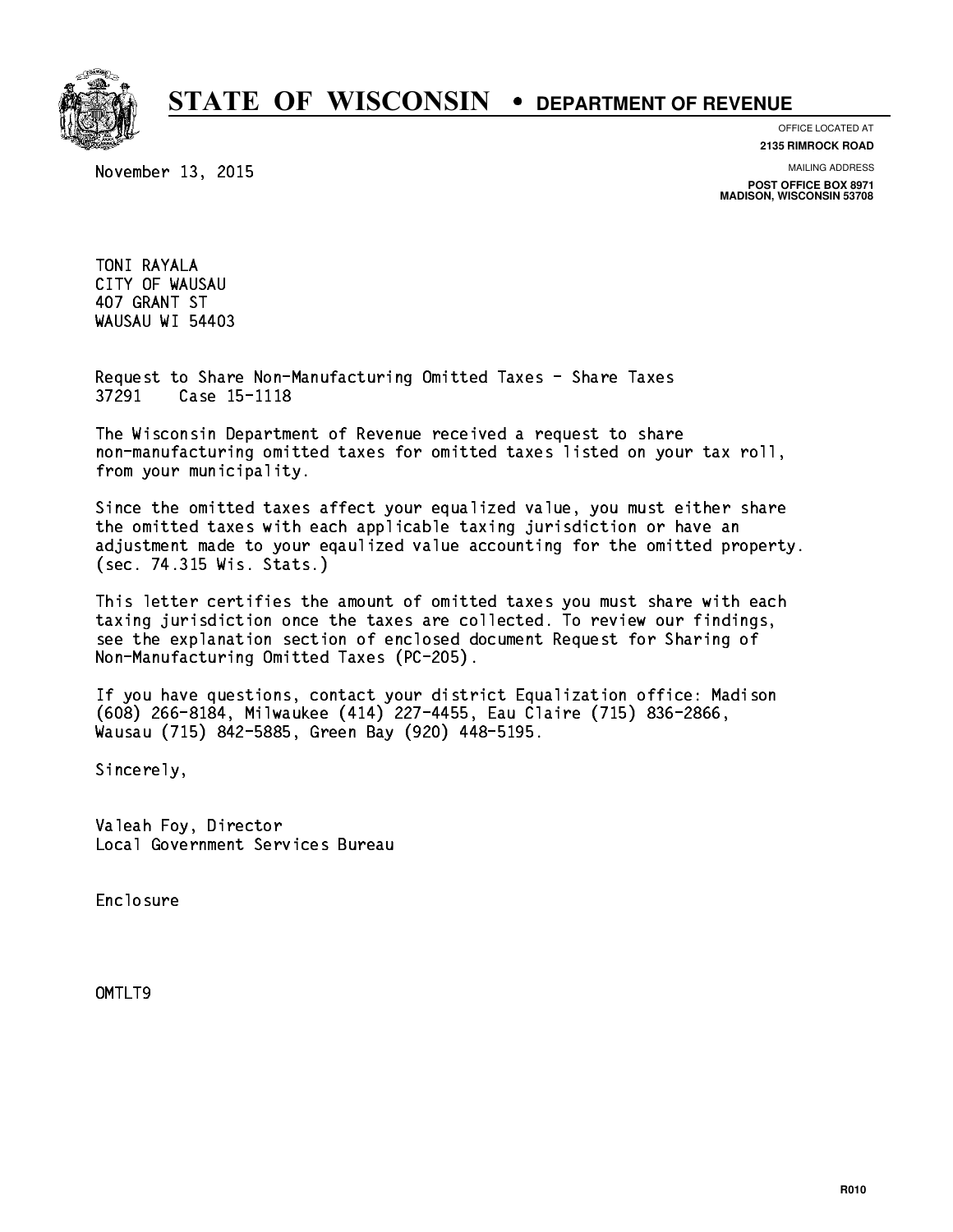# STATE OF WISCONSIN • DEPARTMENT OF REVENUE

OFFICE LOCATED AT
**2135 RIMROCK ROAD**

MAILING ADDRESS
**POST OFFICE BOX 8971**
**MADISON, WISCONSIN 53708**

November 13, 2015

TONI RAYALA
CITY OF WAUSAU
407 GRANT ST
WAUSAU WI 54403

Request to Share Non-Manufacturing Omitted Taxes - Share Taxes
37291 Case 15-1118

The Wisconsin Department of Revenue received a request to share non-manufacturing omitted taxes for omitted taxes listed on your tax roll, from your municipality.

Since the omitted taxes affect your equalized value, you must either share the omitted taxes with each applicable taxing jurisdiction or have an adjustment made to your eqaulized value accounting for the omitted property. (sec. 74.315 Wis. Stats.)

This letter certifies the amount of omitted taxes you must share with each taxing jurisdiction once the taxes are collected. To review our findings, see the explanation section of enclosed document Request for Sharing of Non-Manufacturing Omitted Taxes (PC-205).

If you have questions, contact your district Equalization office: Madison (608) 266-8184, Milwaukee (414) 227-4455, Eau Claire (715) 836-2866, Wausau (715) 842-5885, Green Bay (920) 448-5195.

Sincerely,

Valeah Foy, Director
Local Government Services Bureau

Enclosure

OMTLT9

R010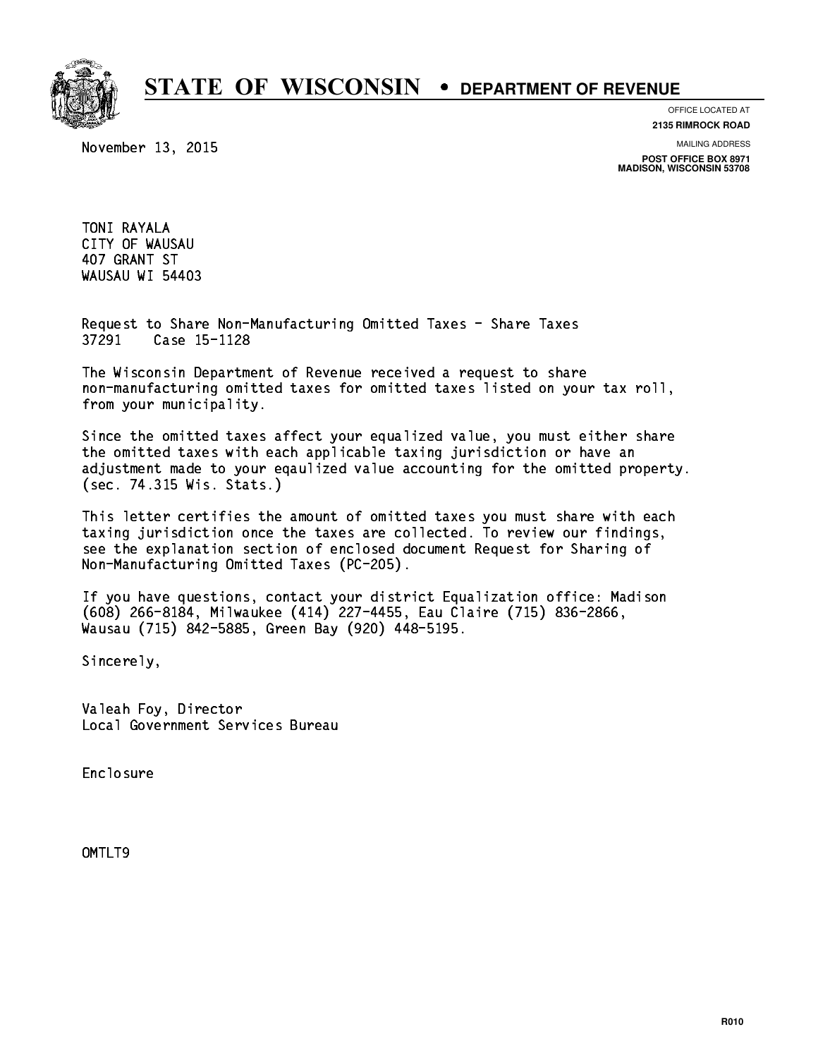# STATE OF WISCONSIN • DEPARTMENT OF REVENUE

OFFICE LOCATED AT
**2135 RIMROCK ROAD**

MAILING ADDRESS
**POST OFFICE BOX 8971**
**MADISON, WISCONSIN 53708**

November 13, 2015

TONI RAYALA
CITY OF WAUSAU
407 GRANT ST
WAUSAU WI 54403

Request to Share Non-Manufacturing Omitted Taxes - Share Taxes
37291 Case 15-1128

The Wisconsin Department of Revenue received a request to share non-manufacturing omitted taxes for omitted taxes listed on your tax roll, from your municipality.

Since the omitted taxes affect your equalized value, you must either share the omitted taxes with each applicable taxing jurisdiction or have an adjustment made to your eqaulized value accounting for the omitted property. (sec. 74.315 Wis. Stats.)

This letter certifies the amount of omitted taxes you must share with each taxing jurisdiction once the taxes are collected. To review our findings, see the explanation section of enclosed document Request for Sharing of Non-Manufacturing Omitted Taxes (PC-205).

If you have questions, contact your district Equalization office: Madison (608) 266-8184, Milwaukee (414) 227-4455, Eau Claire (715) 836-2866, Wausau (715) 842-5885, Green Bay (920) 448-5195.

Sincerely,

Valeah Foy, Director
Local Government Services Bureau

Enclosure

OMTLT9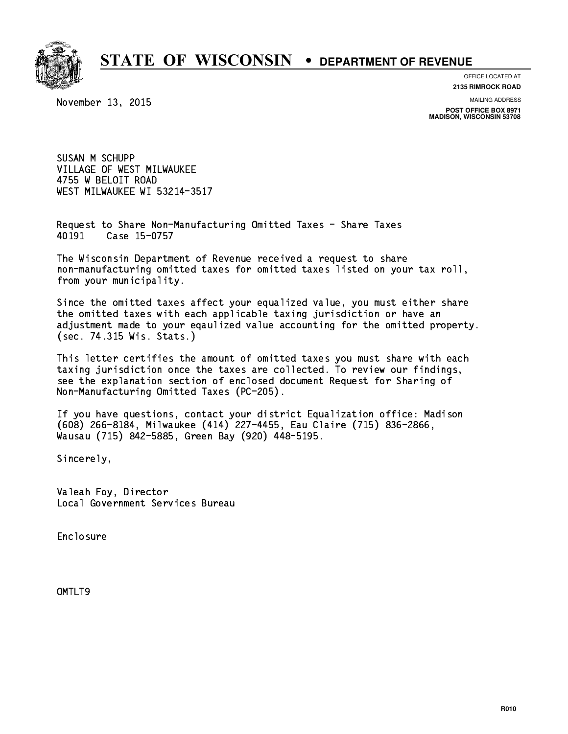# STATE OF WISCONSIN • DEPARTMENT OF REVENUE

OFFICE LOCATED AT
**2135 RIMROCK ROAD**

MAILING ADDRESS
**POST OFFICE BOX 8971**
**MADISON, WISCONSIN 53708**

November 13, 2015

SUSAN M SCHUPP
VILLAGE OF WEST MILWAUKEE
4755 W BELOIT ROAD
WEST MILWAUKEE WI 53214-3517

Request to Share Non-Manufacturing Omitted Taxes - Share Taxes
40191 Case 15-0757

The Wisconsin Department of Revenue received a request to share non-manufacturing omitted taxes for omitted taxes listed on your tax roll, from your municipality.

Since the omitted taxes affect your equalized value, you must either share the omitted taxes with each applicable taxing jurisdiction or have an adjustment made to your eqaulized value accounting for the omitted property. (sec. 74.315 Wis. Stats.)

This letter certifies the amount of omitted taxes you must share with each taxing jurisdiction once the taxes are collected. To review our findings, see the explanation section of enclosed document Request for Sharing of Non-Manufacturing Omitted Taxes (PC-205).

If you have questions, contact your district Equalization office: Madison (608) 266-8184, Milwaukee (414) 227-4455, Eau Claire (715) 836-2866, Wausau (715) 842-5885, Green Bay (920) 448-5195.

Sincerely,

Valeah Foy, Director
Local Government Services Bureau

Enclosure

OMTLT9

R010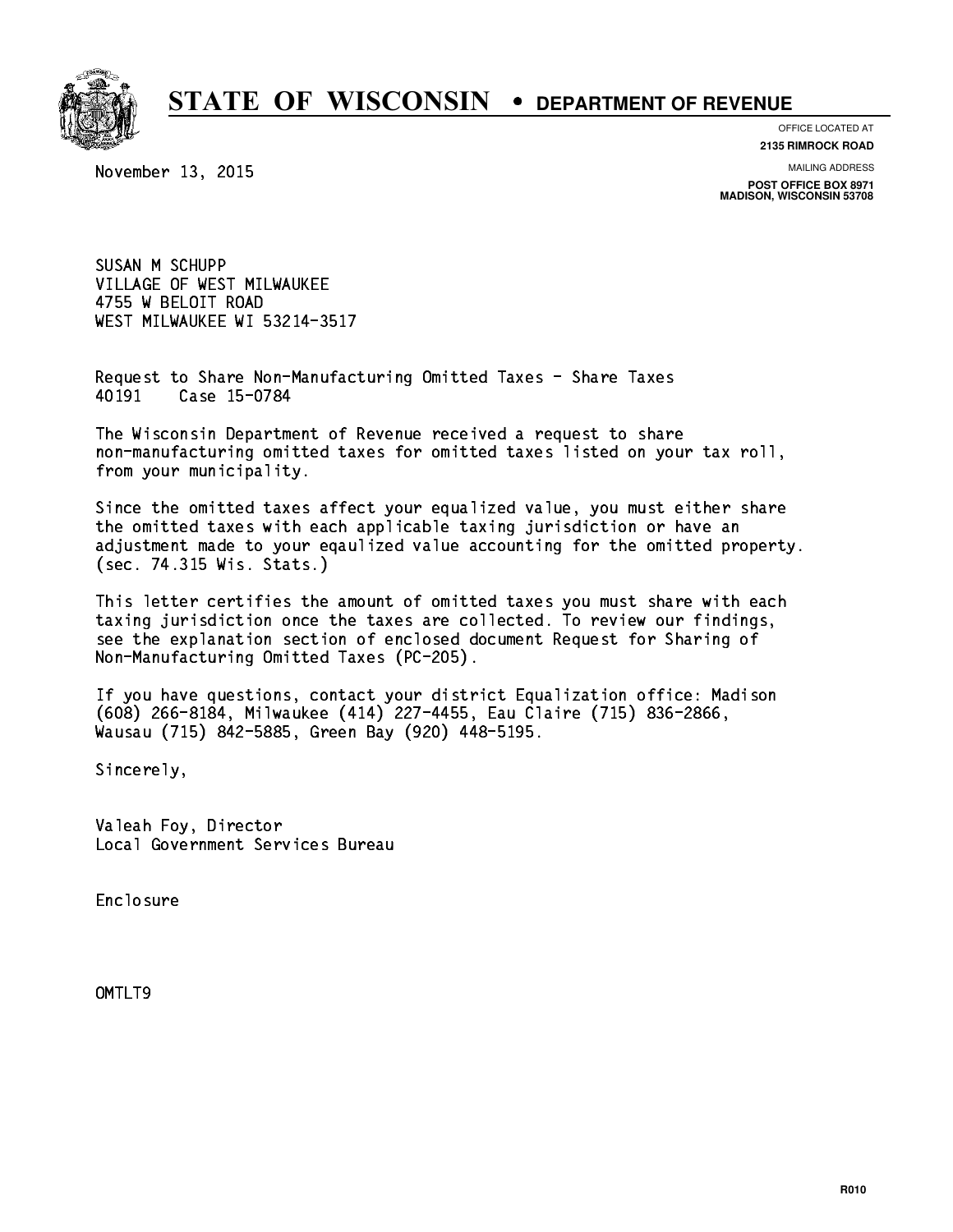# STATE OF WISCONSIN • DEPARTMENT OF REVENUE

OFFICE LOCATED AT
**2135 RIMROCK ROAD**

MAILING ADDRESS
**POST OFFICE BOX 8971**
**MADISON, WISCONSIN 53708**

November 13, 2015

SUSAN M SCHUPP
VILLAGE OF WEST MILWAUKEE
4755 W BELOIT ROAD
WEST MILWAUKEE WI 53214-3517

Request to Share Non-Manufacturing Omitted Taxes - Share Taxes
40191 Case 15-0784

The Wisconsin Department of Revenue received a request to share non-manufacturing omitted taxes for omitted taxes listed on your tax roll, from your municipality.

Since the omitted taxes affect your equalized value, you must either share the omitted taxes with each applicable taxing jurisdiction or have an adjustment made to your eqaulized value accounting for the omitted property. (sec. 74.315 Wis. Stats.)

This letter certifies the amount of omitted taxes you must share with each taxing jurisdiction once the taxes are collected. To review our findings, see the explanation section of enclosed document Request for Sharing of Non-Manufacturing Omitted Taxes (PC-205).

If you have questions, contact your district Equalization office: Madison (608) 266-8184, Milwaukee (414) 227-4455, Eau Claire (715) 836-2866, Wausau (715) 842-5885, Green Bay (920) 448-5195.

Sincerely,

Valeah Foy, Director
Local Government Services Bureau

Enclosure

OMTLT9

R010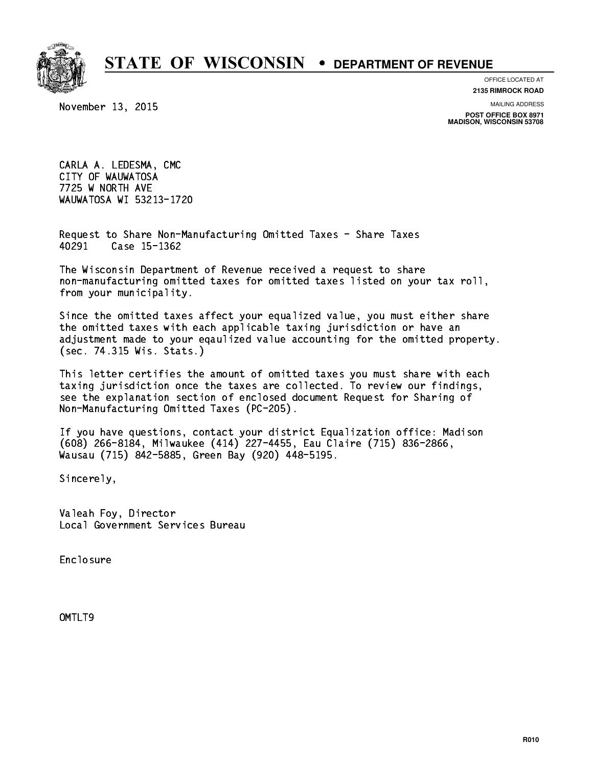# STATE OF WISCONSIN • DEPARTMENT OF REVENUE

OFFICE LOCATED AT
**2135 RIMROCK ROAD**

MAILING ADDRESS
**POST OFFICE BOX 8971**
**MADISON, WISCONSIN 53708**

November 13, 2015

CARLA A. LEDESMA, CMC
CITY OF WAUWATOSA
7725 W NORTH AVE
WAUWATOSA WI 53213-1720

Request to Share Non-Manufacturing Omitted Taxes - Share Taxes
40291 Case 15-1362

The Wisconsin Department of Revenue received a request to share non-manufacturing omitted taxes for omitted taxes listed on your tax roll, from your municipality.

Since the omitted taxes affect your equalized value, you must either share the omitted taxes with each applicable taxing jurisdiction or have an adjustment made to your eqaulized value accounting for the omitted property. (sec. 74.315 Wis. Stats.)

This letter certifies the amount of omitted taxes you must share with each taxing jurisdiction once the taxes are collected. To review our findings, see the explanation section of enclosed document Request for Sharing of Non-Manufacturing Omitted Taxes (PC-205).

If you have questions, contact your district Equalization office: Madison (608) 266-8184, Milwaukee (414) 227-4455, Eau Claire (715) 836-2866, Wausau (715) 842-5885, Green Bay (920) 448-5195.

Sincerely,

Valeah Foy, Director
Local Government Services Bureau

Enclosure

OMTLT9

R010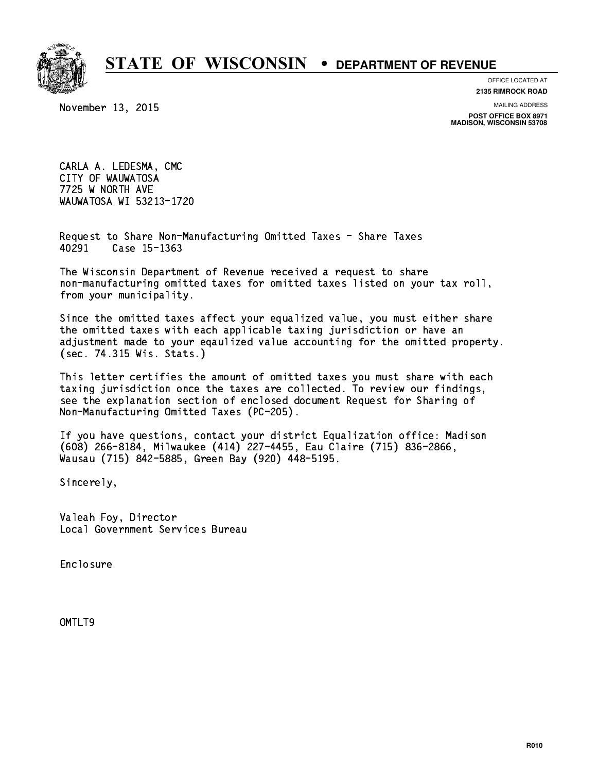# STATE OF WISCONSIN • DEPARTMENT OF REVENUE

OFFICE LOCATED AT
**2135 RIMROCK ROAD**

MAILING ADDRESS
**POST OFFICE BOX 8971**
**MADISON, WISCONSIN 53708**

November 13, 2015

CARLA A. LEDESMA, CMC
CITY OF WAUWATOSA
7725 W NORTH AVE
WAUWATOSA WI 53213-1720

Request to Share Non-Manufacturing Omitted Taxes - Share Taxes
40291 Case 15-1363

The Wisconsin Department of Revenue received a request to share non-manufacturing omitted taxes for omitted taxes listed on your tax roll, from your municipality.

Since the omitted taxes affect your equalized value, you must either share the omitted taxes with each applicable taxing jurisdiction or have an adjustment made to your eqaulized value accounting for the omitted property. (sec. 74.315 Wis. Stats.)

This letter certifies the amount of omitted taxes you must share with each taxing jurisdiction once the taxes are collected. To review our findings, see the explanation section of enclosed document Request for Sharing of Non-Manufacturing Omitted Taxes (PC-205).

If you have questions, contact your district Equalization office: Madison (608) 266-8184, Milwaukee (414) 227-4455, Eau Claire (715) 836-2866, Wausau (715) 842-5885, Green Bay (920) 448-5195.

Sincerely,

Valeah Foy, Director
Local Government Services Bureau

Enclosure

OMTLT9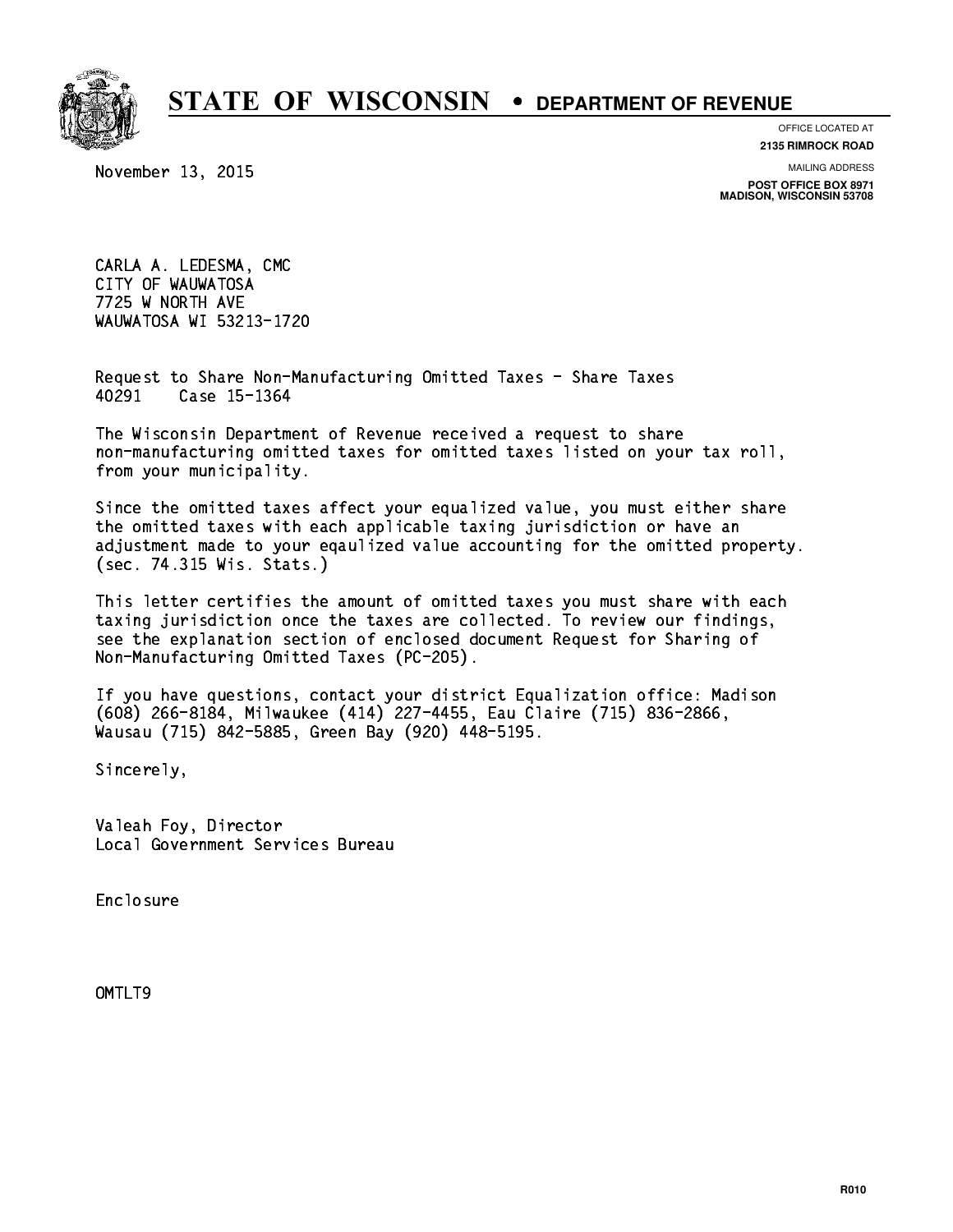# STATE OF WISCONSIN • DEPARTMENT OF REVENUE

OFFICE LOCATED AT
**2135 RIMROCK ROAD**

MAILING ADDRESS
**POST OFFICE BOX 8971**
**MADISON, WISCONSIN 53708**

November 13, 2015

CARLA A. LEDESMA, CMC
CITY OF WAUWATOSA
7725 W NORTH AVE
WAUWATOSA WI 53213-1720

Request to Share Non-Manufacturing Omitted Taxes - Share Taxes
40291 Case 15-1364

The Wisconsin Department of Revenue received a request to share non-manufacturing omitted taxes for omitted taxes listed on your tax roll, from your municipality.

Since the omitted taxes affect your equalized value, you must either share the omitted taxes with each applicable taxing jurisdiction or have an adjustment made to your eqaulized value accounting for the omitted property. (sec. 74.315 Wis. Stats.)

This letter certifies the amount of omitted taxes you must share with each taxing jurisdiction once the taxes are collected. To review our findings, see the explanation section of enclosed document Request for Sharing of Non-Manufacturing Omitted Taxes (PC-205).

If you have questions, contact your district Equalization office: Madison (608) 266-8184, Milwaukee (414) 227-4455, Eau Claire (715) 836-2866, Wausau (715) 842-5885, Green Bay (920) 448-5195.

Sincerely,

Valeah Foy, Director
Local Government Services Bureau

Enclosure

OMTLT9

R010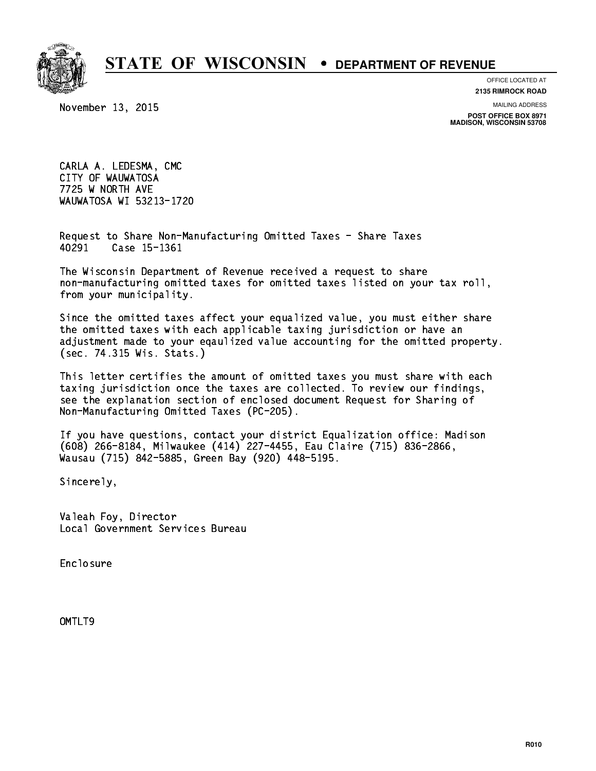# STATE OF WISCONSIN • DEPARTMENT OF REVENUE

OFFICE LOCATED AT
**2135 RIMROCK ROAD**

MAILING ADDRESS
**POST OFFICE BOX 8971**
**MADISON, WISCONSIN 53708**

November 13, 2015

CARLA A. LEDESMA, CMC
CITY OF WAUWATOSA
7725 W NORTH AVE
WAUWATOSA WI 53213-1720

Request to Share Non-Manufacturing Omitted Taxes - Share Taxes
40291 Case 15-1361

The Wisconsin Department of Revenue received a request to share non-manufacturing omitted taxes for omitted taxes listed on your tax roll, from your municipality.

Since the omitted taxes affect your equalized value, you must either share the omitted taxes with each applicable taxing jurisdiction or have an adjustment made to your eqaulized value accounting for the omitted property. (sec. 74.315 Wis. Stats.)

This letter certifies the amount of omitted taxes you must share with each taxing jurisdiction once the taxes are collected. To review our findings, see the explanation section of enclosed document Request for Sharing of Non-Manufacturing Omitted Taxes (PC-205).

If you have questions, contact your district Equalization office: Madison (608) 266-8184, Milwaukee (414) 227-4455, Eau Claire (715) 836-2866, Wausau (715) 842-5885, Green Bay (920) 448-5195.

Sincerely,

Valeah Foy, Director
Local Government Services Bureau

Enclosure

OMTLT9

R010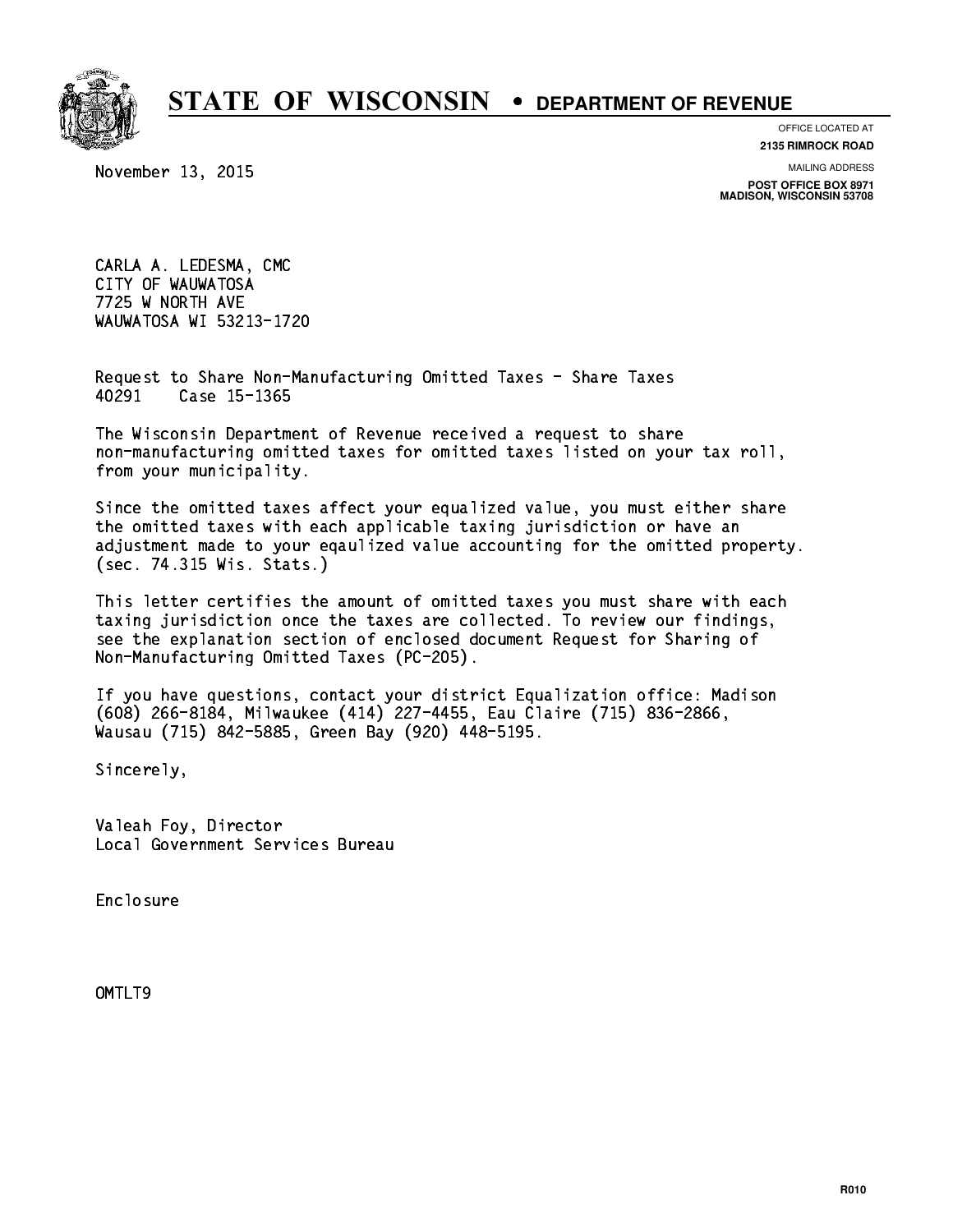# STATE OF WISCONSIN • DEPARTMENT OF REVENUE

OFFICE LOCATED AT
**2135 RIMROCK ROAD**

MAILING ADDRESS
**POST OFFICE BOX 8971**
**MADISON, WISCONSIN 53708**

November 13, 2015

CARLA A. LEDESMA, CMC
CITY OF WAUWATOSA
7725 W NORTH AVE
WAUWATOSA WI 53213-1720

Request to Share Non-Manufacturing Omitted Taxes - Share Taxes
40291 Case 15-1365

The Wisconsin Department of Revenue received a request to share non-manufacturing omitted taxes for omitted taxes listed on your tax roll, from your municipality.

Since the omitted taxes affect your equalized value, you must either share the omitted taxes with each applicable taxing jurisdiction or have an adjustment made to your eqaulized value accounting for the omitted property. (sec. 74.315 Wis. Stats.)

This letter certifies the amount of omitted taxes you must share with each taxing jurisdiction once the taxes are collected. To review our findings, see the explanation section of enclosed document Request for Sharing of Non-Manufacturing Omitted Taxes (PC-205).

If you have questions, contact your district Equalization office: Madison (608) 266-8184, Milwaukee (414) 227-4455, Eau Claire (715) 836-2866, Wausau (715) 842-5885, Green Bay (920) 448-5195.

Sincerely,

Valeah Foy, Director
Local Government Services Bureau

Enclosure

OMTLT9

R010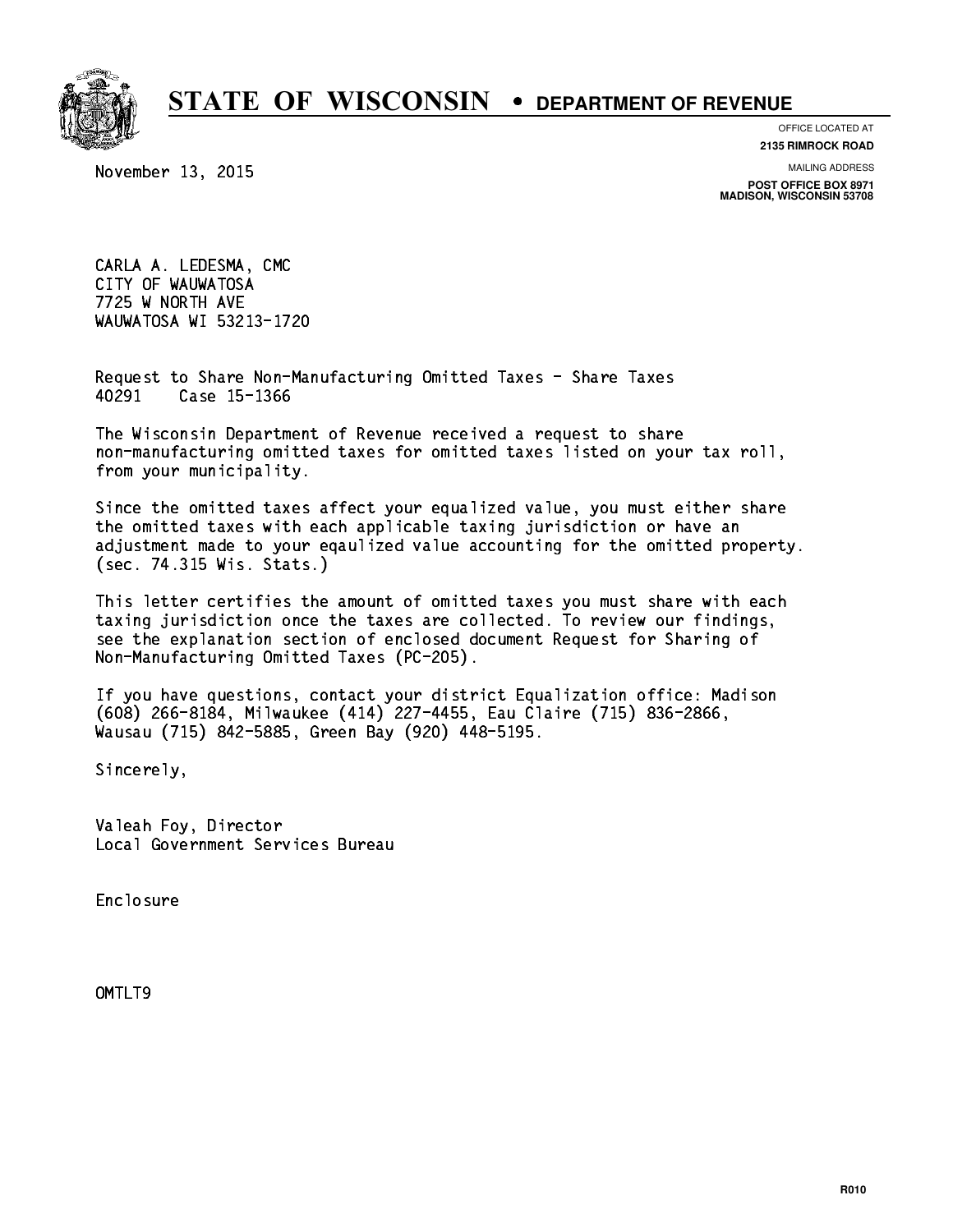# STATE OF WISCONSIN • DEPARTMENT OF REVENUE

OFFICE LOCATED AT
**2135 RIMROCK ROAD**

MAILING ADDRESS
**POST OFFICE BOX 8971**
**MADISON, WISCONSIN 53708**

November 13, 2015

CARLA A. LEDESMA, CMC
CITY OF WAUWATOSA
7725 W NORTH AVE
WAUWATOSA WI 53213-1720

Request to Share Non-Manufacturing Omitted Taxes - Share Taxes
40291 Case 15-1366

The Wisconsin Department of Revenue received a request to share non-manufacturing omitted taxes for omitted taxes listed on your tax roll, from your municipality.

Since the omitted taxes affect your equalized value, you must either share the omitted taxes with each applicable taxing jurisdiction or have an adjustment made to your eqaulized value accounting for the omitted property. (sec. 74.315 Wis. Stats.)

This letter certifies the amount of omitted taxes you must share with each taxing jurisdiction once the taxes are collected. To review our findings, see the explanation section of enclosed document Request for Sharing of Non-Manufacturing Omitted Taxes (PC-205).

If you have questions, contact your district Equalization office: Madison (608) 266-8184, Milwaukee (414) 227-4455, Eau Claire (715) 836-2866, Wausau (715) 842-5885, Green Bay (920) 448-5195.

Sincerely,

Valeah Foy, Director
Local Government Services Bureau

Enclosure

OMTLT9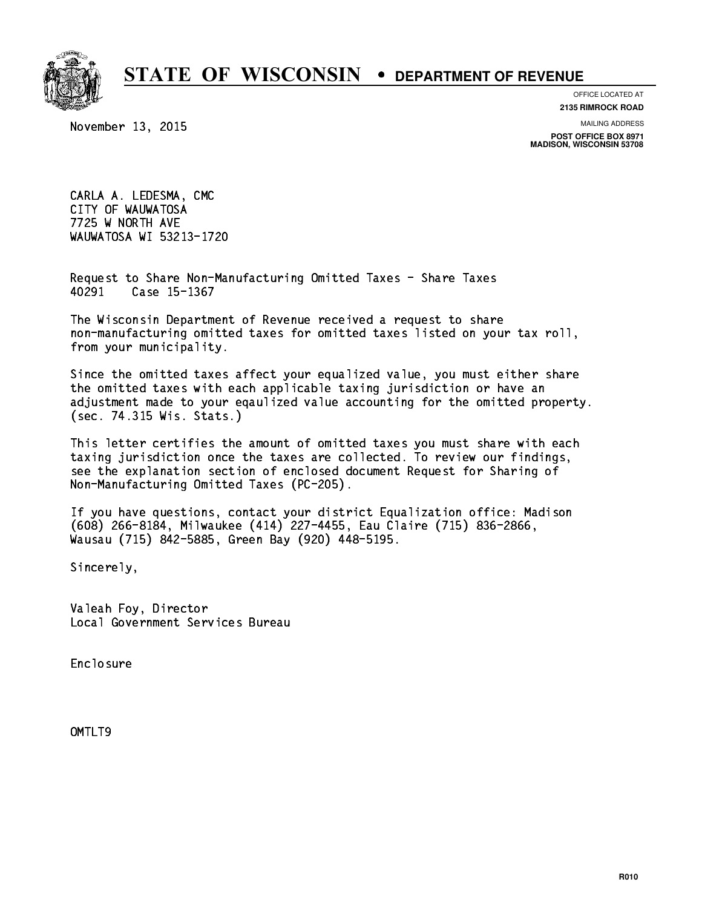# STATE OF WISCONSIN • DEPARTMENT OF REVENUE

OFFICE LOCATED AT
**2135 RIMROCK ROAD**

MAILING ADDRESS
**POST OFFICE BOX 8971**
**MADISON, WISCONSIN 53708**

November 13, 2015

CARLA A. LEDESMA, CMC
CITY OF WAUWATOSA
7725 W NORTH AVE
WAUWATOSA WI 53213-1720

Request to Share Non-Manufacturing Omitted Taxes - Share Taxes
40291 Case 15-1367

The Wisconsin Department of Revenue received a request to share non-manufacturing omitted taxes for omitted taxes listed on your tax roll, from your municipality.

Since the omitted taxes affect your equalized value, you must either share the omitted taxes with each applicable taxing jurisdiction or have an adjustment made to your eqaulized value accounting for the omitted property. (sec. 74.315 Wis. Stats.)

This letter certifies the amount of omitted taxes you must share with each taxing jurisdiction once the taxes are collected. To review our findings, see the explanation section of enclosed document Request for Sharing of Non-Manufacturing Omitted Taxes (PC-205).

If you have questions, contact your district Equalization office: Madison (608) 266-8184, Milwaukee (414) 227-4455, Eau Claire (715) 836-2866, Wausau (715) 842-5885, Green Bay (920) 448-5195.

Sincerely,

Valeah Foy, Director
Local Government Services Bureau

Enclosure

OMTLT9

R010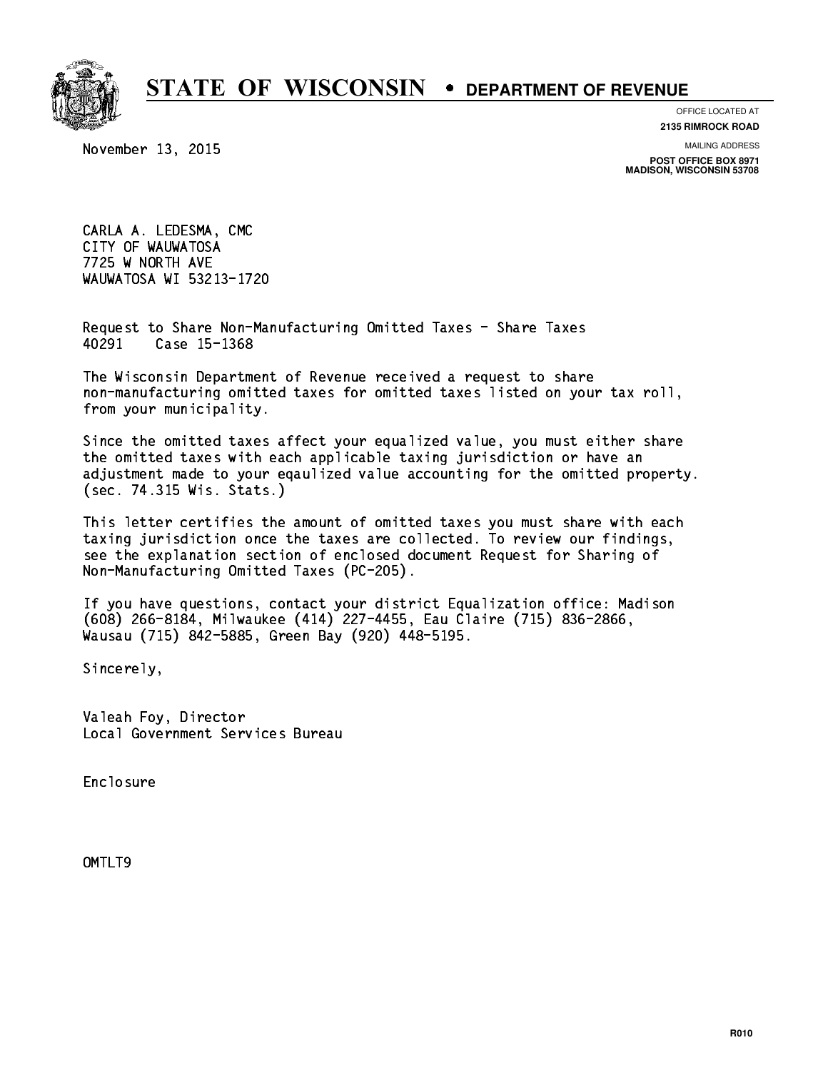# STATE OF WISCONSIN • DEPARTMENT OF REVENUE

OFFICE LOCATED AT
**2135 RIMROCK ROAD**

MAILING ADDRESS
**POST OFFICE BOX 8971**
**MADISON, WISCONSIN 53708**

November 13, 2015

CARLA A. LEDESMA, CMC
CITY OF WAUWATOSA
7725 W NORTH AVE
WAUWATOSA WI 53213-1720

Request to Share Non-Manufacturing Omitted Taxes - Share Taxes
40291    Case 15-1368

The Wisconsin Department of Revenue received a request to share non-manufacturing omitted taxes for omitted taxes listed on your tax roll, from your municipality.

Since the omitted taxes affect your equalized value, you must either share the omitted taxes with each applicable taxing jurisdiction or have an adjustment made to your eqaulized value accounting for the omitted property. (sec. 74.315 Wis. Stats.)

This letter certifies the amount of omitted taxes you must share with each taxing jurisdiction once the taxes are collected. To review our findings, see the explanation section of enclosed document Request for Sharing of Non-Manufacturing Omitted Taxes (PC-205).

If you have questions, contact your district Equalization office: Madison (608) 266-8184, Milwaukee (414) 227-4455, Eau Claire (715) 836-2866, Wausau (715) 842-5885, Green Bay (920) 448-5195.

Sincerely,

Valeah Foy, Director
Local Government Services Bureau

Enclosure

OMTLT9

R010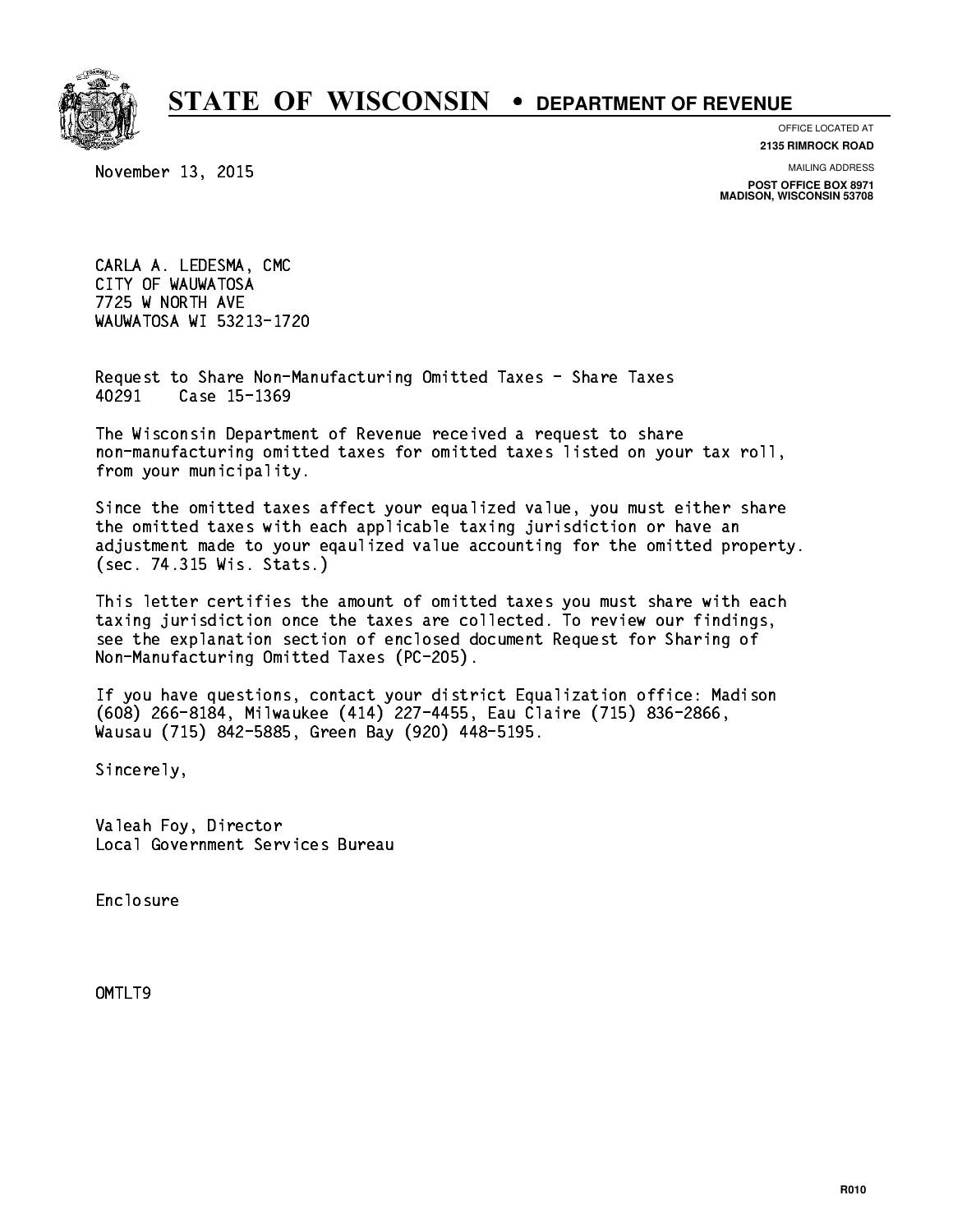# STATE OF WISCONSIN • DEPARTMENT OF REVENUE

OFFICE LOCATED AT
**2135 RIMROCK ROAD**

MAILING ADDRESS
**POST OFFICE BOX 8971**
**MADISON, WISCONSIN 53708**

November 13, 2015

CARLA A. LEDESMA, CMC
CITY OF WAUWATOSA
7725 W NORTH AVE
WAUWATOSA WI 53213-1720

Request to Share Non-Manufacturing Omitted Taxes - Share Taxes
40291     Case 15-1369

The Wisconsin Department of Revenue received a request to share non-manufacturing omitted taxes for omitted taxes listed on your tax roll, from your municipality.

Since the omitted taxes affect your equalized value, you must either share the omitted taxes with each applicable taxing jurisdiction or have an adjustment made to your eqaulized value accounting for the omitted property. (sec. 74.315 Wis. Stats.)

This letter certifies the amount of omitted taxes you must share with each taxing jurisdiction once the taxes are collected. To review our findings, see the explanation section of enclosed document Request for Sharing of Non-Manufacturing Omitted Taxes (PC-205).

If you have questions, contact your district Equalization office: Madison (608) 266-8184, Milwaukee (414) 227-4455, Eau Claire (715) 836-2866, Wausau (715) 842-5885, Green Bay (920) 448-5195.

Sincerely,

Valeah Foy, Director
Local Government Services Bureau

Enclosure

OMTLT9

R010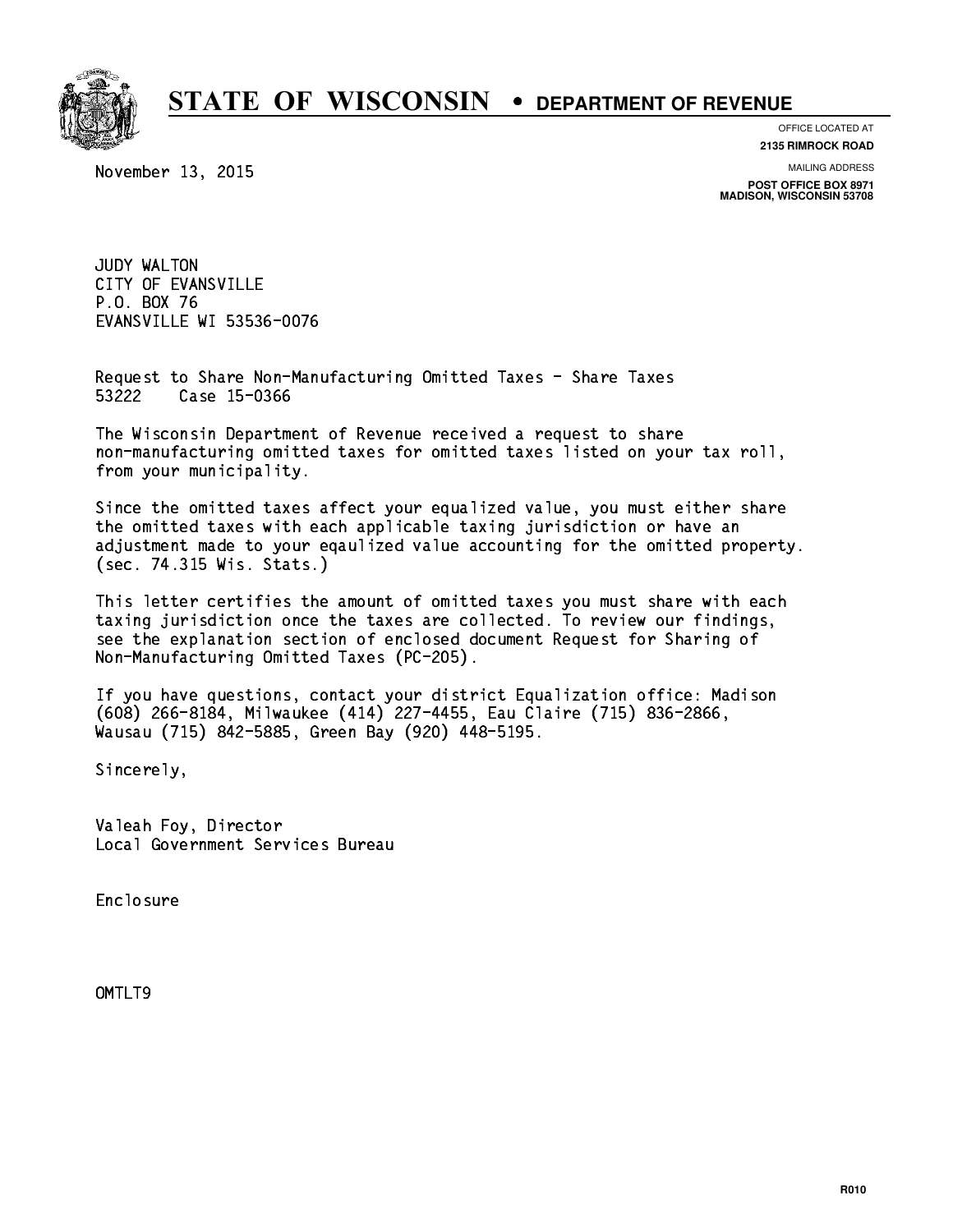# STATE OF WISCONSIN • DEPARTMENT OF REVENUE

OFFICE LOCATED AT
**2135 RIMROCK ROAD**

MAILING ADDRESS
**POST OFFICE BOX 8971**
**MADISON, WISCONSIN 53708**

November 13, 2015

JUDY WALTON
CITY OF EVANSVILLE
P.O. BOX 76
EVANSVILLE WI 53536-0076

Request to Share Non-Manufacturing Omitted Taxes - Share Taxes
53222 Case 15-0366

The Wisconsin Department of Revenue received a request to share non-manufacturing omitted taxes for omitted taxes listed on your tax roll, from your municipality.

Since the omitted taxes affect your equalized value, you must either share the omitted taxes with each applicable taxing jurisdiction or have an adjustment made to your eqaulized value accounting for the omitted property. (sec. 74.315 Wis. Stats.)

This letter certifies the amount of omitted taxes you must share with each taxing jurisdiction once the taxes are collected. To review our findings, see the explanation section of enclosed document Request for Sharing of Non-Manufacturing Omitted Taxes (PC-205).

If you have questions, contact your district Equalization office: Madison (608) 266-8184, Milwaukee (414) 227-4455, Eau Claire (715) 836-2866, Wausau (715) 842-5885, Green Bay (920) 448-5195.

Sincerely,

Valeah Foy, Director
Local Government Services Bureau

Enclosure

OMTLT9

R010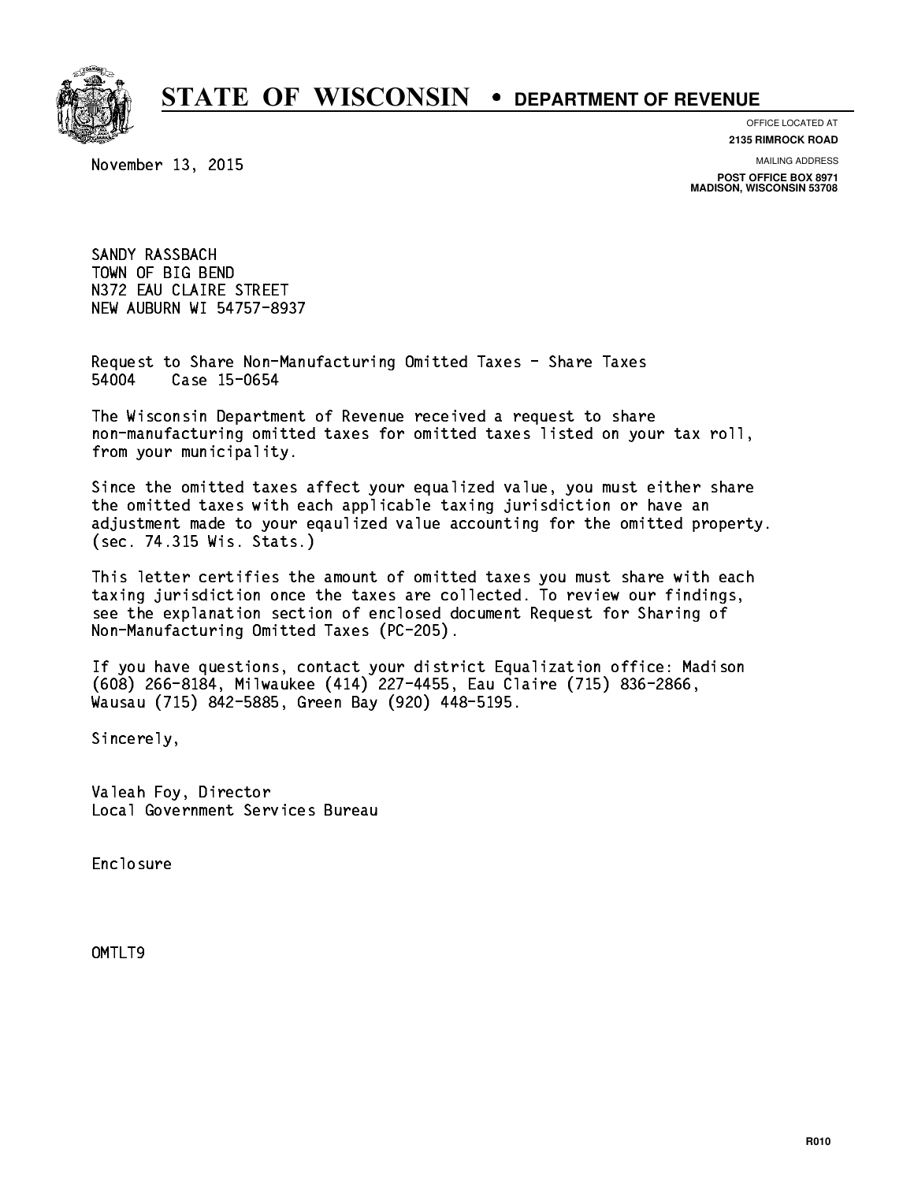# STATE OF WISCONSIN • DEPARTMENT OF REVENUE

OFFICE LOCATED AT
**2135 RIMROCK ROAD**

MAILING ADDRESS
**POST OFFICE BOX 8971**
**MADISON, WISCONSIN 53708**

November 13, 2015

SANDY RASSBACH
TOWN OF BIG BEND
N372 EAU CLAIRE STREET
NEW AUBURN WI 54757-8937

Request to Share Non-Manufacturing Omitted Taxes - Share Taxes
54004 Case 15-0654

The Wisconsin Department of Revenue received a request to share non-manufacturing omitted taxes for omitted taxes listed on your tax roll, from your municipality.

Since the omitted taxes affect your equalized value, you must either share the omitted taxes with each applicable taxing jurisdiction or have an adjustment made to your eqaulized value accounting for the omitted property. (sec. 74.315 Wis. Stats.)

This letter certifies the amount of omitted taxes you must share with each taxing jurisdiction once the taxes are collected. To review our findings, see the explanation section of enclosed document Request for Sharing of Non-Manufacturing Omitted Taxes (PC-205).

If you have questions, contact your district Equalization office: Madison (608) 266-8184, Milwaukee (414) 227-4455, Eau Claire (715) 836-2866, Wausau (715) 842-5885, Green Bay (920) 448-5195.

Sincerely,

Valeah Foy, Director
Local Government Services Bureau

Enclosure

OMTLT9

R010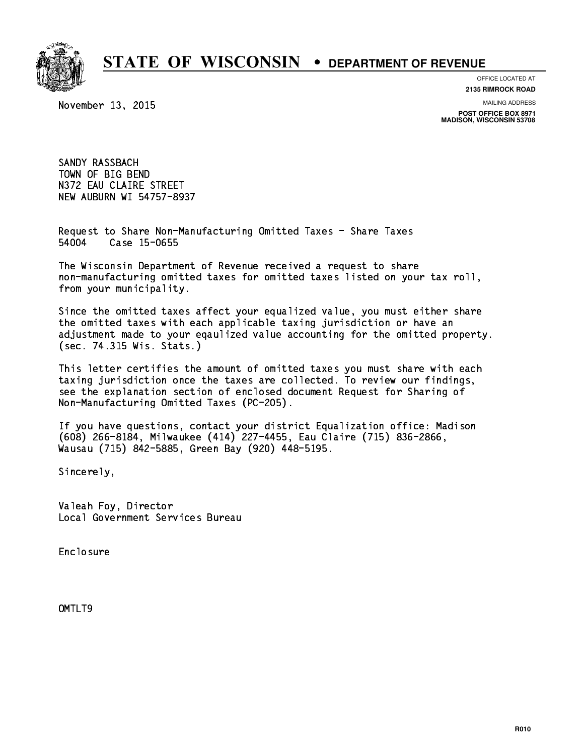# STATE OF WISCONSIN • DEPARTMENT OF REVENUE

OFFICE LOCATED AT
**2135 RIMROCK ROAD**

MAILING ADDRESS
**POST OFFICE BOX 8971**
**MADISON, WISCONSIN 53708**

November 13, 2015

SANDY RASSBACH
TOWN OF BIG BEND
N372 EAU CLAIRE STREET
NEW AUBURN WI 54757-8937

Request to Share Non-Manufacturing Omitted Taxes - Share Taxes
54004 Case 15-0655

The Wisconsin Department of Revenue received a request to share non-manufacturing omitted taxes for omitted taxes listed on your tax roll, from your municipality.

Since the omitted taxes affect your equalized value, you must either share the omitted taxes with each applicable taxing jurisdiction or have an adjustment made to your eqaulized value accounting for the omitted property. (sec. 74.315 Wis. Stats.)

This letter certifies the amount of omitted taxes you must share with each taxing jurisdiction once the taxes are collected. To review our findings, see the explanation section of enclosed document Request for Sharing of Non-Manufacturing Omitted Taxes (PC-205).

If you have questions, contact your district Equalization office: Madison (608) 266-8184, Milwaukee (414) 227-4455, Eau Claire (715) 836-2866, Wausau (715) 842-5885, Green Bay (920) 448-5195.

Sincerely,

Valeah Foy, Director
Local Government Services Bureau

Enclosure

OMTLT9

R010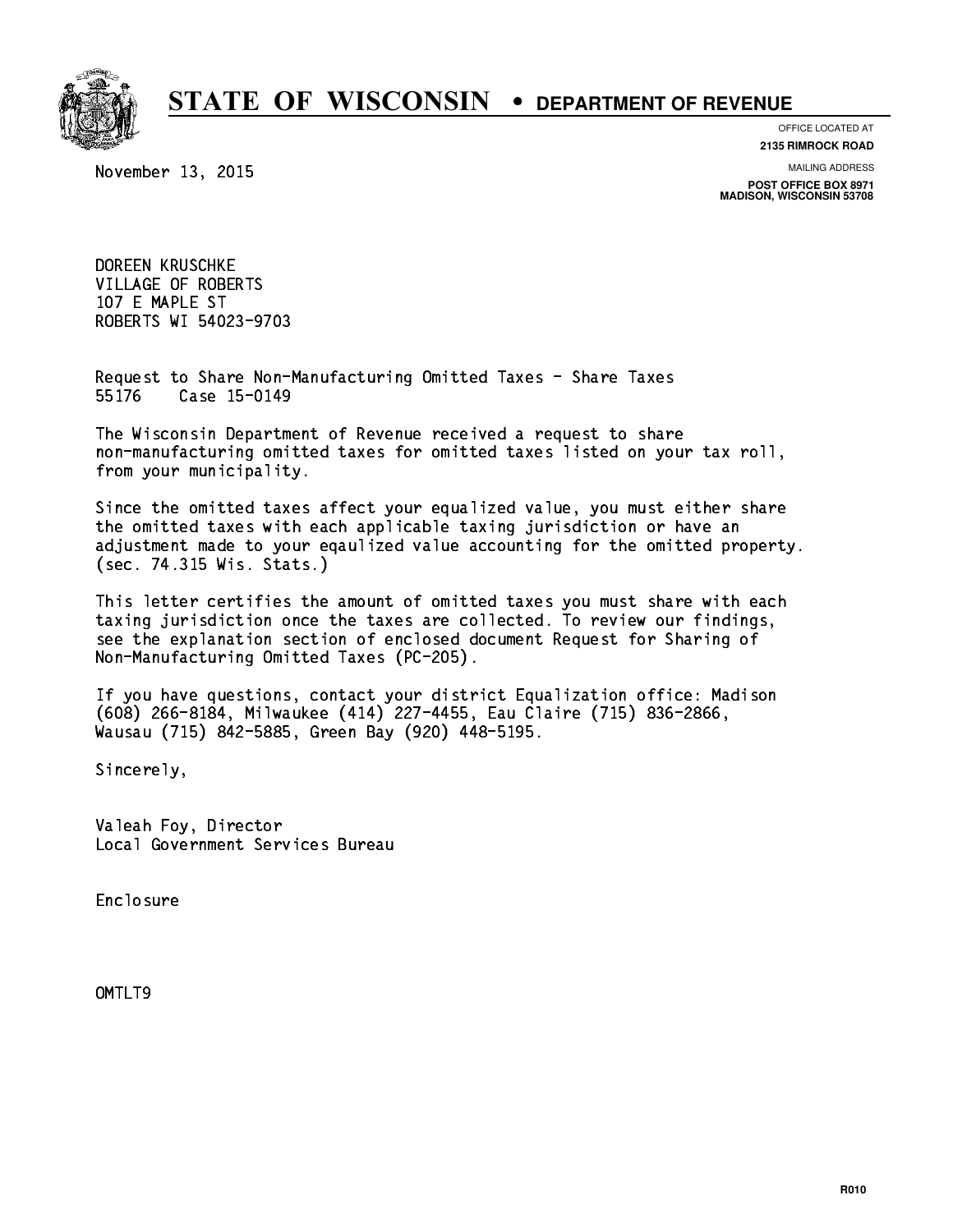# STATE OF WISCONSIN • DEPARTMENT OF REVENUE

OFFICE LOCATED AT
**2135 RIMROCK ROAD**

MAILING ADDRESS
**POST OFFICE BOX 8971**
**MADISON, WISCONSIN 53708**

November 13, 2015

DOREEN KRUSCHKE
VILLAGE OF ROBERTS
107 E MAPLE ST
ROBERTS WI 54023-9703

Request to Share Non-Manufacturing Omitted Taxes - Share Taxes
55176 Case 15-0149

The Wisconsin Department of Revenue received a request to share non-manufacturing omitted taxes for omitted taxes listed on your tax roll, from your municipality.

Since the omitted taxes affect your equalized value, you must either share the omitted taxes with each applicable taxing jurisdiction or have an adjustment made to your eqaulized value accounting for the omitted property. (sec. 74.315 Wis. Stats.)

This letter certifies the amount of omitted taxes you must share with each taxing jurisdiction once the taxes are collected. To review our findings, see the explanation section of enclosed document Request for Sharing of Non-Manufacturing Omitted Taxes (PC-205).

If you have questions, contact your district Equalization office: Madison (608) 266-8184, Milwaukee (414) 227-4455, Eau Claire (715) 836-2866, Wausau (715) 842-5885, Green Bay (920) 448-5195.

Sincerely,

Valeah Foy, Director
Local Government Services Bureau

Enclosure

OMTLT9

R010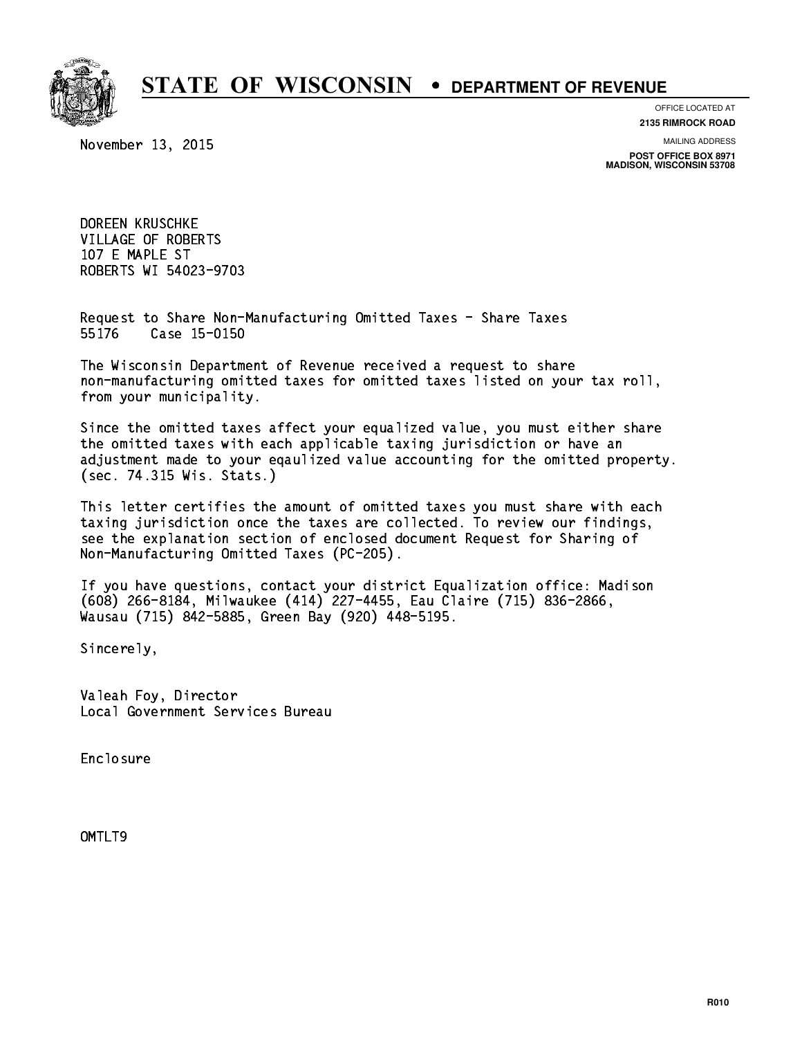# STATE OF WISCONSIN • DEPARTMENT OF REVENUE

OFFICE LOCATED AT
**2135 RIMROCK ROAD**

MAILING ADDRESS
**POST OFFICE BOX 8971**
**MADISON, WISCONSIN 53708**

November 13, 2015

DOREEN KRUSCHKE
VILLAGE OF ROBERTS
107 E MAPLE ST
ROBERTS WI 54023-9703

Request to Share Non-Manufacturing Omitted Taxes - Share Taxes
55176 Case 15-0150

The Wisconsin Department of Revenue received a request to share non-manufacturing omitted taxes for omitted taxes listed on your tax roll, from your municipality.

Since the omitted taxes affect your equalized value, you must either share the omitted taxes with each applicable taxing jurisdiction or have an adjustment made to your eqaulized value accounting for the omitted property. (sec. 74.315 Wis. Stats.)

This letter certifies the amount of omitted taxes you must share with each taxing jurisdiction once the taxes are collected. To review our findings, see the explanation section of enclosed document Request for Sharing of Non-Manufacturing Omitted Taxes (PC-205).

If you have questions, contact your district Equalization office: Madison (608) 266-8184, Milwaukee (414) 227-4455, Eau Claire (715) 836-2866, Wausau (715) 842-5885, Green Bay (920) 448-5195.

Sincerely,

Valeah Foy, Director
Local Government Services Bureau

Enclosure

OMTLT9

R010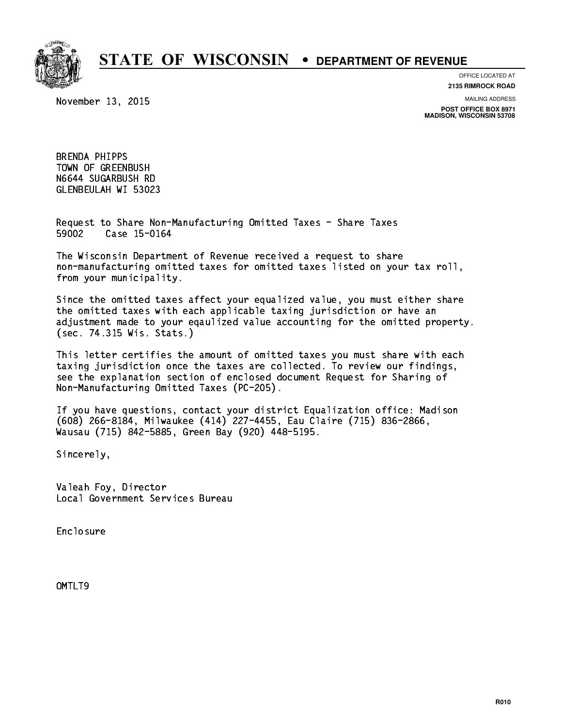# STATE OF WISCONSIN • DEPARTMENT OF REVENUE

OFFICE LOCATED AT
**2135 RIMROCK ROAD**

MAILING ADDRESS
**POST OFFICE BOX 8971**
**MADISON, WISCONSIN 53708**

November 13, 2015

BRENDA PHIPPS
TOWN OF GREENBUSH
N6644 SUGARBUSH RD
GLENBEULAH WI 53023

Request to Share Non-Manufacturing Omitted Taxes - Share Taxes
59002 Case 15-0164

The Wisconsin Department of Revenue received a request to share non-manufacturing omitted taxes for omitted taxes listed on your tax roll, from your municipality.

Since the omitted taxes affect your equalized value, you must either share the omitted taxes with each applicable taxing jurisdiction or have an adjustment made to your eqaulized value accounting for the omitted property. (sec. 74.315 Wis. Stats.)

This letter certifies the amount of omitted taxes you must share with each taxing jurisdiction once the taxes are collected. To review our findings, see the explanation section of enclosed document Request for Sharing of Non-Manufacturing Omitted Taxes (PC-205).

If you have questions, contact your district Equalization office: Madison (608) 266-8184, Milwaukee (414) 227-4455, Eau Claire (715) 836-2866, Wausau (715) 842-5885, Green Bay (920) 448-5195.

Sincerely,

Valeah Foy, Director
Local Government Services Bureau

Enclosure

OMTLT9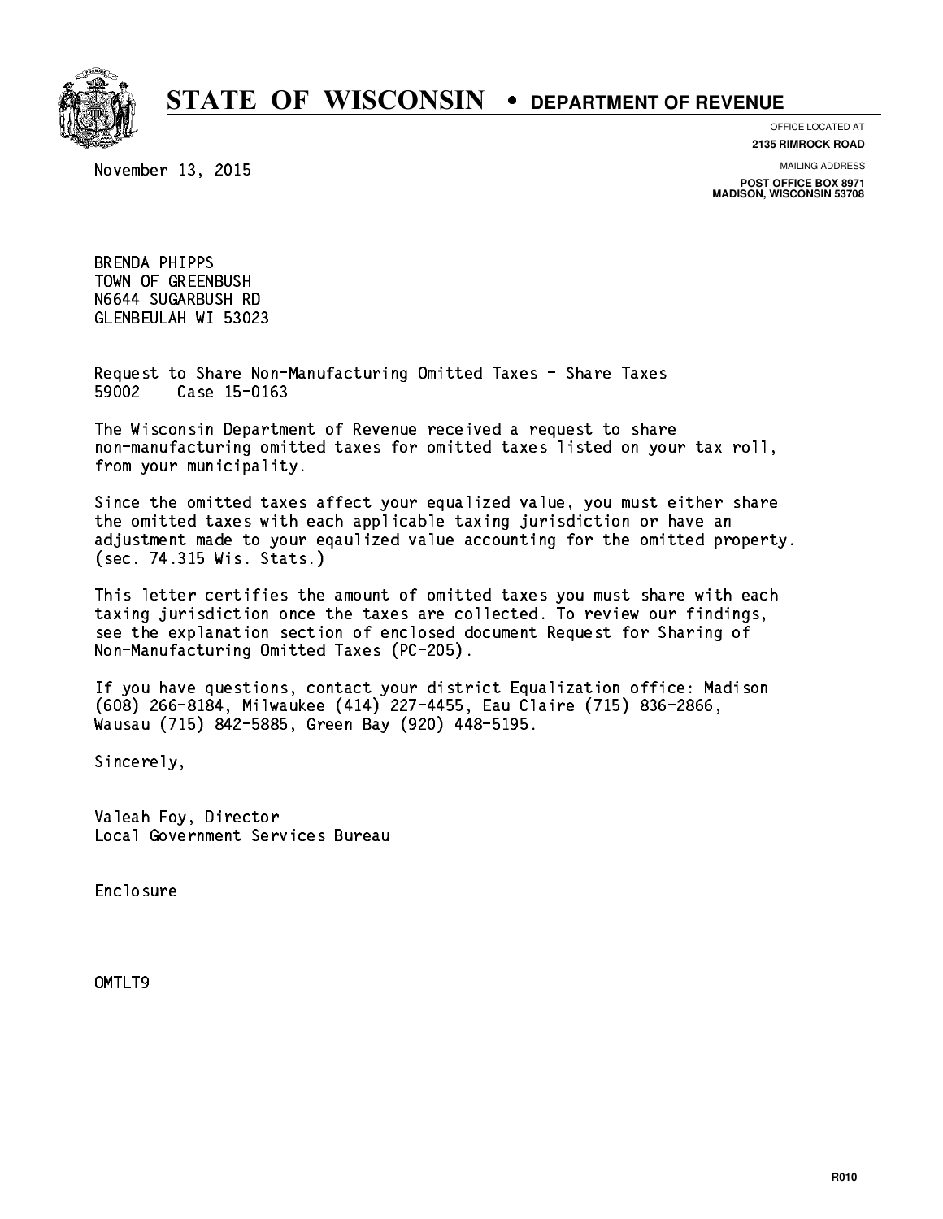# STATE OF WISCONSIN • DEPARTMENT OF REVENUE

OFFICE LOCATED AT
**2135 RIMROCK ROAD**

MAILING ADDRESS
**POST OFFICE BOX 8971**
**MADISON, WISCONSIN 53708**

November 13, 2015

BRENDA PHIPPS
TOWN OF GREENBUSH
N6644 SUGARBUSH RD
GLENBEULAH WI 53023

Request to Share Non-Manufacturing Omitted Taxes - Share Taxes
59002 Case 15-0163

The Wisconsin Department of Revenue received a request to share non-manufacturing omitted taxes for omitted taxes listed on your tax roll, from your municipality.

Since the omitted taxes affect your equalized value, you must either share the omitted taxes with each applicable taxing jurisdiction or have an adjustment made to your eqaulized value accounting for the omitted property. (sec. 74.315 Wis. Stats.)

This letter certifies the amount of omitted taxes you must share with each taxing jurisdiction once the taxes are collected. To review our findings, see the explanation section of enclosed document Request for Sharing of Non-Manufacturing Omitted Taxes (PC-205).

If you have questions, contact your district Equalization office: Madison (608) 266-8184, Milwaukee (414) 227-4455, Eau Claire (715) 836-2866, Wausau (715) 842-5885, Green Bay (920) 448-5195.

Sincerely,

Valeah Foy, Director
Local Government Services Bureau

Enclosure

OMTLT9

R010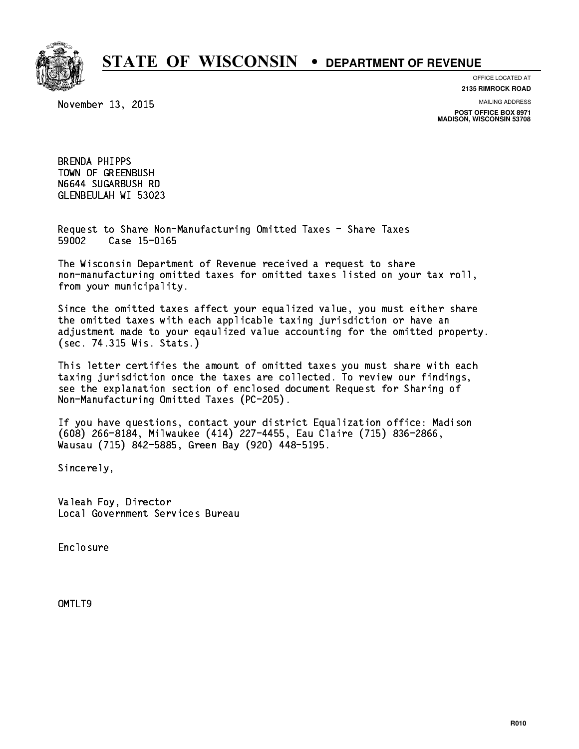# STATE OF WISCONSIN • DEPARTMENT OF REVENUE

OFFICE LOCATED AT
**2135 RIMROCK ROAD**

MAILING ADDRESS
**POST OFFICE BOX 8971**
**MADISON, WISCONSIN 53708**

November 13, 2015

BRENDA PHIPPS
TOWN OF GREENBUSH
N6644 SUGARBUSH RD
GLENBEULAH WI 53023

Request to Share Non-Manufacturing Omitted Taxes - Share Taxes
59002 Case 15-0165

The Wisconsin Department of Revenue received a request to share non-manufacturing omitted taxes for omitted taxes listed on your tax roll, from your municipality.

Since the omitted taxes affect your equalized value, you must either share the omitted taxes with each applicable taxing jurisdiction or have an adjustment made to your eqaulized value accounting for the omitted property. (sec. 74.315 Wis. Stats.)

This letter certifies the amount of omitted taxes you must share with each taxing jurisdiction once the taxes are collected. To review our findings, see the explanation section of enclosed document Request for Sharing of Non-Manufacturing Omitted Taxes (PC-205).

If you have questions, contact your district Equalization office: Madison (608) 266-8184, Milwaukee (414) 227-4455, Eau Claire (715) 836-2866, Wausau (715) 842-5885, Green Bay (920) 448-5195.

Sincerely,

Valeah Foy, Director
Local Government Services Bureau

Enclosure

OMTLT9

R010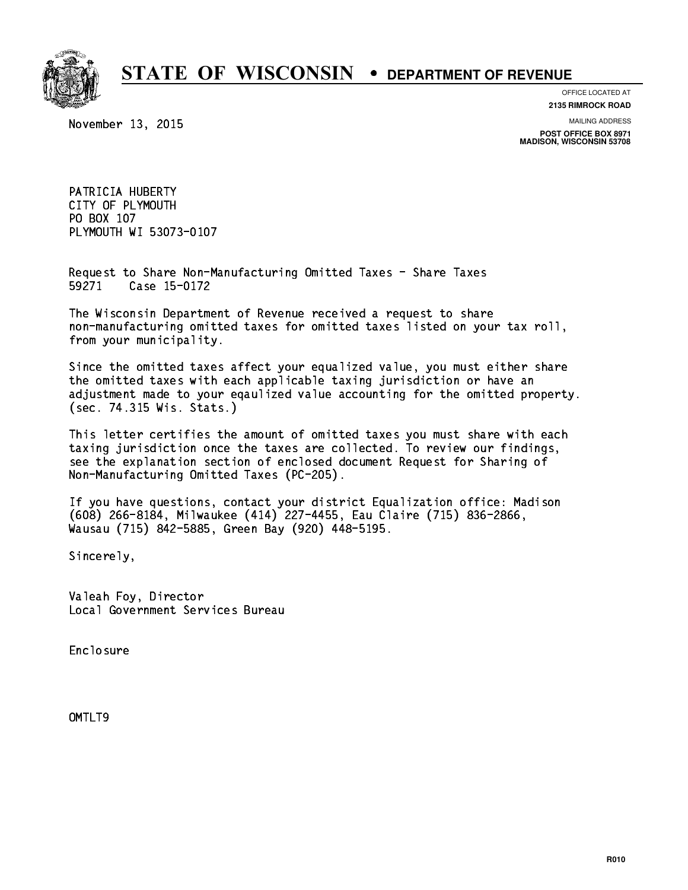# STATE OF WISCONSIN • DEPARTMENT OF REVENUE

OFFICE LOCATED AT
**2135 RIMROCK ROAD**

MAILING ADDRESS
**POST OFFICE BOX 8971**
**MADISON, WISCONSIN 53708**

November 13, 2015

PATRICIA HUBERTY
CITY OF PLYMOUTH
PO BOX 107
PLYMOUTH WI 53073-0107

Request to Share Non-Manufacturing Omitted Taxes - Share Taxes
59271 Case 15-0172

The Wisconsin Department of Revenue received a request to share non-manufacturing omitted taxes for omitted taxes listed on your tax roll, from your municipality.

Since the omitted taxes affect your equalized value, you must either share the omitted taxes with each applicable taxing jurisdiction or have an adjustment made to your eqaulized value accounting for the omitted property. (sec. 74.315 Wis. Stats.)

This letter certifies the amount of omitted taxes you must share with each taxing jurisdiction once the taxes are collected. To review our findings, see the explanation section of enclosed document Request for Sharing of Non-Manufacturing Omitted Taxes (PC-205).

If you have questions, contact your district Equalization office: Madison (608) 266-8184, Milwaukee (414) 227-4455, Eau Claire (715) 836-2866, Wausau (715) 842-5885, Green Bay (920) 448-5195.

Sincerely,

Valeah Foy, Director
Local Government Services Bureau

Enclosure

OMTLT9

R010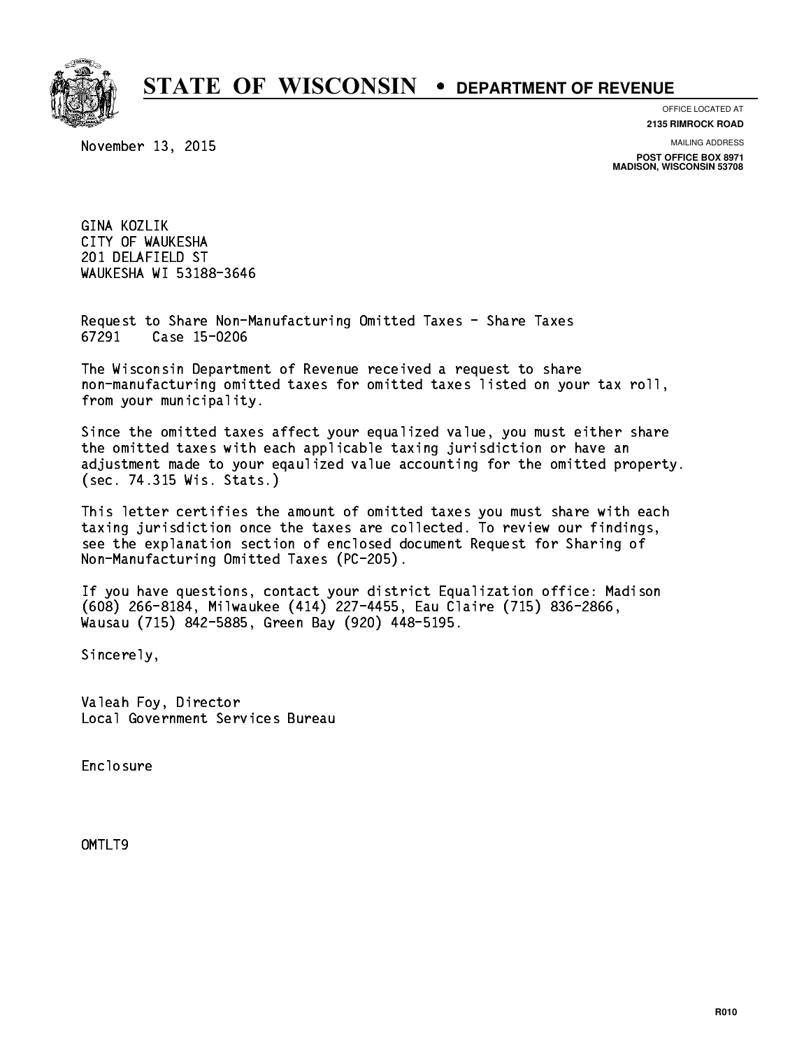# STATE OF WISCONSIN • DEPARTMENT OF REVENUE

OFFICE LOCATED AT
**2135 RIMROCK ROAD**

MAILING ADDRESS
**POST OFFICE BOX 8971**
**MADISON, WISCONSIN 53708**

November 13, 2015

GINA KOZLIK
CITY OF WAUKESHA
201 DELAFIELD ST
WAUKESHA WI 53188-3646

Request to Share Non-Manufacturing Omitted Taxes - Share Taxes
67291 Case 15-0206

The Wisconsin Department of Revenue received a request to share non-manufacturing omitted taxes for omitted taxes listed on your tax roll, from your municipality.

Since the omitted taxes affect your equalized value, you must either share the omitted taxes with each applicable taxing jurisdiction or have an adjustment made to your eqaulized value accounting for the omitted property. (sec. 74.315 Wis. Stats.)

This letter certifies the amount of omitted taxes you must share with each taxing jurisdiction once the taxes are collected. To review our findings, see the explanation section of enclosed document Request for Sharing of Non-Manufacturing Omitted Taxes (PC-205).

If you have questions, contact your district Equalization office: Madison (608) 266-8184, Milwaukee (414) 227-4455, Eau Claire (715) 836-2866, Wausau (715) 842-5885, Green Bay (920) 448-5195.

Sincerely,

Valeah Foy, Director
Local Government Services Bureau

Enclosure

OMTLT9

R010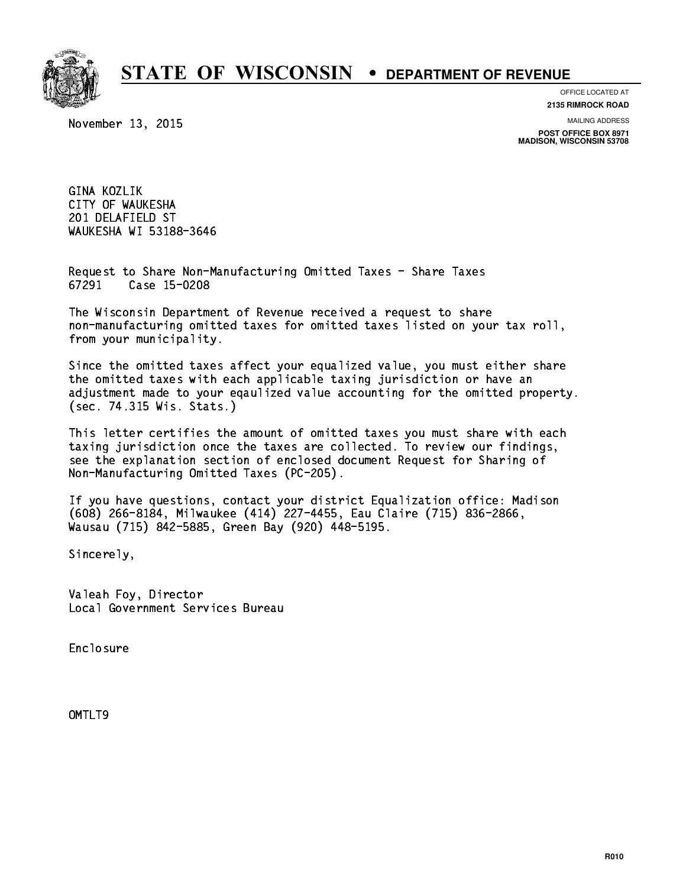# STATE OF WISCONSIN • DEPARTMENT OF REVENUE

OFFICE LOCATED AT
**2135 RIMROCK ROAD**

MAILING ADDRESS
**POST OFFICE BOX 8971**
**MADISON, WISCONSIN 53708**

November 13, 2015

GINA KOZLIK
CITY OF WAUKESHA
201 DELAFIELD ST
WAUKESHA WI 53188-3646

Request to Share Non-Manufacturing Omitted Taxes - Share Taxes
67291 Case 15-0208

The Wisconsin Department of Revenue received a request to share non-manufacturing omitted taxes for omitted taxes listed on your tax roll, from your municipality.

Since the omitted taxes affect your equalized value, you must either share the omitted taxes with each applicable taxing jurisdiction or have an adjustment made to your eqaulized value accounting for the omitted property. (sec. 74.315 Wis. Stats.)

This letter certifies the amount of omitted taxes you must share with each taxing jurisdiction once the taxes are collected. To review our findings, see the explanation section of enclosed document Request for Sharing of Non-Manufacturing Omitted Taxes (PC-205).

If you have questions, contact your district Equalization office: Madison (608) 266-8184, Milwaukee (414) 227-4455, Eau Claire (715) 836-2866, Wausau (715) 842-5885, Green Bay (920) 448-5195.

Sincerely,

Valeah Foy, Director
Local Government Services Bureau

Enclosure

OMTLT9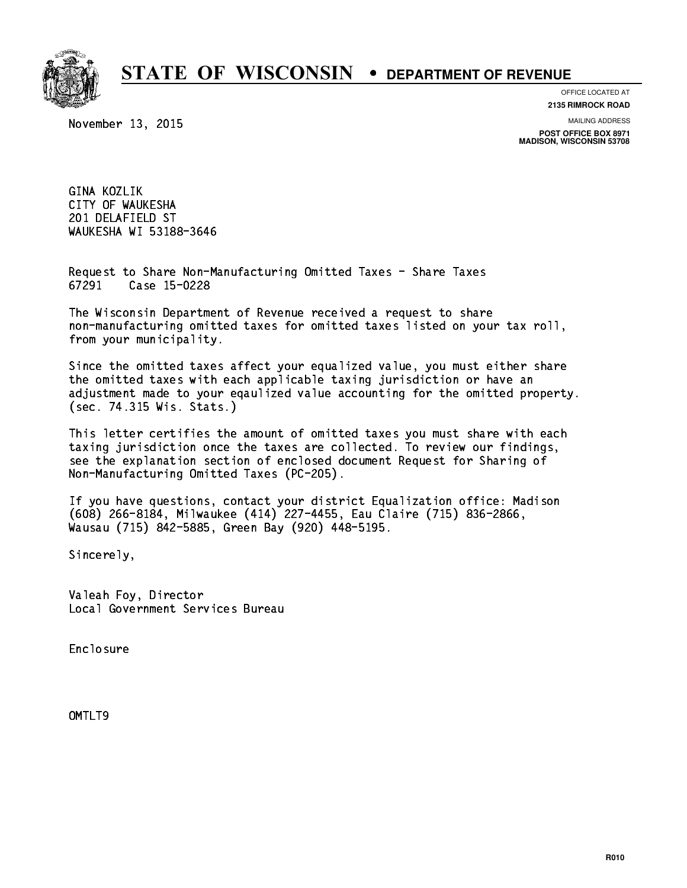# STATE OF WISCONSIN • DEPARTMENT OF REVENUE

OFFICE LOCATED AT
**2135 RIMROCK ROAD**

MAILING ADDRESS
**POST OFFICE BOX 8971**
**MADISON, WISCONSIN 53708**

November 13, 2015

GINA KOZLIK
CITY OF WAUKESHA
201 DELAFIELD ST
WAUKESHA WI 53188-3646

Request to Share Non-Manufacturing Omitted Taxes - Share Taxes
67291 Case 15-0228

The Wisconsin Department of Revenue received a request to share non-manufacturing omitted taxes for omitted taxes listed on your tax roll, from your municipality.

Since the omitted taxes affect your equalized value, you must either share the omitted taxes with each applicable taxing jurisdiction or have an adjustment made to your eqaulized value accounting for the omitted property. (sec. 74.315 Wis. Stats.)

This letter certifies the amount of omitted taxes you must share with each taxing jurisdiction once the taxes are collected. To review our findings, see the explanation section of enclosed document Request for Sharing of Non-Manufacturing Omitted Taxes (PC-205).

If you have questions, contact your district Equalization office: Madison (608) 266-8184, Milwaukee (414) 227-4455, Eau Claire (715) 836-2866, Wausau (715) 842-5885, Green Bay (920) 448-5195.

Sincerely,

Valeah Foy, Director
Local Government Services Bureau

Enclosure

OMTLT9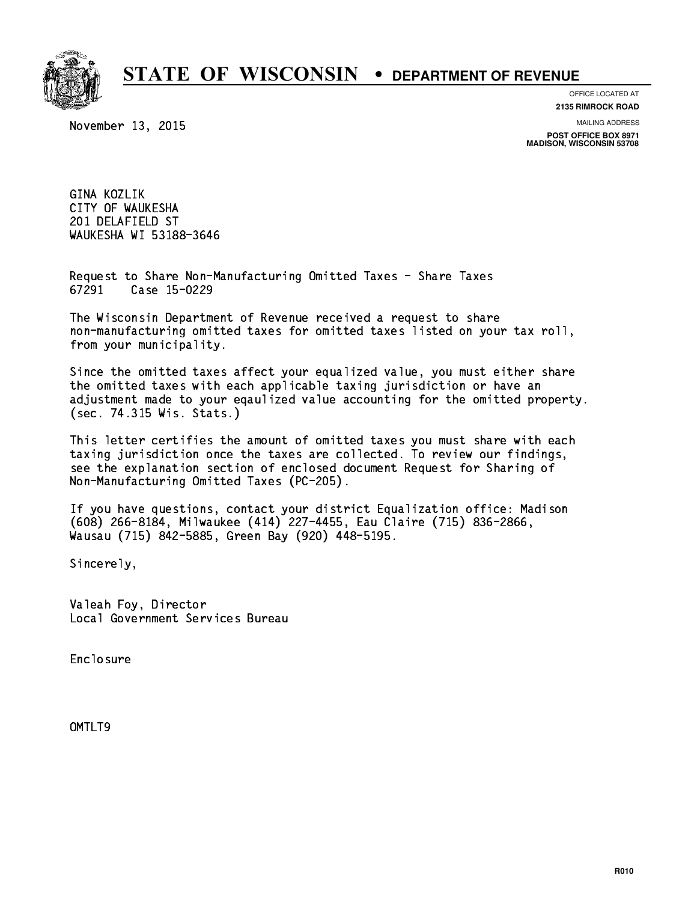# STATE OF WISCONSIN • DEPARTMENT OF REVENUE

OFFICE LOCATED AT
**2135 RIMROCK ROAD**

MAILING ADDRESS
**POST OFFICE BOX 8971**
**MADISON, WISCONSIN 53708**

November 13, 2015

GINA KOZLIK
CITY OF WAUKESHA
201 DELAFIELD ST
WAUKESHA WI 53188-3646

Request to Share Non-Manufacturing Omitted Taxes - Share Taxes
67291 Case 15-0229

The Wisconsin Department of Revenue received a request to share non-manufacturing omitted taxes for omitted taxes listed on your tax roll, from your municipality.

Since the omitted taxes affect your equalized value, you must either share the omitted taxes with each applicable taxing jurisdiction or have an adjustment made to your eqaulized value accounting for the omitted property. (sec. 74.315 Wis. Stats.)

This letter certifies the amount of omitted taxes you must share with each taxing jurisdiction once the taxes are collected. To review our findings, see the explanation section of enclosed document Request for Sharing of Non-Manufacturing Omitted Taxes (PC-205).

If you have questions, contact your district Equalization office: Madison (608) 266-8184, Milwaukee (414) 227-4455, Eau Claire (715) 836-2866, Wausau (715) 842-5885, Green Bay (920) 448-5195.

Sincerely,

Valeah Foy, Director
Local Government Services Bureau

Enclosure

OMTLT9

R010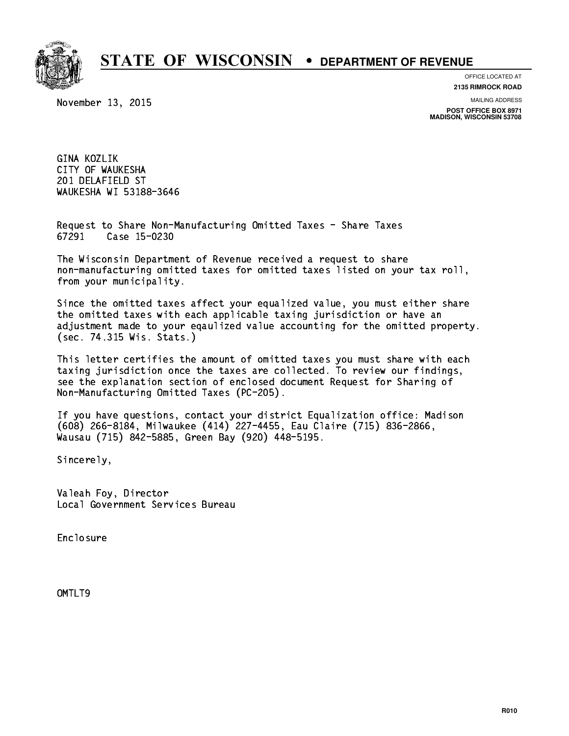# STATE OF WISCONSIN • DEPARTMENT OF REVENUE

OFFICE LOCATED AT
**2135 RIMROCK ROAD**

MAILING ADDRESS
**POST OFFICE BOX 8971**
**MADISON, WISCONSIN 53708**

November 13, 2015

GINA KOZLIK
CITY OF WAUKESHA
201 DELAFIELD ST
WAUKESHA WI 53188-3646

Request to Share Non-Manufacturing Omitted Taxes - Share Taxes
67291    Case 15-0230

The Wisconsin Department of Revenue received a request to share non-manufacturing omitted taxes for omitted taxes listed on your tax roll, from your municipality.

Since the omitted taxes affect your equalized value, you must either share the omitted taxes with each applicable taxing jurisdiction or have an adjustment made to your eqaulized value accounting for the omitted property. (sec. 74.315 Wis. Stats.)

This letter certifies the amount of omitted taxes you must share with each taxing jurisdiction once the taxes are collected. To review our findings, see the explanation section of enclosed document Request for Sharing of Non-Manufacturing Omitted Taxes (PC-205).

If you have questions, contact your district Equalization office: Madison (608) 266-8184, Milwaukee (414) 227-4455, Eau Claire (715) 836-2866, Wausau (715) 842-5885, Green Bay (920) 448-5195.

Sincerely,

Valeah Foy, Director
Local Government Services Bureau

Enclosure

OMTLT9

R010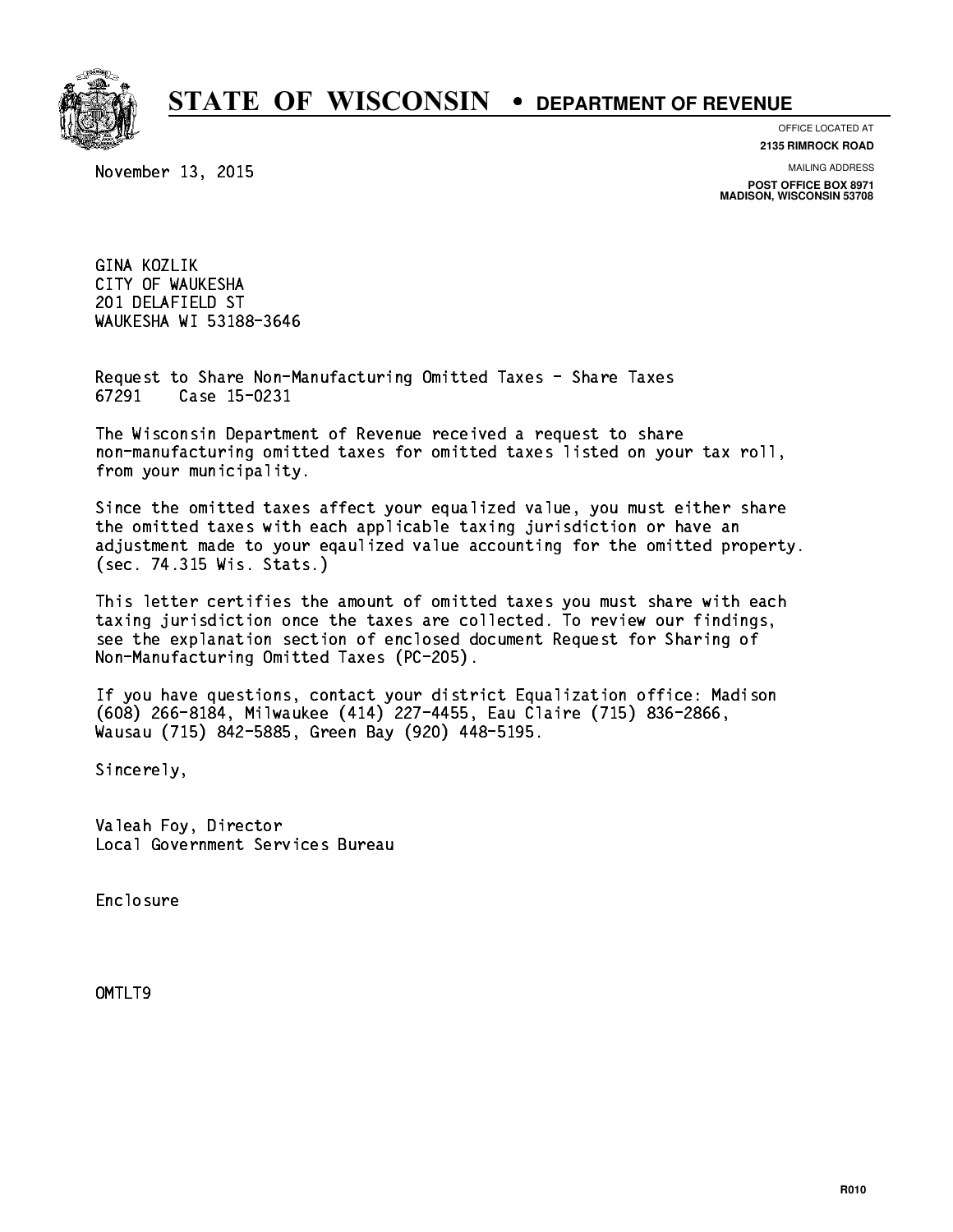# STATE OF WISCONSIN • DEPARTMENT OF REVENUE

OFFICE LOCATED AT
**2135 RIMROCK ROAD**

MAILING ADDRESS
**POST OFFICE BOX 8971**
**MADISON, WISCONSIN 53708**

November 13, 2015

GINA KOZLIK
CITY OF WAUKESHA
201 DELAFIELD ST
WAUKESHA WI 53188-3646

Request to Share Non-Manufacturing Omitted Taxes - Share Taxes
67291 Case 15-0231

The Wisconsin Department of Revenue received a request to share non-manufacturing omitted taxes for omitted taxes listed on your tax roll, from your municipality.

Since the omitted taxes affect your equalized value, you must either share the omitted taxes with each applicable taxing jurisdiction or have an adjustment made to your eqaulized value accounting for the omitted property. (sec. 74.315 Wis. Stats.)

This letter certifies the amount of omitted taxes you must share with each taxing jurisdiction once the taxes are collected. To review our findings, see the explanation section of enclosed document Request for Sharing of Non-Manufacturing Omitted Taxes (PC-205).

If you have questions, contact your district Equalization office: Madison (608) 266-8184, Milwaukee (414) 227-4455, Eau Claire (715) 836-2866, Wausau (715) 842-5885, Green Bay (920) 448-5195.

Sincerely,

Valeah Foy, Director
Local Government Services Bureau

Enclosure

OMTLT9

R010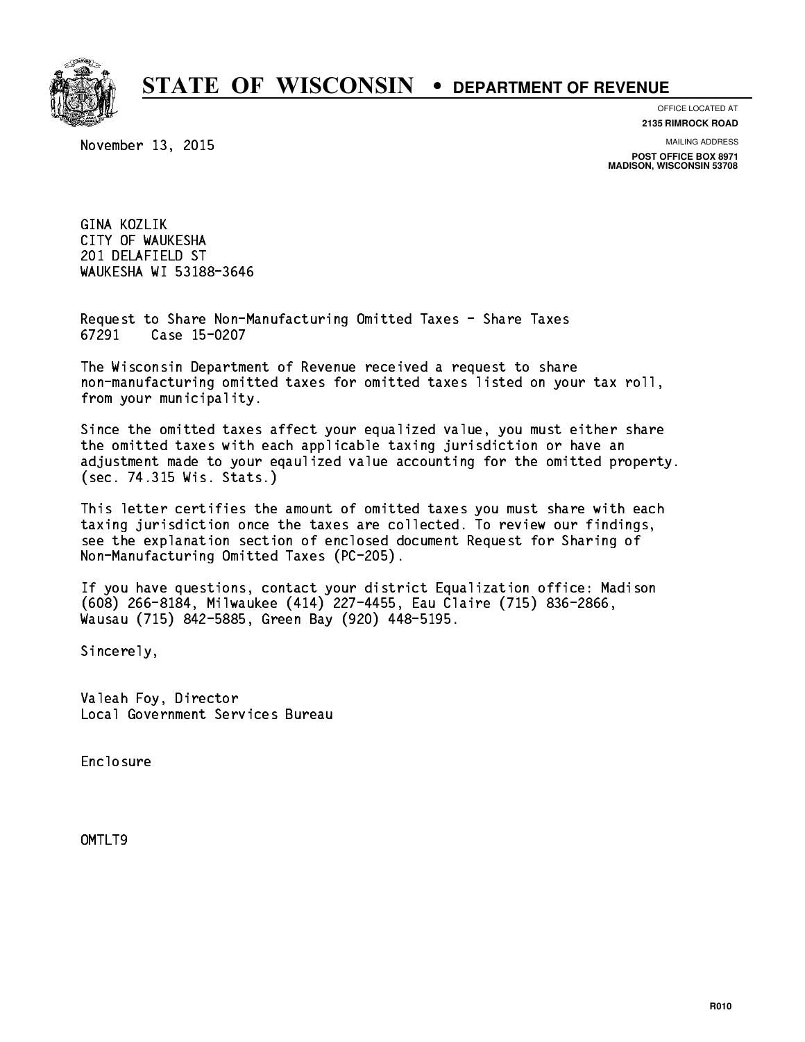# STATE OF WISCONSIN • DEPARTMENT OF REVENUE

OFFICE LOCATED AT
**2135 RIMROCK ROAD**

MAILING ADDRESS
**POST OFFICE BOX 8971**
**MADISON, WISCONSIN 53708**

November 13, 2015

GINA KOZLIK
CITY OF WAUKESHA
201 DELAFIELD ST
WAUKESHA WI 53188-3646

Request to Share Non-Manufacturing Omitted Taxes - Share Taxes
67291    Case 15-0207

The Wisconsin Department of Revenue received a request to share non-manufacturing omitted taxes for omitted taxes listed on your tax roll, from your municipality.

Since the omitted taxes affect your equalized value, you must either share the omitted taxes with each applicable taxing jurisdiction or have an adjustment made to your eqaulized value accounting for the omitted property. (sec. 74.315 Wis. Stats.)

This letter certifies the amount of omitted taxes you must share with each taxing jurisdiction once the taxes are collected. To review our findings, see the explanation section of enclosed document Request for Sharing of Non-Manufacturing Omitted Taxes (PC-205).

If you have questions, contact your district Equalization office: Madison (608) 266-8184, Milwaukee (414) 227-4455, Eau Claire (715) 836-2866, Wausau (715) 842-5885, Green Bay (920) 448-5195.

Sincerely,

Valeah Foy, Director
Local Government Services Bureau

Enclosure

OMTLT9

R010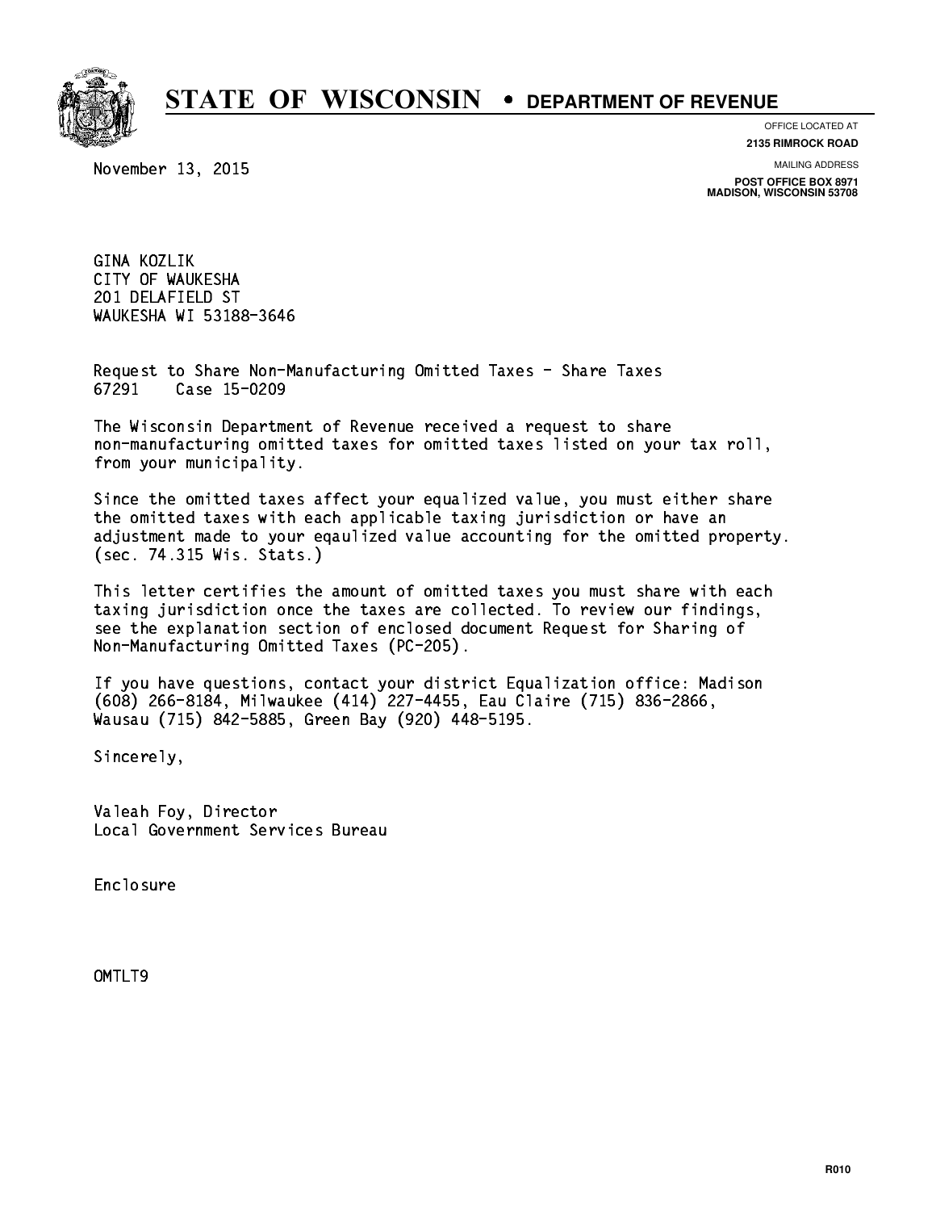# STATE OF WISCONSIN • DEPARTMENT OF REVENUE

OFFICE LOCATED AT
**2135 RIMROCK ROAD**

MAILING ADDRESS
**POST OFFICE BOX 8971**
**MADISON, WISCONSIN 53708**

November 13, 2015

GINA KOZLIK
CITY OF WAUKESHA
201 DELAFIELD ST
WAUKESHA WI 53188-3646

Request to Share Non-Manufacturing Omitted Taxes - Share Taxes
67291 Case 15-0209

The Wisconsin Department of Revenue received a request to share non-manufacturing omitted taxes for omitted taxes listed on your tax roll, from your municipality.

Since the omitted taxes affect your equalized value, you must either share the omitted taxes with each applicable taxing jurisdiction or have an adjustment made to your eqaulized value accounting for the omitted property. (sec. 74.315 Wis. Stats.)

This letter certifies the amount of omitted taxes you must share with each taxing jurisdiction once the taxes are collected. To review our findings, see the explanation section of enclosed document Request for Sharing of Non-Manufacturing Omitted Taxes (PC-205).

If you have questions, contact your district Equalization office: Madison (608) 266-8184, Milwaukee (414) 227-4455, Eau Claire (715) 836-2866, Wausau (715) 842-5885, Green Bay (920) 448-5195.

Sincerely,

Valeah Foy, Director
Local Government Services Bureau

Enclosure

OMTLT9

R010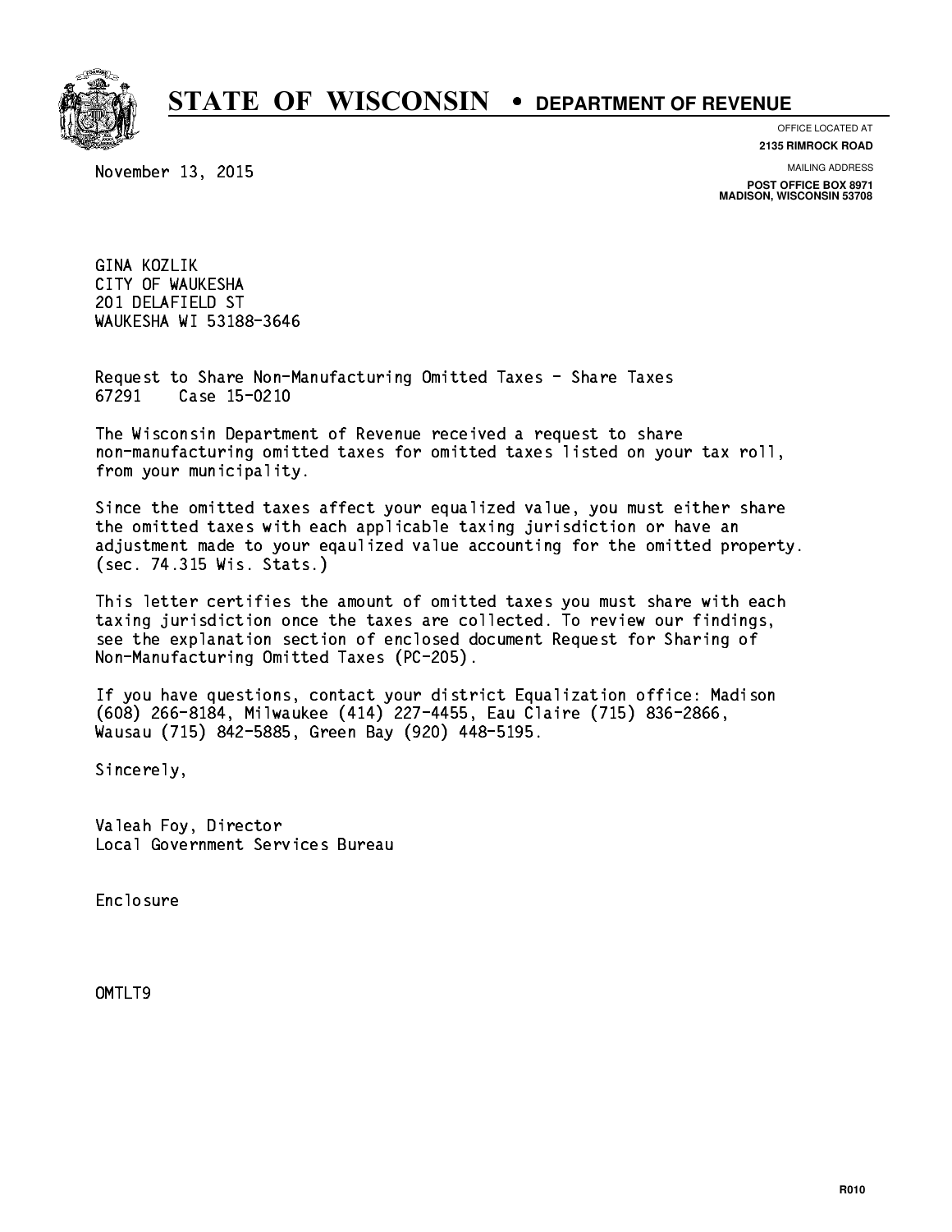# STATE OF WISCONSIN • DEPARTMENT OF REVENUE

OFFICE LOCATED AT
**2135 RIMROCK ROAD**

MAILING ADDRESS
**POST OFFICE BOX 8971**
**MADISON, WISCONSIN 53708**

November 13, 2015

GINA KOZLIK
CITY OF WAUKESHA
201 DELAFIELD ST
WAUKESHA WI 53188-3646

Request to Share Non-Manufacturing Omitted Taxes - Share Taxes
67291 Case 15-0210

The Wisconsin Department of Revenue received a request to share non-manufacturing omitted taxes for omitted taxes listed on your tax roll, from your municipality.

Since the omitted taxes affect your equalized value, you must either share the omitted taxes with each applicable taxing jurisdiction or have an adjustment made to your eqaulized value accounting for the omitted property. (sec. 74.315 Wis. Stats.)

This letter certifies the amount of omitted taxes you must share with each taxing jurisdiction once the taxes are collected. To review our findings, see the explanation section of enclosed document Request for Sharing of Non-Manufacturing Omitted Taxes (PC-205).

If you have questions, contact your district Equalization office: Madison (608) 266-8184, Milwaukee (414) 227-4455, Eau Claire (715) 836-2866, Wausau (715) 842-5885, Green Bay (920) 448-5195.

Sincerely,

Valeah Foy, Director
Local Government Services Bureau

Enclosure

OMTLT9

R010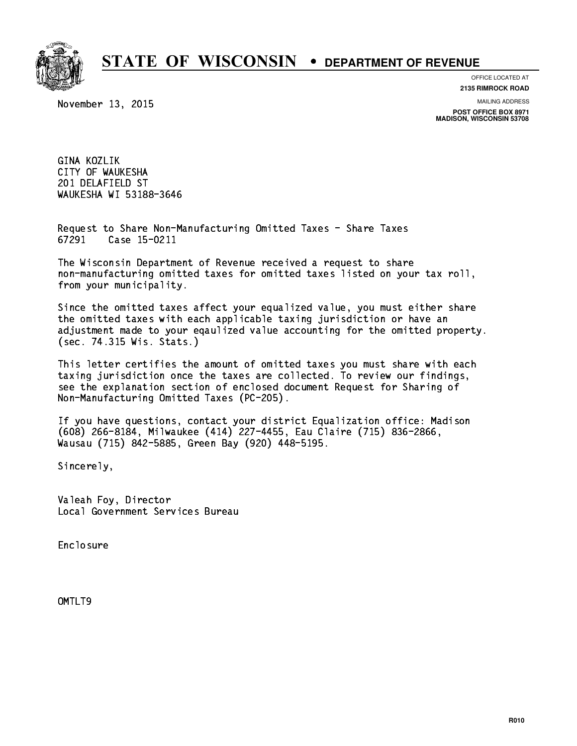# STATE OF WISCONSIN • DEPARTMENT OF REVENUE

OFFICE LOCATED AT
**2135 RIMROCK ROAD**

MAILING ADDRESS
**POST OFFICE BOX 8971**
**MADISON, WISCONSIN 53708**

November 13, 2015

GINA KOZLIK
CITY OF WAUKESHA
201 DELAFIELD ST
WAUKESHA WI 53188-3646

Request to Share Non-Manufacturing Omitted Taxes - Share Taxes
67291 Case 15-0211

The Wisconsin Department of Revenue received a request to share non-manufacturing omitted taxes for omitted taxes listed on your tax roll, from your municipality.

Since the omitted taxes affect your equalized value, you must either share the omitted taxes with each applicable taxing jurisdiction or have an adjustment made to your eqaulized value accounting for the omitted property. (sec. 74.315 Wis. Stats.)

This letter certifies the amount of omitted taxes you must share with each taxing jurisdiction once the taxes are collected. To review our findings, see the explanation section of enclosed document Request for Sharing of Non-Manufacturing Omitted Taxes (PC-205).

If you have questions, contact your district Equalization office: Madison (608) 266-8184, Milwaukee (414) 227-4455, Eau Claire (715) 836-2866, Wausau (715) 842-5885, Green Bay (920) 448-5195.

Sincerely,

Valeah Foy, Director
Local Government Services Bureau

Enclosure

OMTLT9

R010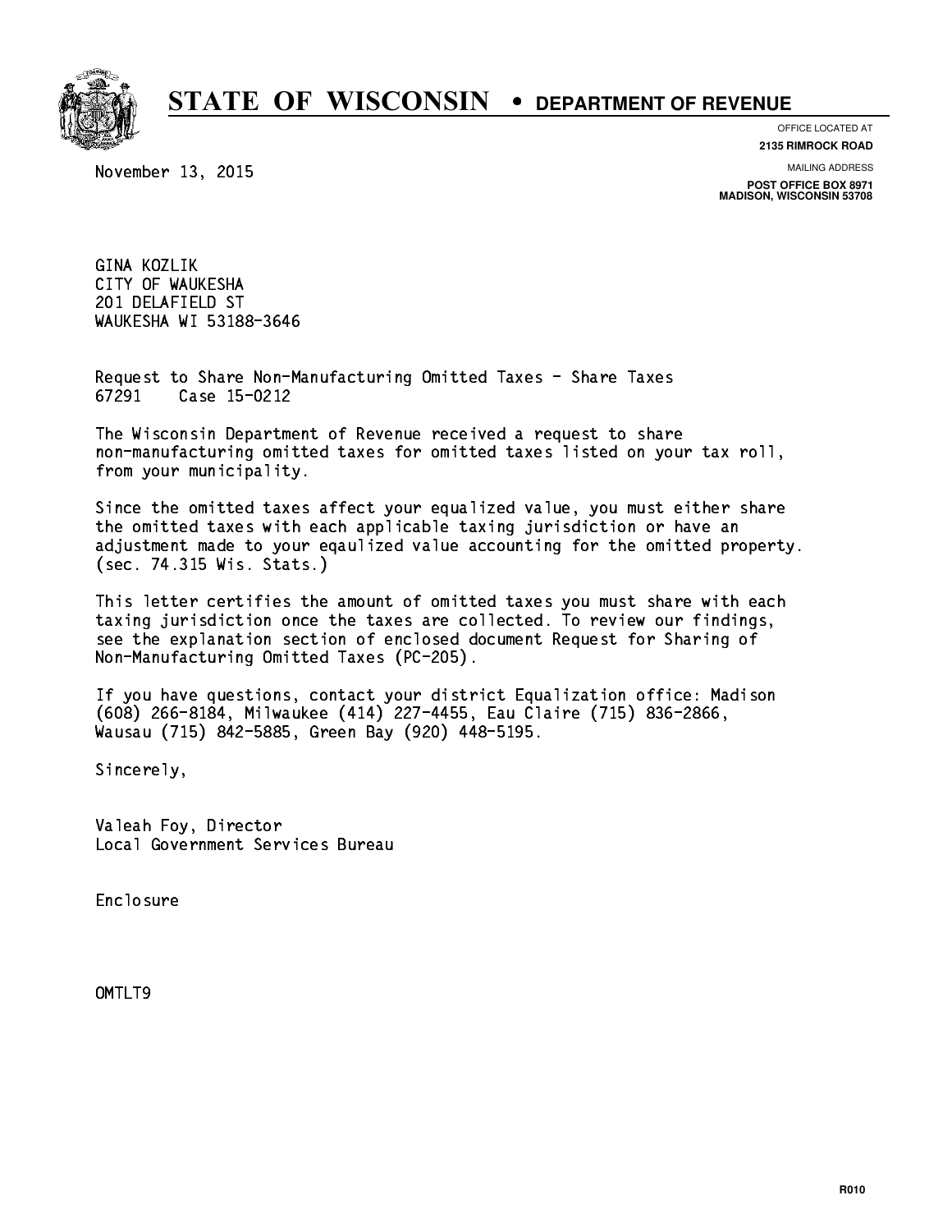# STATE OF WISCONSIN • DEPARTMENT OF REVENUE

OFFICE LOCATED AT
**2135 RIMROCK ROAD**

MAILING ADDRESS
**POST OFFICE BOX 8971**
**MADISON, WISCONSIN 53708**

November 13, 2015

GINA KOZLIK
CITY OF WAUKESHA
201 DELAFIELD ST
WAUKESHA WI 53188-3646

Request to Share Non-Manufacturing Omitted Taxes - Share Taxes
67291    Case 15-0212

The Wisconsin Department of Revenue received a request to share non-manufacturing omitted taxes for omitted taxes listed on your tax roll, from your municipality.

Since the omitted taxes affect your equalized value, you must either share the omitted taxes with each applicable taxing jurisdiction or have an adjustment made to your eqaulized value accounting for the omitted property. (sec. 74.315 Wis. Stats.)

This letter certifies the amount of omitted taxes you must share with each taxing jurisdiction once the taxes are collected. To review our findings, see the explanation section of enclosed document Request for Sharing of Non-Manufacturing Omitted Taxes (PC-205).

If you have questions, contact your district Equalization office: Madison (608) 266-8184, Milwaukee (414) 227-4455, Eau Claire (715) 836-2866, Wausau (715) 842-5885, Green Bay (920) 448-5195.

Sincerely,

Valeah Foy, Director
Local Government Services Bureau

Enclosure

OMTLT9

R010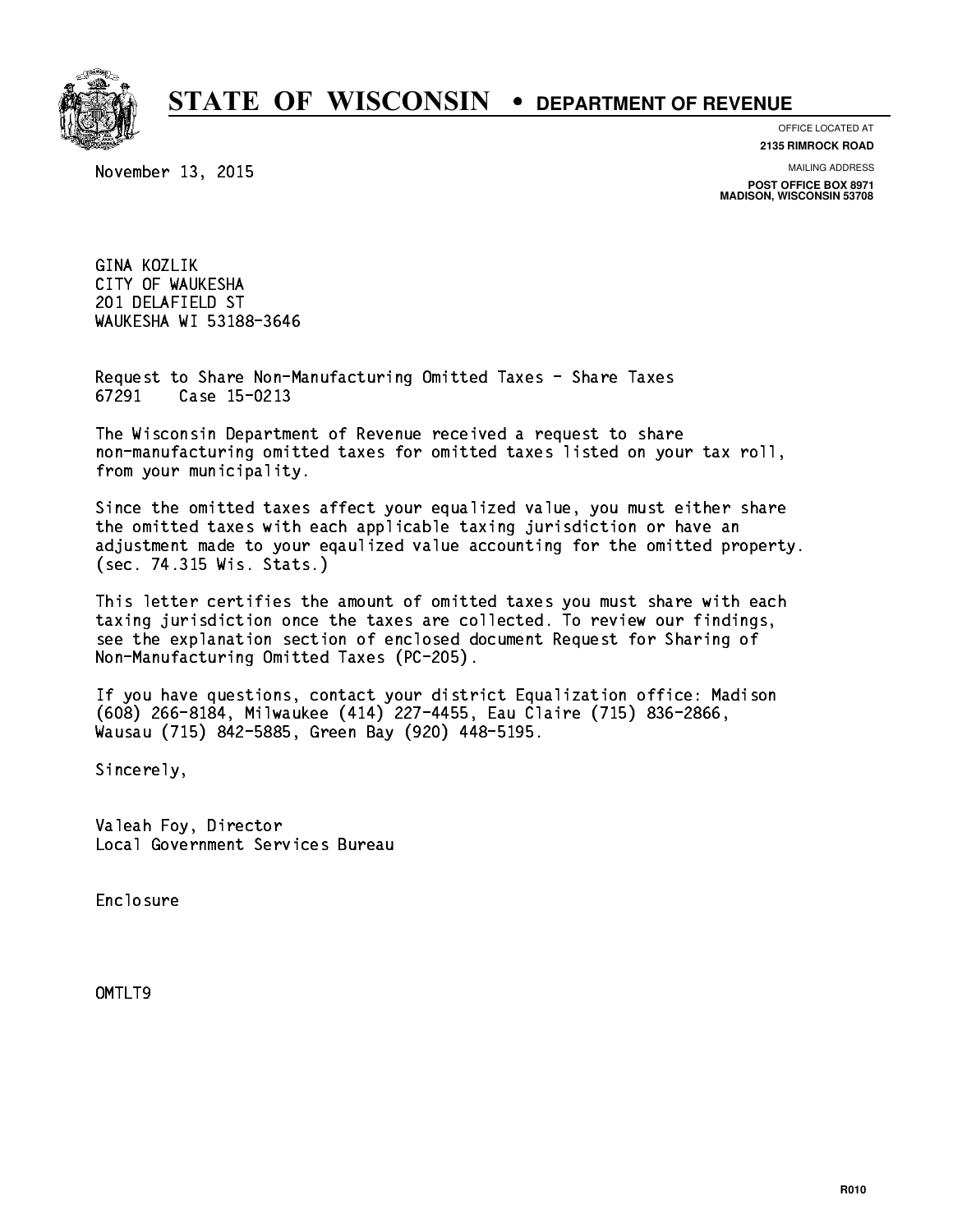# STATE OF WISCONSIN • DEPARTMENT OF REVENUE

OFFICE LOCATED AT
**2135 RIMROCK ROAD**

MAILING ADDRESS
**POST OFFICE BOX 8971**
**MADISON, WISCONSIN 53708**

November 13, 2015

GINA KOZLIK
CITY OF WAUKESHA
201 DELAFIELD ST
WAUKESHA WI 53188-3646

Request to Share Non-Manufacturing Omitted Taxes - Share Taxes
67291 Case 15-0213

The Wisconsin Department of Revenue received a request to share non-manufacturing omitted taxes for omitted taxes listed on your tax roll, from your municipality.

Since the omitted taxes affect your equalized value, you must either share the omitted taxes with each applicable taxing jurisdiction or have an adjustment made to your eqaulized value accounting for the omitted property. (sec. 74.315 Wis. Stats.)

This letter certifies the amount of omitted taxes you must share with each taxing jurisdiction once the taxes are collected. To review our findings, see the explanation section of enclosed document Request for Sharing of Non-Manufacturing Omitted Taxes (PC-205).

If you have questions, contact your district Equalization office: Madison (608) 266-8184, Milwaukee (414) 227-4455, Eau Claire (715) 836-2866, Wausau (715) 842-5885, Green Bay (920) 448-5195.

Sincerely,

Valeah Foy, Director
Local Government Services Bureau

Enclosure

OMTLT9

R010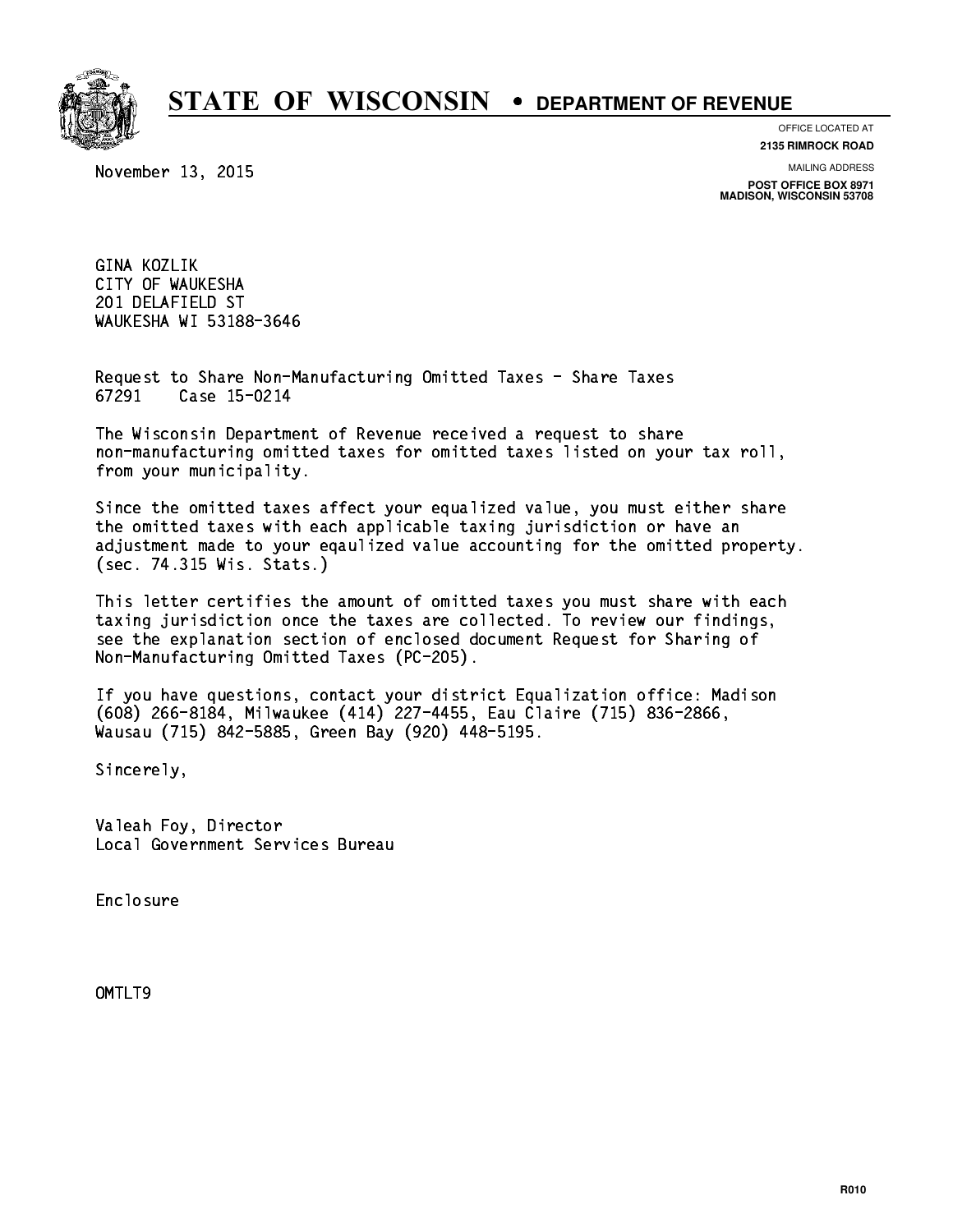# STATE OF WISCONSIN • DEPARTMENT OF REVENUE

OFFICE LOCATED AT
**2135 RIMROCK ROAD**

MAILING ADDRESS
**POST OFFICE BOX 8971**
**MADISON, WISCONSIN 53708**

November 13, 2015

GINA KOZLIK
CITY OF WAUKESHA
201 DELAFIELD ST
WAUKESHA WI 53188-3646

Request to Share Non-Manufacturing Omitted Taxes - Share Taxes
67291 Case 15-0214

The Wisconsin Department of Revenue received a request to share non-manufacturing omitted taxes for omitted taxes listed on your tax roll, from your municipality.

Since the omitted taxes affect your equalized value, you must either share the omitted taxes with each applicable taxing jurisdiction or have an adjustment made to your eqaulized value accounting for the omitted property. (sec. 74.315 Wis. Stats.)

This letter certifies the amount of omitted taxes you must share with each taxing jurisdiction once the taxes are collected. To review our findings, see the explanation section of enclosed document Request for Sharing of Non-Manufacturing Omitted Taxes (PC-205).

If you have questions, contact your district Equalization office: Madison (608) 266-8184, Milwaukee (414) 227-4455, Eau Claire (715) 836-2866, Wausau (715) 842-5885, Green Bay (920) 448-5195.

Sincerely,

Valeah Foy, Director
Local Government Services Bureau

Enclosure

OMTLT9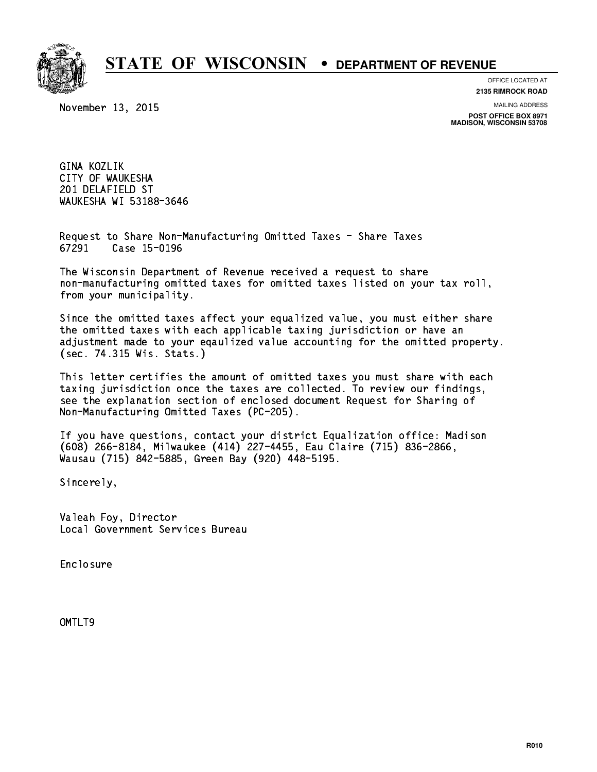# STATE OF WISCONSIN • DEPARTMENT OF REVENUE

OFFICE LOCATED AT
**2135 RIMROCK ROAD**

MAILING ADDRESS
**POST OFFICE BOX 8971**
**MADISON, WISCONSIN 53708**

November 13, 2015

GINA KOZLIK
CITY OF WAUKESHA
201 DELAFIELD ST
WAUKESHA WI 53188-3646

Request to Share Non-Manufacturing Omitted Taxes - Share Taxes
67291 Case 15-0196

The Wisconsin Department of Revenue received a request to share non-manufacturing omitted taxes for omitted taxes listed on your tax roll, from your municipality.

Since the omitted taxes affect your equalized value, you must either share the omitted taxes with each applicable taxing jurisdiction or have an adjustment made to your eqaulized value accounting for the omitted property. (sec. 74.315 Wis. Stats.)

This letter certifies the amount of omitted taxes you must share with each taxing jurisdiction once the taxes are collected. To review our findings, see the explanation section of enclosed document Request for Sharing of Non-Manufacturing Omitted Taxes (PC-205).

If you have questions, contact your district Equalization office: Madison (608) 266-8184, Milwaukee (414) 227-4455, Eau Claire (715) 836-2866, Wausau (715) 842-5885, Green Bay (920) 448-5195.

Sincerely,

Valeah Foy, Director
Local Government Services Bureau

Enclosure

OMTLT9

R010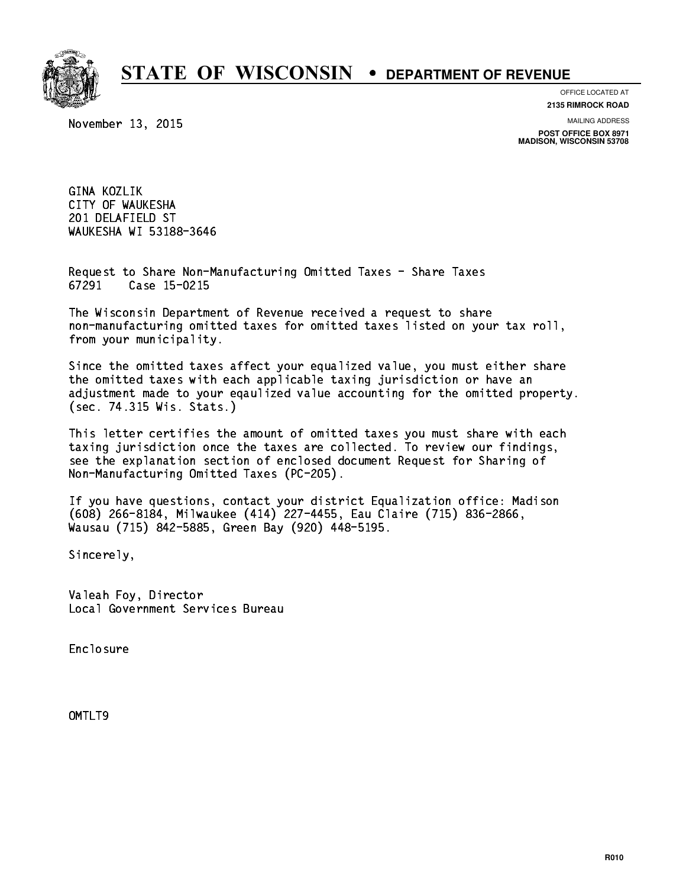# STATE OF WISCONSIN • DEPARTMENT OF REVENUE

OFFICE LOCATED AT
**2135 RIMROCK ROAD**

MAILING ADDRESS
**POST OFFICE BOX 8971**
**MADISON, WISCONSIN 53708**

November 13, 2015

GINA KOZLIK
CITY OF WAUKESHA
201 DELAFIELD ST
WAUKESHA WI 53188-3646

Request to Share Non-Manufacturing Omitted Taxes - Share Taxes
67291 Case 15-0215

The Wisconsin Department of Revenue received a request to share non-manufacturing omitted taxes for omitted taxes listed on your tax roll, from your municipality.

Since the omitted taxes affect your equalized value, you must either share the omitted taxes with each applicable taxing jurisdiction or have an adjustment made to your eqaulized value accounting for the omitted property. (sec. 74.315 Wis. Stats.)

This letter certifies the amount of omitted taxes you must share with each taxing jurisdiction once the taxes are collected. To review our findings, see the explanation section of enclosed document Request for Sharing of Non-Manufacturing Omitted Taxes (PC-205).

If you have questions, contact your district Equalization office: Madison (608) 266-8184, Milwaukee (414) 227-4455, Eau Claire (715) 836-2866, Wausau (715) 842-5885, Green Bay (920) 448-5195.

Sincerely,

Valeah Foy, Director
Local Government Services Bureau

Enclosure

OMTLT9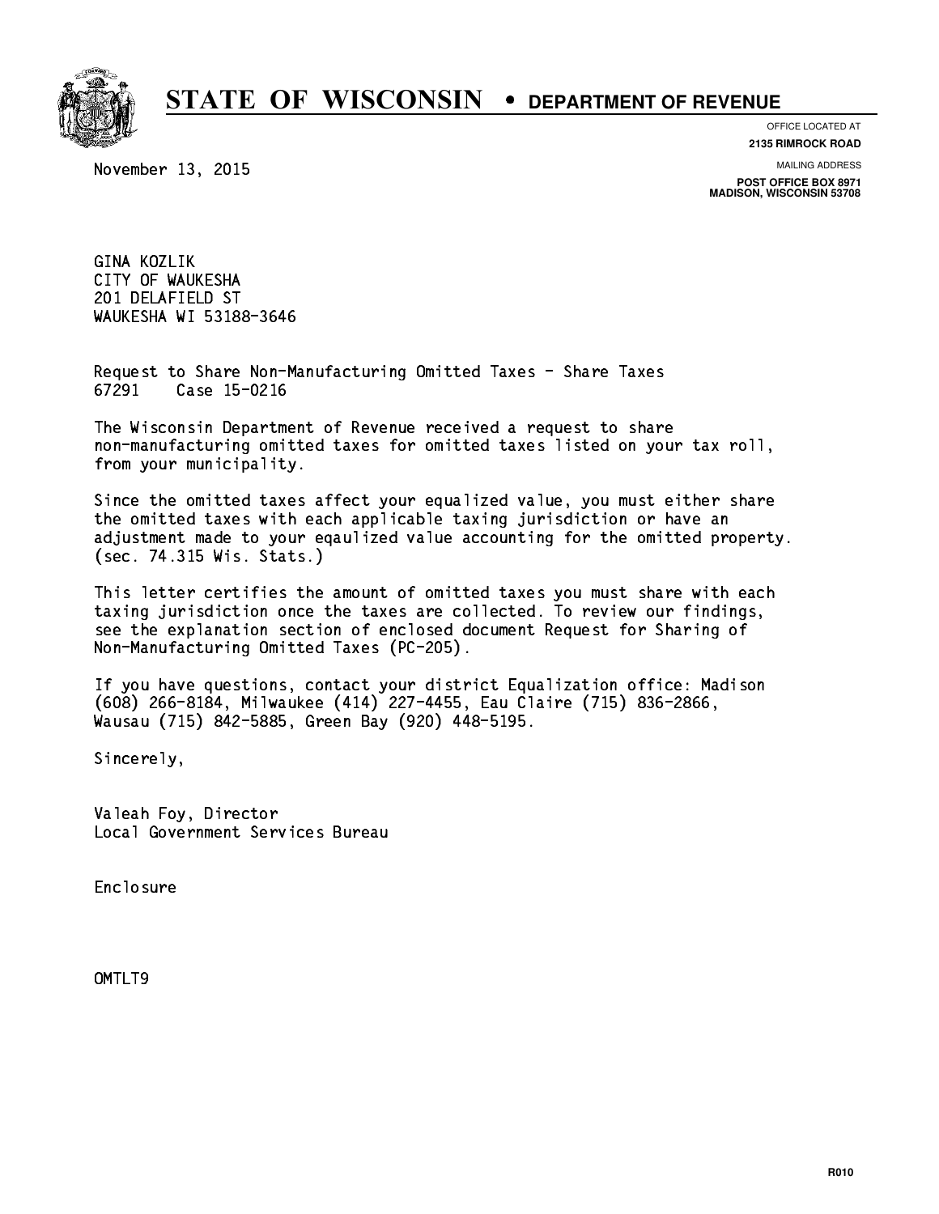# STATE OF WISCONSIN • DEPARTMENT OF REVENUE

OFFICE LOCATED AT
**2135 RIMROCK ROAD**

MAILING ADDRESS
**POST OFFICE BOX 8971**
**MADISON, WISCONSIN 53708**

November 13, 2015

GINA KOZLIK
CITY OF WAUKESHA
201 DELAFIELD ST
WAUKESHA WI 53188-3646

Request to Share Non-Manufacturing Omitted Taxes - Share Taxes
67291    Case 15-0216

The Wisconsin Department of Revenue received a request to share non-manufacturing omitted taxes for omitted taxes listed on your tax roll, from your municipality.

Since the omitted taxes affect your equalized value, you must either share the omitted taxes with each applicable taxing jurisdiction or have an adjustment made to your eqaulized value accounting for the omitted property. (sec. 74.315 Wis. Stats.)

This letter certifies the amount of omitted taxes you must share with each taxing jurisdiction once the taxes are collected. To review our findings, see the explanation section of enclosed document Request for Sharing of Non-Manufacturing Omitted Taxes (PC-205).

If you have questions, contact your district Equalization office: Madison (608) 266-8184, Milwaukee (414) 227-4455, Eau Claire (715) 836-2866, Wausau (715) 842-5885, Green Bay (920) 448-5195.

Sincerely,

Valeah Foy, Director
Local Government Services Bureau

Enclosure

OMTLT9

R010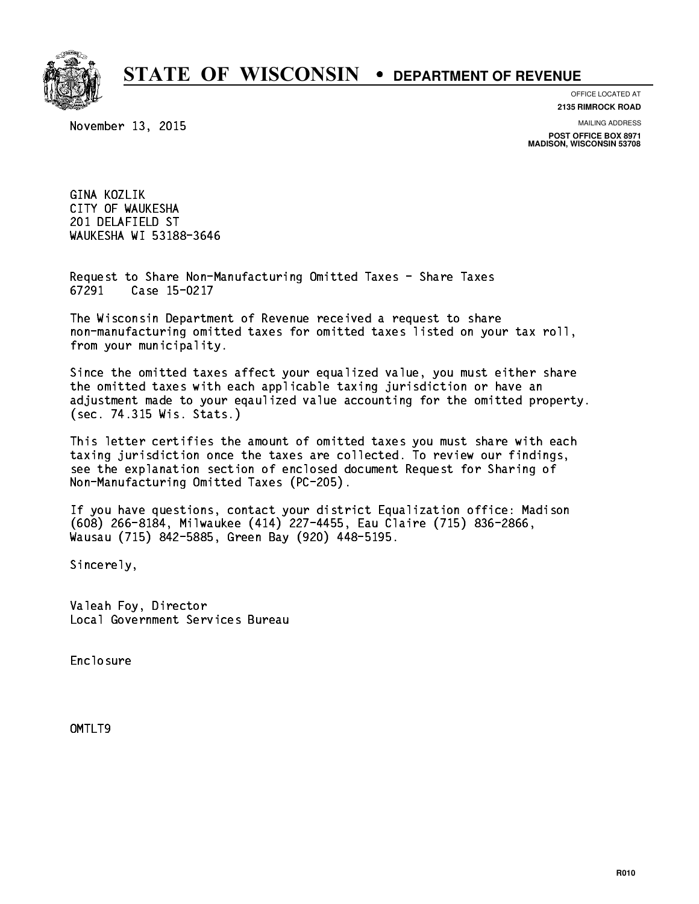# STATE OF WISCONSIN • DEPARTMENT OF REVENUE

OFFICE LOCATED AT
**2135 RIMROCK ROAD**

MAILING ADDRESS
**POST OFFICE BOX 8971**
**MADISON, WISCONSIN 53708**

November 13, 2015

GINA KOZLIK
CITY OF WAUKESHA
201 DELAFIELD ST
WAUKESHA WI 53188-3646

Request to Share Non-Manufacturing Omitted Taxes - Share Taxes
67291 Case 15-0217

The Wisconsin Department of Revenue received a request to share non-manufacturing omitted taxes for omitted taxes listed on your tax roll, from your municipality.

Since the omitted taxes affect your equalized value, you must either share the omitted taxes with each applicable taxing jurisdiction or have an adjustment made to your eqaulized value accounting for the omitted property. (sec. 74.315 Wis. Stats.)

This letter certifies the amount of omitted taxes you must share with each taxing jurisdiction once the taxes are collected. To review our findings, see the explanation section of enclosed document Request for Sharing of Non-Manufacturing Omitted Taxes (PC-205).

If you have questions, contact your district Equalization office: Madison (608) 266-8184, Milwaukee (414) 227-4455, Eau Claire (715) 836-2866, Wausau (715) 842-5885, Green Bay (920) 448-5195.

Sincerely,

Valeah Foy, Director
Local Government Services Bureau

Enclosure

OMTLT9

R010